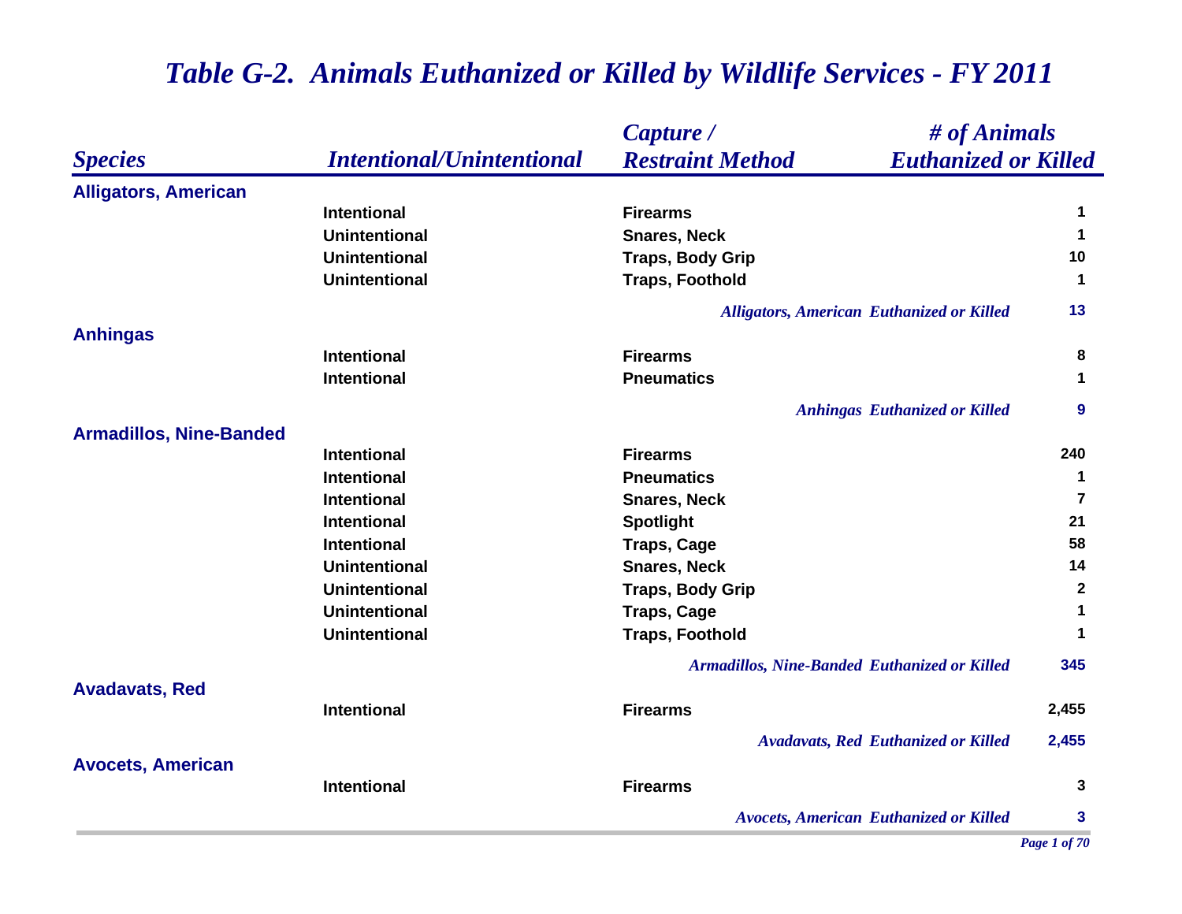# Table G-2. Animals Euthanized or Killed by Wildlife Services - FY 2011

| Species | Intentional/Unintentional | Capture / Restraint Method | # of Animals Euthanized or Killed |
|---|---|---|---|
| **Alligators, American** | | | |
| | Intentional | Firearms | 1 |
| | Unintentional | Snares, Neck | 1 |
| | Unintentional | Traps, Body Grip | 10 |
| | Unintentional | Traps, Foothold | 1 |
| | | *Alligators, American Euthanized or Killed* | 13 |
| **Anhingas** | | | |
| | Intentional | Firearms | 8 |
| | Intentional | Pneumatics | 1 |
| | | *Anhingas Euthanized or Killed* | 9 |
| **Armadillos, Nine-Banded** | | | |
| | Intentional | Firearms | 240 |
| | Intentional | Pneumatics | 1 |
| | Intentional | Snares, Neck | 7 |
| | Intentional | Spotlight | 21 |
| | Intentional | Traps, Cage | 58 |
| | Unintentional | Snares, Neck | 14 |
| | Unintentional | Traps, Body Grip | 2 |
| | Unintentional | Traps, Cage | 1 |
| | Unintentional | Traps, Foothold | 1 |
| | | *Armadillos, Nine-Banded Euthanized or Killed* | 345 |
| **Avadavats, Red** | | | |
| | Intentional | Firearms | 2,455 |
| | | *Avadavats, Red Euthanized or Killed* | 2,455 |
| **Avocets, American** | | | |
| | Intentional | Firearms | 3 |
| | | *Avocets, American Euthanized or Killed* | 3 |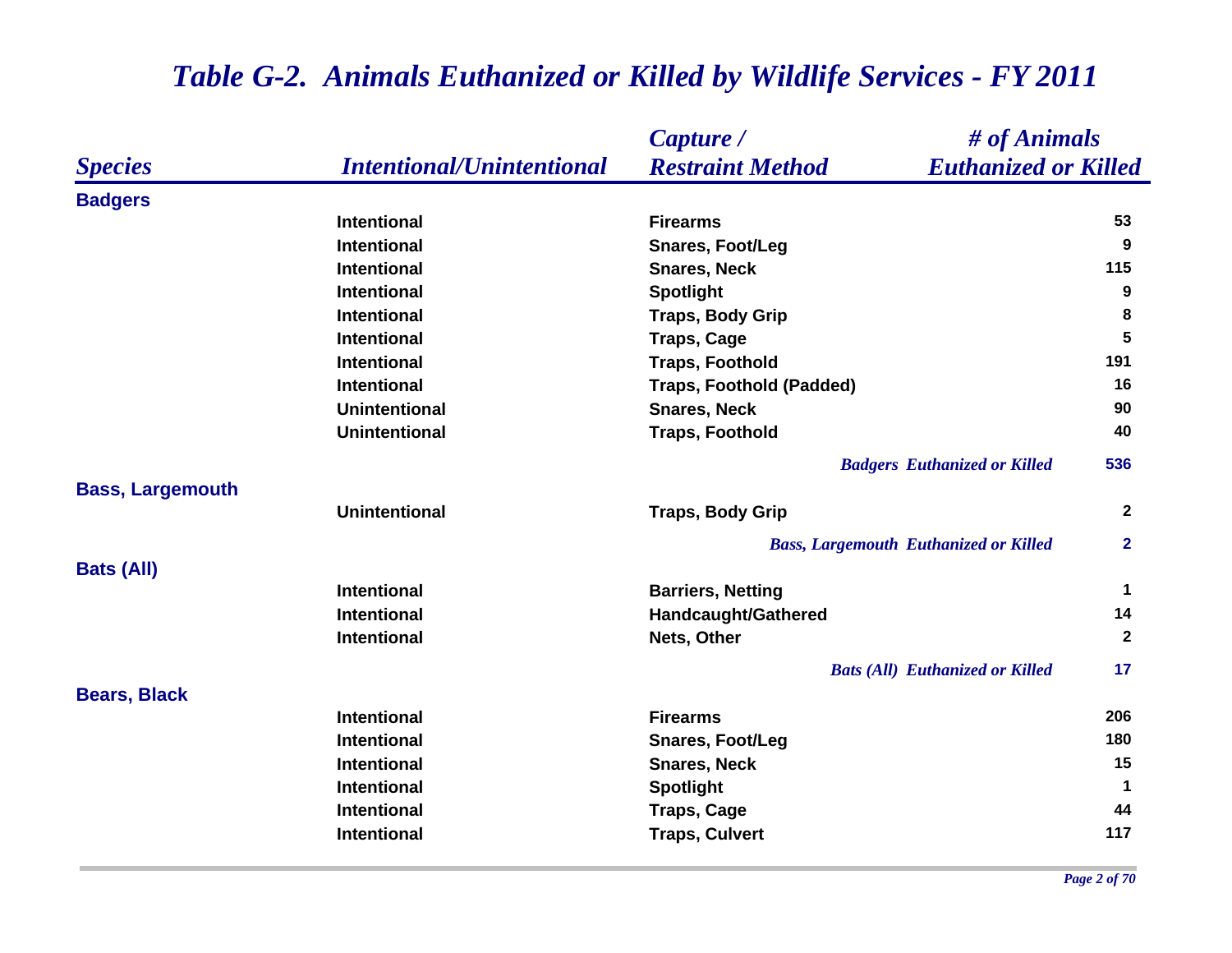# Table G-2. Animals Euthanized or Killed by Wildlife Services - FY 2011

| Species | Intentional/Unintentional | Capture / Restraint Method | # of Animals Euthanized or Killed |
|---|---|---|---|
| **Badgers** | | | |
| | Intentional | Firearms | 53 |
| | Intentional | Snares, Foot/Leg | 9 |
| | Intentional | Snares, Neck | 115 |
| | Intentional | Spotlight | 9 |
| | Intentional | Traps, Body Grip | 8 |
| | Intentional | Traps, Cage | 5 |
| | Intentional | Traps, Foothold | 191 |
| | Intentional | Traps, Foothold (Padded) | 16 |
| | Unintentional | Snares, Neck | 90 |
| | Unintentional | Traps, Foothold | 40 |
| | | *Badgers Euthanized or Killed* | 536 |
| **Bass, Largemouth** | | | |
| | Unintentional | Traps, Body Grip | 2 |
| | | *Bass, Largemouth Euthanized or Killed* | 2 |
| **Bats (All)** | | | |
| | Intentional | Barriers, Netting | 1 |
| | Intentional | Handcaught/Gathered | 14 |
| | Intentional | Nets, Other | 2 |
| | | *Bats (All) Euthanized or Killed* | 17 |
| **Bears, Black** | | | |
| | Intentional | Firearms | 206 |
| | Intentional | Snares, Foot/Leg | 180 |
| | Intentional | Snares, Neck | 15 |
| | Intentional | Spotlight | 1 |
| | Intentional | Traps, Cage | 44 |
| | Intentional | Traps, Culvert | 117 |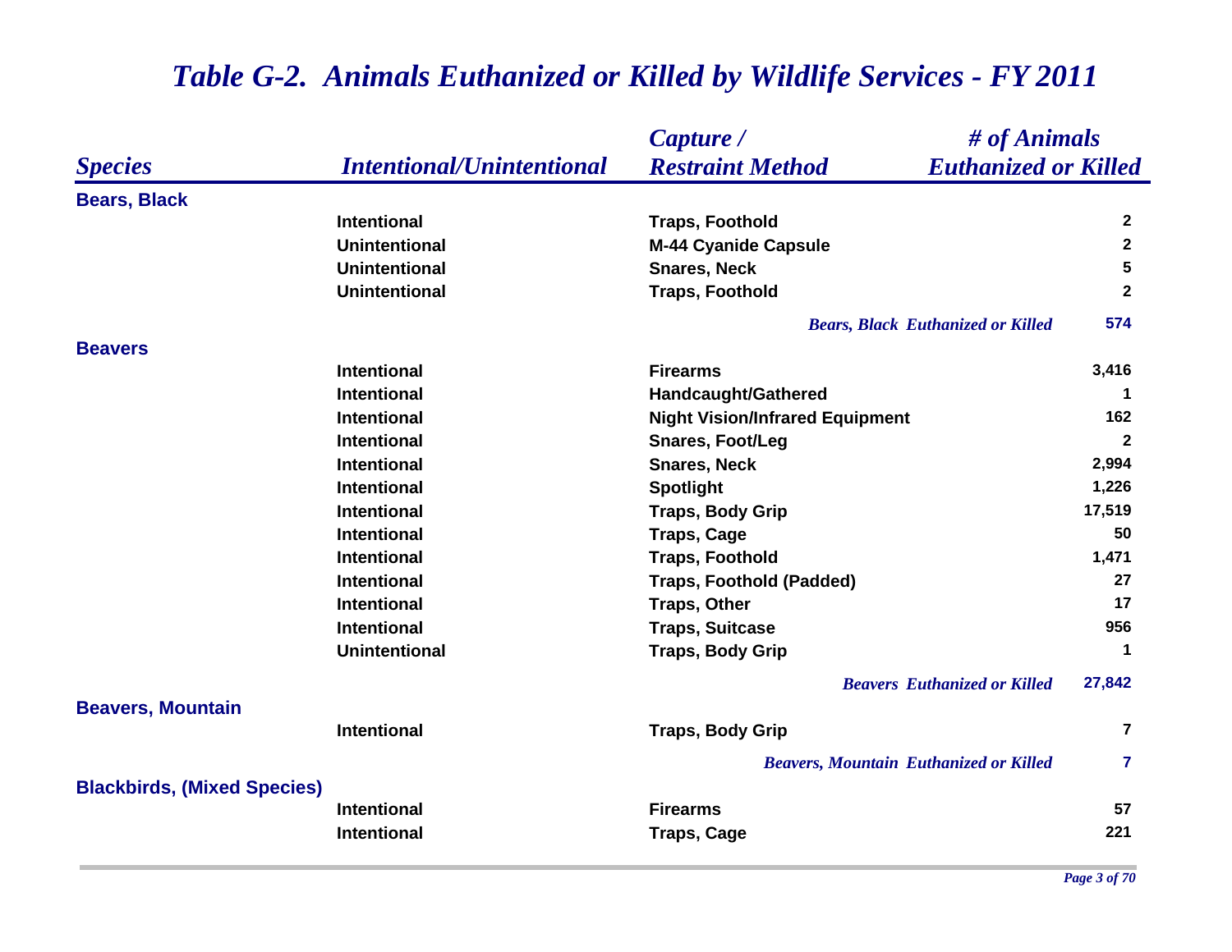# *Table G-2. Animals Euthanized or Killed by Wildlife Services - FY 2011*

| *Species* | *Intentional/Unintentional* | *Capture / Restraint Method* | *# of Animals Euthanized or Killed* |
|---|---|---|---|
| **Bears, Black** | | | |
| | Intentional | Traps, Foothold | 2 |
| | Unintentional | M-44 Cyanide Capsule | 2 |
| | Unintentional | Snares, Neck | 5 |
| | Unintentional | Traps, Foothold | 2 |
| | | *Bears, Black Euthanized or Killed* | 574 |
| **Beavers** | | | |
| | Intentional | Firearms | 3,416 |
| | Intentional | Handcaught/Gathered | 1 |
| | Intentional | Night Vision/Infrared Equipment | 162 |
| | Intentional | Snares, Foot/Leg | 2 |
| | Intentional | Snares, Neck | 2,994 |
| | Intentional | Spotlight | 1,226 |
| | Intentional | Traps, Body Grip | 17,519 |
| | Intentional | Traps, Cage | 50 |
| | Intentional | Traps, Foothold | 1,471 |
| | Intentional | Traps, Foothold (Padded) | 27 |
| | Intentional | Traps, Other | 17 |
| | Intentional | Traps, Suitcase | 956 |
| | Unintentional | Traps, Body Grip | 1 |
| | | *Beavers Euthanized or Killed* | 27,842 |
| **Beavers, Mountain** | | | |
| | Intentional | Traps, Body Grip | 7 |
| | | *Beavers, Mountain Euthanized or Killed* | 7 |
| **Blackbirds, (Mixed Species)** | | | |
| | Intentional | Firearms | 57 |
| | Intentional | Traps, Cage | 221 |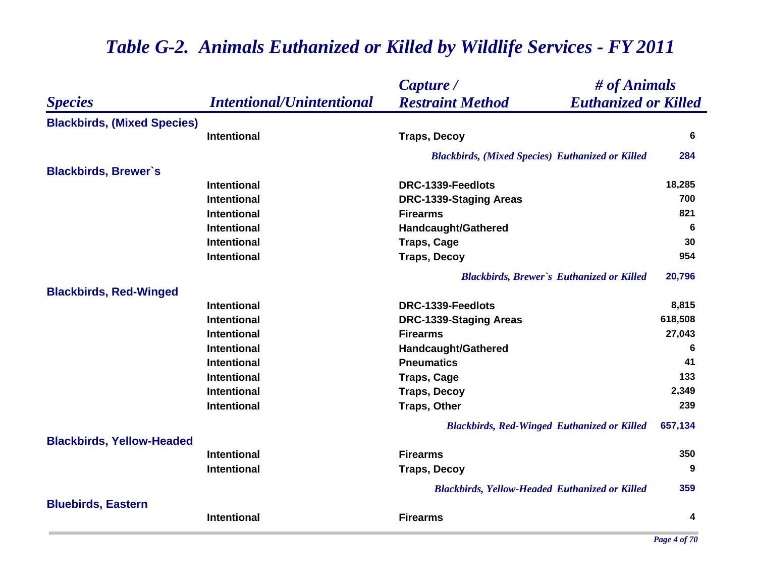# *Table G-2. Animals Euthanized or Killed by Wildlife Services - FY 2011*

| *Species* | *Intentional/Unintentional* | *Capture / Restraint Method* | *# of Animals Euthanized or Killed* |
|---|---|---|---|
| **Blackbirds, (Mixed Species)** | | | |
| | Intentional | Traps, Decoy | 6 |
| | | *Blackbirds, (Mixed Species) Euthanized or Killed* | **284** |
| **Blackbirds, Brewer`s** | | | |
| | Intentional | DRC-1339-Feedlots | 18,285 |
| | Intentional | DRC-1339-Staging Areas | 700 |
| | Intentional | Firearms | 821 |
| | Intentional | Handcaught/Gathered | 6 |
| | Intentional | Traps, Cage | 30 |
| | Intentional | Traps, Decoy | 954 |
| | | *Blackbirds, Brewer`s Euthanized or Killed* | **20,796** |
| **Blackbirds, Red-Winged** | | | |
| | Intentional | DRC-1339-Feedlots | 8,815 |
| | Intentional | DRC-1339-Staging Areas | 618,508 |
| | Intentional | Firearms | 27,043 |
| | Intentional | Handcaught/Gathered | 6 |
| | Intentional | Pneumatics | 41 |
| | Intentional | Traps, Cage | 133 |
| | Intentional | Traps, Decoy | 2,349 |
| | Intentional | Traps, Other | 239 |
| | | *Blackbirds, Red-Winged Euthanized or Killed* | **657,134** |
| **Blackbirds, Yellow-Headed** | | | |
| | Intentional | Firearms | 350 |
| | Intentional | Traps, Decoy | 9 |
| | | *Blackbirds, Yellow-Headed Euthanized or Killed* | **359** |
| **Bluebirds, Eastern** | | | |
| | Intentional | Firearms | 4 |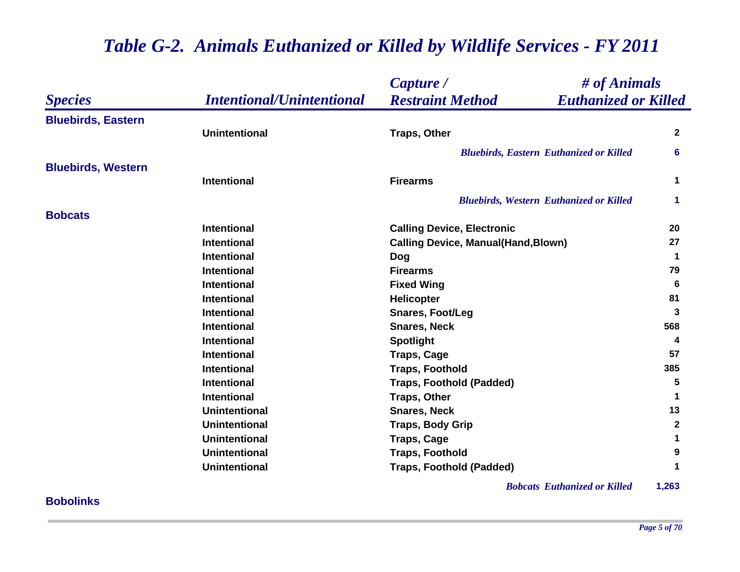# *Table G-2. Animals Euthanized or Killed by Wildlife Services - FY 2011*

| *Species* | *Intentional/Unintentional* | *Capture / Restraint Method* | *# of Animals Euthanized or Killed* |
|---|---|---|---|
| **Bluebirds, Eastern** | | | |
| | **Unintentional** | **Traps, Other** | **2** |
| | | ***Bluebirds, Eastern Euthanized or Killed*** | **6** |
| **Bluebirds, Western** | | | |
| | **Intentional** | **Firearms** | **1** |
| | | ***Bluebirds, Western Euthanized or Killed*** | **1** |
| **Bobcats** | | | |
| | **Intentional** | **Calling Device, Electronic** | **20** |
| | **Intentional** | **Calling Device, Manual(Hand,Blown)** | **27** |
| | **Intentional** | **Dog** | **1** |
| | **Intentional** | **Firearms** | **79** |
| | **Intentional** | **Fixed Wing** | **6** |
| | **Intentional** | **Helicopter** | **81** |
| | **Intentional** | **Snares, Foot/Leg** | **3** |
| | **Intentional** | **Snares, Neck** | **568** |
| | **Intentional** | **Spotlight** | **4** |
| | **Intentional** | **Traps, Cage** | **57** |
| | **Intentional** | **Traps, Foothold** | **385** |
| | **Intentional** | **Traps, Foothold (Padded)** | **5** |
| | **Intentional** | **Traps, Other** | **1** |
| | **Unintentional** | **Snares, Neck** | **13** |
| | **Unintentional** | **Traps, Body Grip** | **2** |
| | **Unintentional** | **Traps, Cage** | **1** |
| | **Unintentional** | **Traps, Foothold** | **9** |
| | **Unintentional** | **Traps, Foothold (Padded)** | **1** |
| | | ***Bobcats Euthanized or Killed*** | **1,263** |
| **Bobolinks** | | | |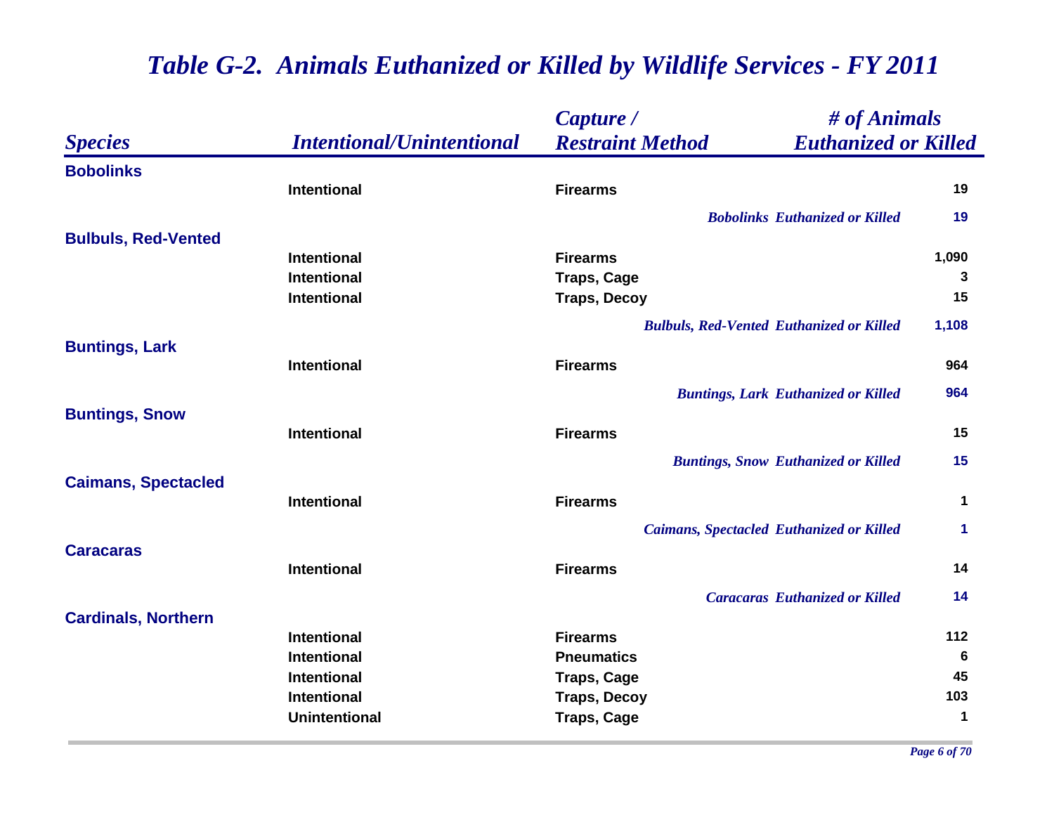# *Table G-2. Animals Euthanized or Killed by Wildlife Services - FY 2011*

| *Species* | *Intentional/Unintentional* | *Capture / Restraint Method* | *# of Animals Euthanized or Killed* |
|---|---|---|---|
| **Bobolinks** | | | |
| | **Intentional** | **Firearms** | **19** |
| | | ***Bobolinks Euthanized or Killed*** | **19** |
| **Bulbuls, Red-Vented** | | | |
| | **Intentional** | **Firearms** | **1,090** |
| | **Intentional** | **Traps, Cage** | **3** |
| | **Intentional** | **Traps, Decoy** | **15** |
| | | ***Bulbuls, Red-Vented Euthanized or Killed*** | **1,108** |
| **Buntings, Lark** | | | |
| | **Intentional** | **Firearms** | **964** |
| | | ***Buntings, Lark Euthanized or Killed*** | **964** |
| **Buntings, Snow** | | | |
| | **Intentional** | **Firearms** | **15** |
| | | ***Buntings, Snow Euthanized or Killed*** | **15** |
| **Caimans, Spectacled** | | | |
| | **Intentional** | **Firearms** | **1** |
| | | ***Caimans, Spectacled Euthanized or Killed*** | **1** |
| **Caracaras** | | | |
| | **Intentional** | **Firearms** | **14** |
| | | ***Caracaras Euthanized or Killed*** | **14** |
| **Cardinals, Northern** | | | |
| | **Intentional** | **Firearms** | **112** |
| | **Intentional** | **Pneumatics** | **6** |
| | **Intentional** | **Traps, Cage** | **45** |
| | **Intentional** | **Traps, Decoy** | **103** |
| | **Unintentional** | **Traps, Cage** | **1** |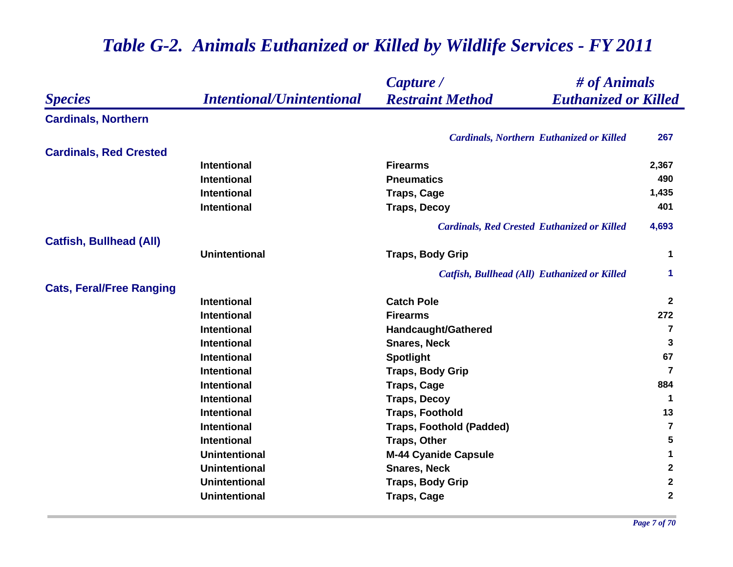# *Table G-2. Animals Euthanized or Killed by Wildlife Services - FY 2011*

| *Species* | *Intentional/Unintentional* | *Capture / Restraint Method* | *# of Animals Euthanized or Killed* |
|---|---|---|---|
| **Cardinals, Northern** | | | |
| | | *Cardinals, Northern Euthanized or Killed* | **267** |
| **Cardinals, Red Crested** | | | |
| | Intentional | Firearms | 2,367 |
| | Intentional | Pneumatics | 490 |
| | Intentional | Traps, Cage | 1,435 |
| | Intentional | Traps, Decoy | 401 |
| | | *Cardinals, Red Crested Euthanized or Killed* | **4,693** |
| **Catfish, Bullhead (All)** | | | |
| | Unintentional | Traps, Body Grip | 1 |
| | | *Catfish, Bullhead (All) Euthanized or Killed* | **1** |
| **Cats, Feral/Free Ranging** | | | |
| | Intentional | Catch Pole | 2 |
| | Intentional | Firearms | 272 |
| | Intentional | Handcaught/Gathered | 7 |
| | Intentional | Snares, Neck | 3 |
| | Intentional | Spotlight | 67 |
| | Intentional | Traps, Body Grip | 7 |
| | Intentional | Traps, Cage | 884 |
| | Intentional | Traps, Decoy | 1 |
| | Intentional | Traps, Foothold | 13 |
| | Intentional | Traps, Foothold (Padded) | 7 |
| | Intentional | Traps, Other | 5 |
| | Unintentional | M-44 Cyanide Capsule | 1 |
| | Unintentional | Snares, Neck | 2 |
| | Unintentional | Traps, Body Grip | 2 |
| | Unintentional | Traps, Cage | 2 |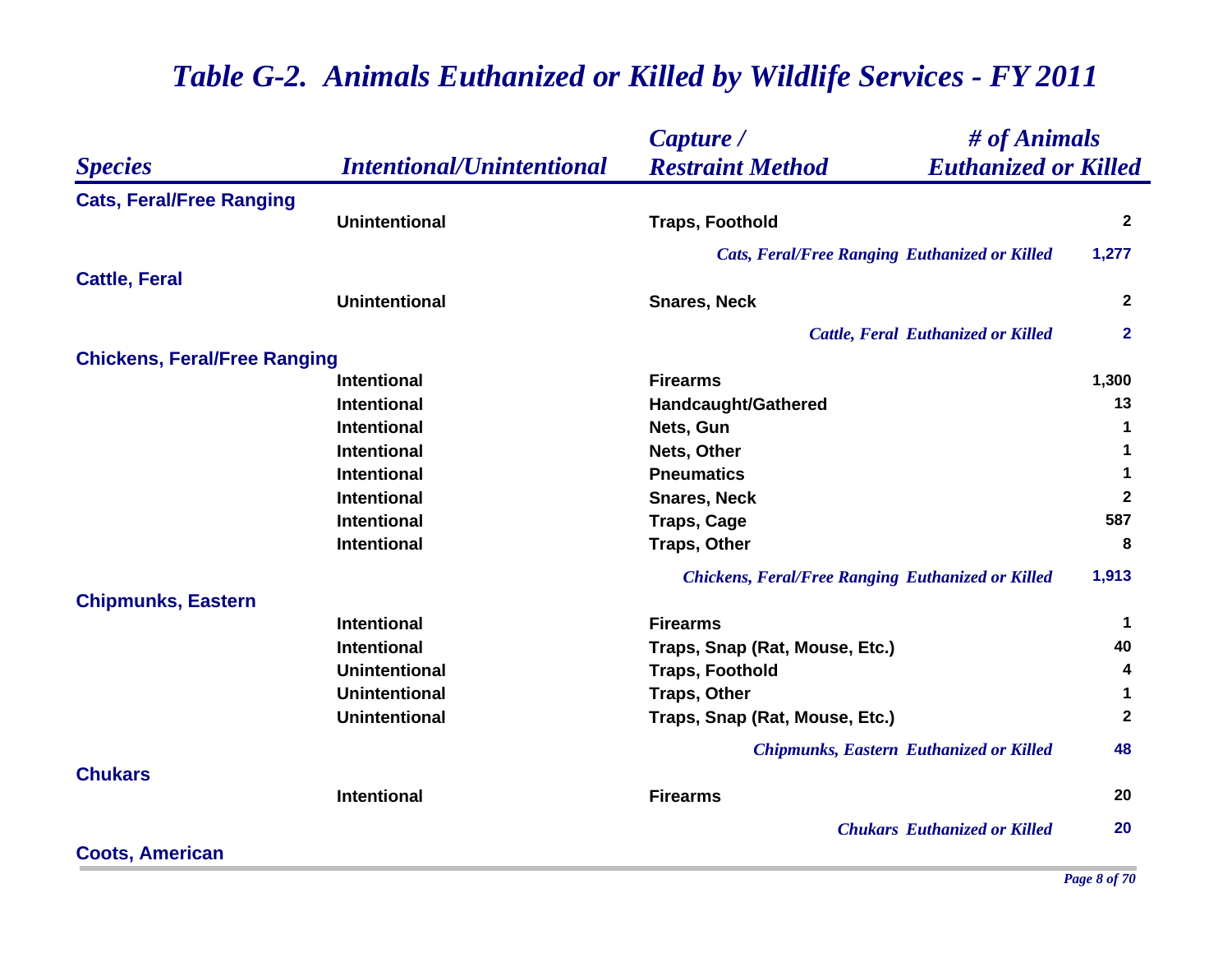# *Table G-2. Animals Euthanized or Killed by Wildlife Services - FY 2011*

| *Species* | *Intentional/Unintentional* | *Capture / Restraint Method* | *# of Animals Euthanized or Killed* |
|---|---|---|---|
| **Cats, Feral/Free Ranging** | | | |
| | Unintentional | Traps, Foothold | 2 |
| | | *Cats, Feral/Free Ranging Euthanized or Killed* | 1,277 |
| **Cattle, Feral** | | | |
| | Unintentional | Snares, Neck | 2 |
| | | *Cattle, Feral Euthanized or Killed* | 2 |
| **Chickens, Feral/Free Ranging** | | | |
| | Intentional | Firearms | 1,300 |
| | Intentional | Handcaught/Gathered | 13 |
| | Intentional | Nets, Gun | 1 |
| | Intentional | Nets, Other | 1 |
| | Intentional | Pneumatics | 1 |
| | Intentional | Snares, Neck | 2 |
| | Intentional | Traps, Cage | 587 |
| | Intentional | Traps, Other | 8 |
| | | *Chickens, Feral/Free Ranging Euthanized or Killed* | 1,913 |
| **Chipmunks, Eastern** | | | |
| | Intentional | Firearms | 1 |
| | Intentional | Traps, Snap (Rat, Mouse, Etc.) | 40 |
| | Unintentional | Traps, Foothold | 4 |
| | Unintentional | Traps, Other | 1 |
| | Unintentional | Traps, Snap (Rat, Mouse, Etc.) | 2 |
| | | *Chipmunks, Eastern Euthanized or Killed* | 48 |
| **Chukars** | | | |
| | Intentional | Firearms | 20 |
| | | *Chukars Euthanized or Killed* | 20 |
| **Coots, American** | | | |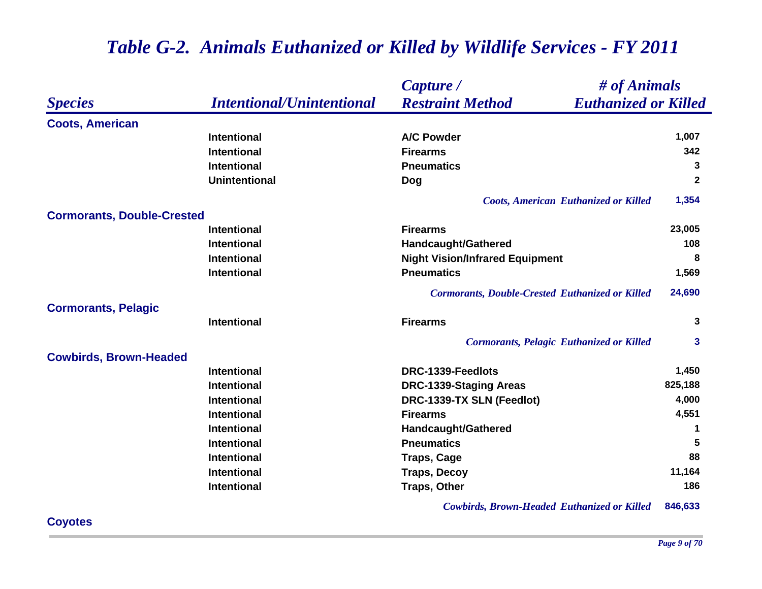# Table G-2. Animals Euthanized or Killed by Wildlife Services - FY 2011

| Species | Intentional/Unintentional | Capture / Restraint Method | # of Animals Euthanized or Killed |
|---|---|---|---|
| **Coots, American** | | | |
| | Intentional | A/C Powder | 1,007 |
| | Intentional | Firearms | 342 |
| | Intentional | Pneumatics | 3 |
| | Unintentional | Dog | 2 |
| | | *Coots, American Euthanized or Killed* | 1,354 |
| **Cormorants, Double-Crested** | | | |
| | Intentional | Firearms | 23,005 |
| | Intentional | Handcaught/Gathered | 108 |
| | Intentional | Night Vision/Infrared Equipment | 8 |
| | Intentional | Pneumatics | 1,569 |
| | | *Cormorants, Double-Crested Euthanized or Killed* | 24,690 |
| **Cormorants, Pelagic** | | | |
| | Intentional | Firearms | 3 |
| | | *Cormorants, Pelagic Euthanized or Killed* | 3 |
| **Cowbirds, Brown-Headed** | | | |
| | Intentional | DRC-1339-Feedlots | 1,450 |
| | Intentional | DRC-1339-Staging Areas | 825,188 |
| | Intentional | DRC-1339-TX SLN (Feedlot) | 4,000 |
| | Intentional | Firearms | 4,551 |
| | Intentional | Handcaught/Gathered | 1 |
| | Intentional | Pneumatics | 5 |
| | Intentional | Traps, Cage | 88 |
| | Intentional | Traps, Decoy | 11,164 |
| | Intentional | Traps, Other | 186 |
| | | *Cowbirds, Brown-Headed Euthanized or Killed* | 846,633 |
| **Coyotes** | | | |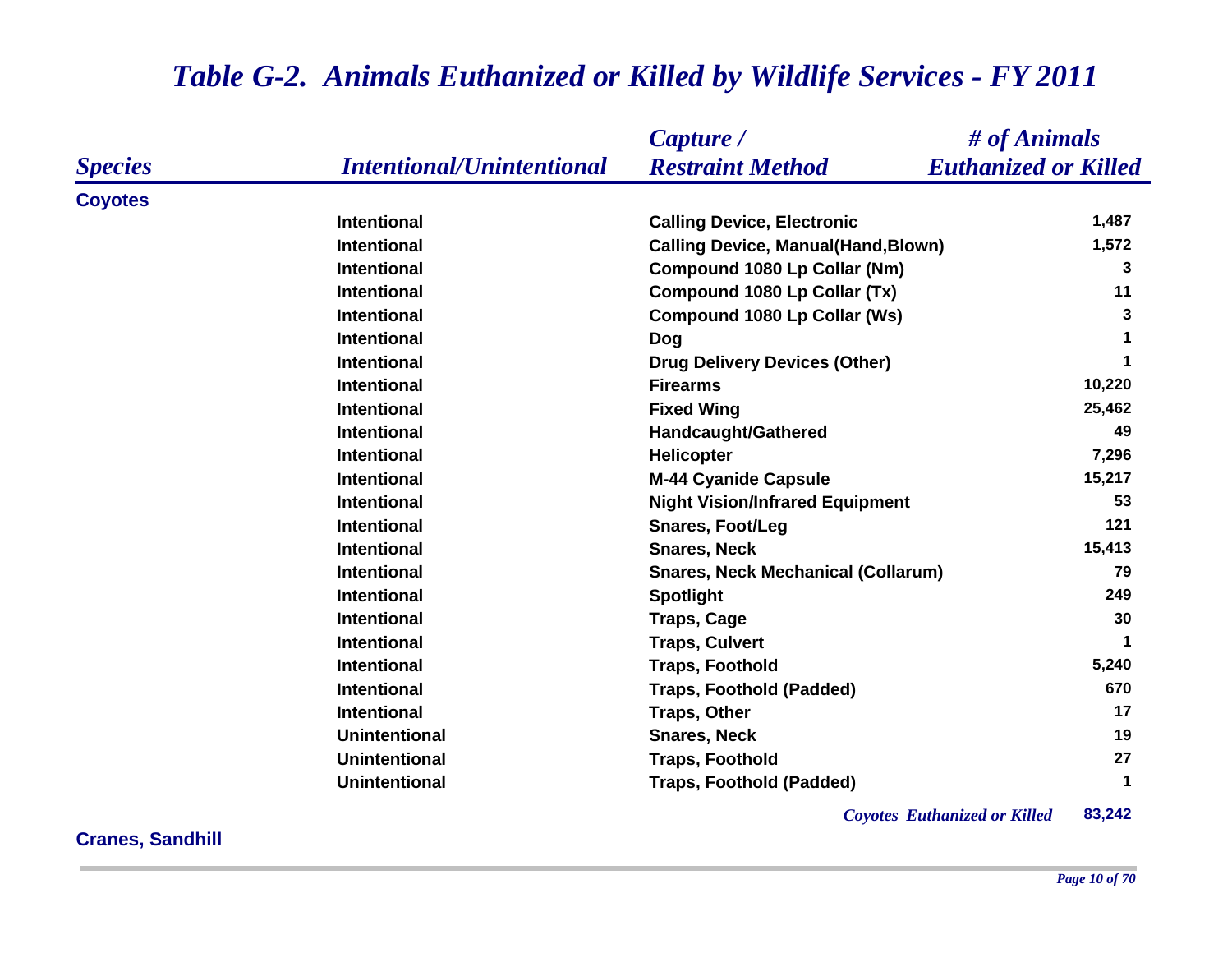# Table G-2. Animals Euthanized or Killed by Wildlife Services - FY 2011

| Species | Intentional/Unintentional | Capture / Restraint Method | # of Animals Euthanized or Killed |
|---|---|---|---|
| **Coyotes** | | | |
| | Intentional | Calling Device, Electronic | 1,487 |
| | Intentional | Calling Device, Manual(Hand,Blown) | 1,572 |
| | Intentional | Compound 1080 Lp Collar (Nm) | 3 |
| | Intentional | Compound 1080 Lp Collar (Tx) | 11 |
| | Intentional | Compound 1080 Lp Collar (Ws) | 3 |
| | Intentional | Dog | 1 |
| | Intentional | Drug Delivery Devices (Other) | 1 |
| | Intentional | Firearms | 10,220 |
| | Intentional | Fixed Wing | 25,462 |
| | Intentional | Handcaught/Gathered | 49 |
| | Intentional | Helicopter | 7,296 |
| | Intentional | M-44 Cyanide Capsule | 15,217 |
| | Intentional | Night Vision/Infrared Equipment | 53 |
| | Intentional | Snares, Foot/Leg | 121 |
| | Intentional | Snares, Neck | 15,413 |
| | Intentional | Snares, Neck Mechanical (Collarum) | 79 |
| | Intentional | Spotlight | 249 |
| | Intentional | Traps, Cage | 30 |
| | Intentional | Traps, Culvert | 1 |
| | Intentional | Traps, Foothold | 5,240 |
| | Intentional | Traps, Foothold (Padded) | 670 |
| | Intentional | Traps, Other | 17 |
| | Unintentional | Snares, Neck | 19 |
| | Unintentional | Traps, Foothold | 27 |
| | Unintentional | Traps, Foothold (Padded) | 1 |
| | | *Coyotes Euthanized or Killed* | 83,242 |
| **Cranes, Sandhill** | | | |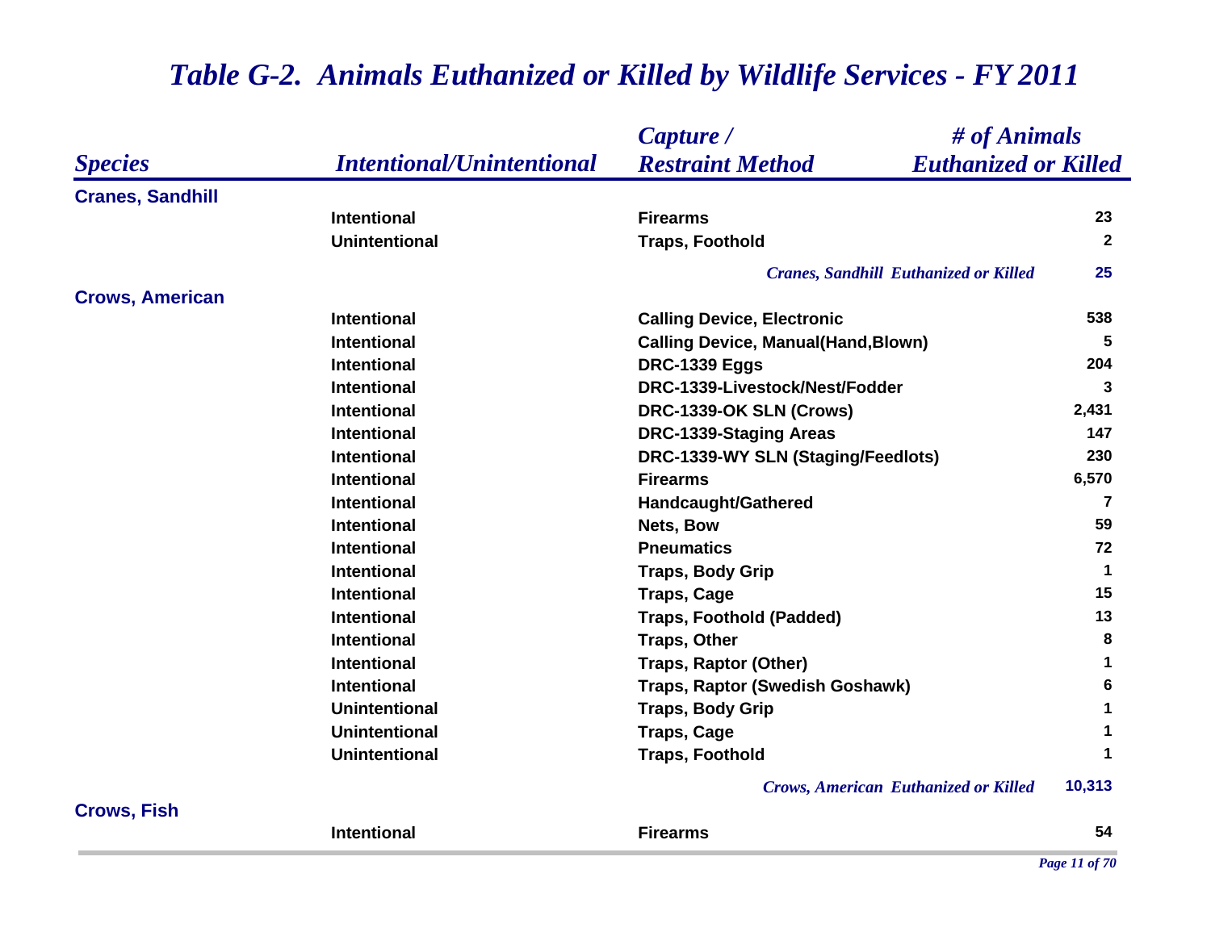# *Table G-2. Animals Euthanized or Killed by Wildlife Services - FY 2011*

| *Species* | *Intentional/Unintentional* | *Capture / Restraint Method* | *# of Animals Euthanized or Killed* |
|---|---|---|---|
| **Cranes, Sandhill** | | | |
| | Intentional | Firearms | 23 |
| | Unintentional | Traps, Foothold | 2 |
| | | *Cranes, Sandhill Euthanized or Killed* | 25 |
| **Crows, American** | | | |
| | Intentional | Calling Device, Electronic | 538 |
| | Intentional | Calling Device, Manual(Hand,Blown) | 5 |
| | Intentional | DRC-1339 Eggs | 204 |
| | Intentional | DRC-1339-Livestock/Nest/Fodder | 3 |
| | Intentional | DRC-1339-OK SLN (Crows) | 2,431 |
| | Intentional | DRC-1339-Staging Areas | 147 |
| | Intentional | DRC-1339-WY SLN (Staging/Feedlots) | 230 |
| | Intentional | Firearms | 6,570 |
| | Intentional | Handcaught/Gathered | 7 |
| | Intentional | Nets, Bow | 59 |
| | Intentional | Pneumatics | 72 |
| | Intentional | Traps, Body Grip | 1 |
| | Intentional | Traps, Cage | 15 |
| | Intentional | Traps, Foothold (Padded) | 13 |
| | Intentional | Traps, Other | 8 |
| | Intentional | Traps, Raptor (Other) | 1 |
| | Intentional | Traps, Raptor (Swedish Goshawk) | 6 |
| | Unintentional | Traps, Body Grip | 1 |
| | Unintentional | Traps, Cage | 1 |
| | Unintentional | Traps, Foothold | 1 |
| | | *Crows, American Euthanized or Killed* | 10,313 |
| **Crows, Fish** | | | |
| | Intentional | Firearms | 54 |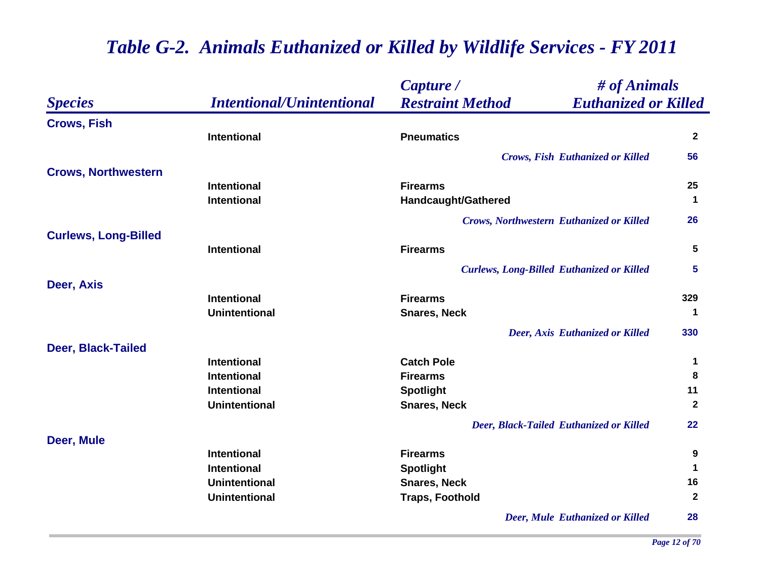# *Table G-2. Animals Euthanized or Killed by Wildlife Services - FY 2011*

| *Species* | *Intentional/Unintentional* | *Capture / Restraint Method* | *# of Animals Euthanized or Killed* |
|---|---|---|---|
| **Crows, Fish** | | | |
| | Intentional | Pneumatics | 2 |
| | | *Crows, Fish Euthanized or Killed* | 56 |
| **Crows, Northwestern** | | | |
| | Intentional | Firearms | 25 |
| | Intentional | Handcaught/Gathered | 1 |
| | | *Crows, Northwestern Euthanized or Killed* | 26 |
| **Curlews, Long-Billed** | | | |
| | Intentional | Firearms | 5 |
| | | *Curlews, Long-Billed Euthanized or Killed* | 5 |
| **Deer, Axis** | | | |
| | Intentional | Firearms | 329 |
| | Unintentional | Snares, Neck | 1 |
| | | *Deer, Axis Euthanized or Killed* | 330 |
| **Deer, Black-Tailed** | | | |
| | Intentional | Catch Pole | 1 |
| | Intentional | Firearms | 8 |
| | Intentional | Spotlight | 11 |
| | Unintentional | Snares, Neck | 2 |
| | | *Deer, Black-Tailed Euthanized or Killed* | 22 |
| **Deer, Mule** | | | |
| | Intentional | Firearms | 9 |
| | Intentional | Spotlight | 1 |
| | Unintentional | Snares, Neck | 16 |
| | Unintentional | Traps, Foothold | 2 |
| | | *Deer, Mule Euthanized or Killed* | 28 |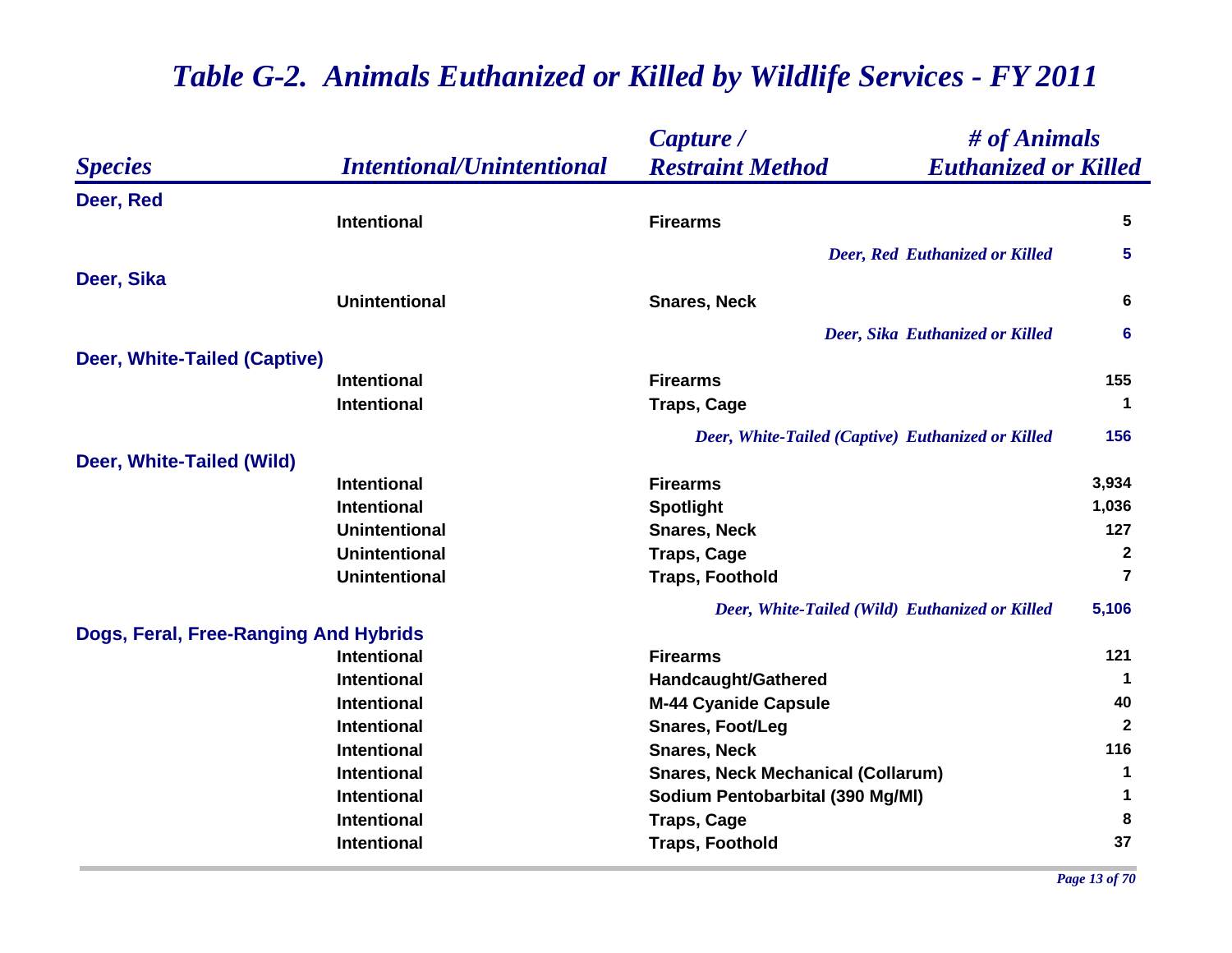# *Table G-2. Animals Euthanized or Killed by Wildlife Services - FY 2011*

| *Species* | *Intentional/Unintentional* | *Capture / Restraint Method* | *# of Animals Euthanized or Killed* |
|---|---|---|---|
| **Deer, Red** | | | |
| | Intentional | Firearms | 5 |
| | | *Deer, Red Euthanized or Killed* | 5 |
| **Deer, Sika** | | | |
| | Unintentional | Snares, Neck | 6 |
| | | *Deer, Sika Euthanized or Killed* | 6 |
| **Deer, White-Tailed (Captive)** | | | |
| | Intentional | Firearms | 155 |
| | Intentional | Traps, Cage | 1 |
| | | *Deer, White-Tailed (Captive) Euthanized or Killed* | 156 |
| **Deer, White-Tailed (Wild)** | | | |
| | Intentional | Firearms | 3,934 |
| | Intentional | Spotlight | 1,036 |
| | Unintentional | Snares, Neck | 127 |
| | Unintentional | Traps, Cage | 2 |
| | Unintentional | Traps, Foothold | 7 |
| | | *Deer, White-Tailed (Wild) Euthanized or Killed* | 5,106 |
| **Dogs, Feral, Free-Ranging And Hybrids** | | | |
| | Intentional | Firearms | 121 |
| | Intentional | Handcaught/Gathered | 1 |
| | Intentional | M-44 Cyanide Capsule | 40 |
| | Intentional | Snares, Foot/Leg | 2 |
| | Intentional | Snares, Neck | 116 |
| | Intentional | Snares, Neck Mechanical (Collarum) | 1 |
| | Intentional | Sodium Pentobarbital (390 Mg/Ml) | 1 |
| | Intentional | Traps, Cage | 8 |
| | Intentional | Traps, Foothold | 37 |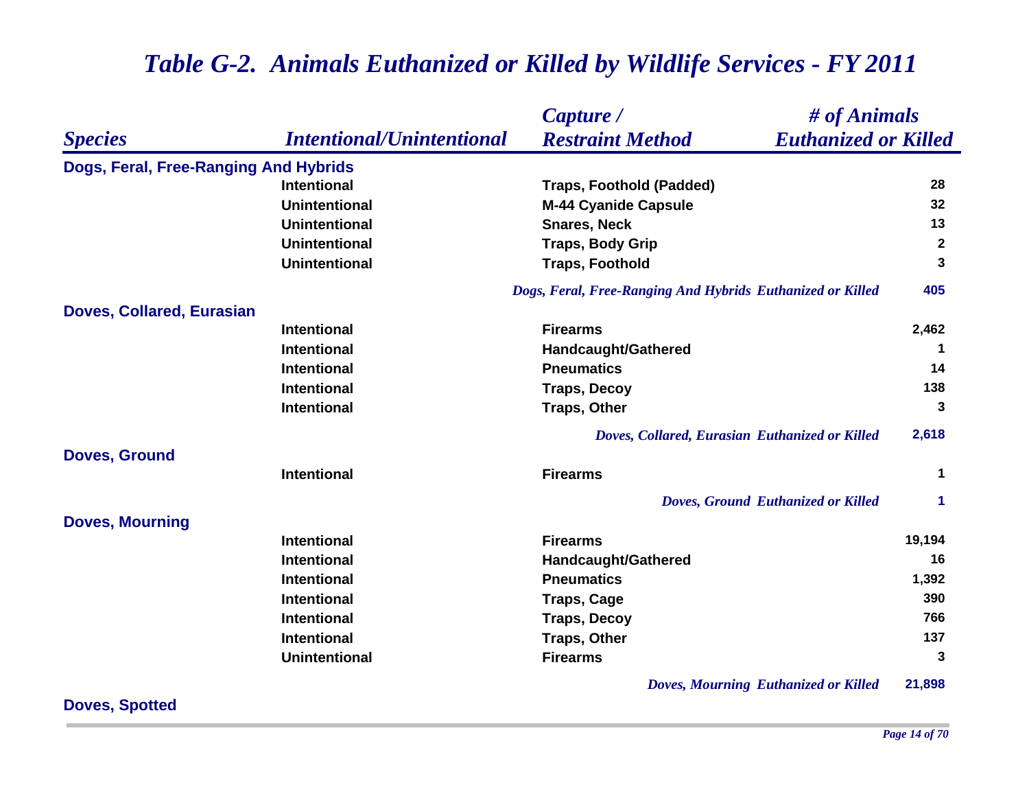# *Table G-2. Animals Euthanized or Killed by Wildlife Services - FY 2011*

| *Species* | *Intentional/Unintentional* | *Capture / Restraint Method* | *# of Animals Euthanized or Killed* |
|---|---|---|---|
| **Dogs, Feral, Free-Ranging And Hybrids** | | | |
| | Intentional | Traps, Foothold (Padded) | 28 |
| | Unintentional | M-44 Cyanide Capsule | 32 |
| | Unintentional | Snares, Neck | 13 |
| | Unintentional | Traps, Body Grip | 2 |
| | Unintentional | Traps, Foothold | 3 |
| | | *Dogs, Feral, Free-Ranging And Hybrids Euthanized or Killed* | 405 |
| **Doves, Collared, Eurasian** | | | |
| | Intentional | Firearms | 2,462 |
| | Intentional | Handcaught/Gathered | 1 |
| | Intentional | Pneumatics | 14 |
| | Intentional | Traps, Decoy | 138 |
| | Intentional | Traps, Other | 3 |
| | | *Doves, Collared, Eurasian Euthanized or Killed* | 2,618 |
| **Doves, Ground** | | | |
| | Intentional | Firearms | 1 |
| | | *Doves, Ground Euthanized or Killed* | 1 |
| **Doves, Mourning** | | | |
| | Intentional | Firearms | 19,194 |
| | Intentional | Handcaught/Gathered | 16 |
| | Intentional | Pneumatics | 1,392 |
| | Intentional | Traps, Cage | 390 |
| | Intentional | Traps, Decoy | 766 |
| | Intentional | Traps, Other | 137 |
| | Unintentional | Firearms | 3 |
| | | *Doves, Mourning Euthanized or Killed* | 21,898 |
| **Doves, Spotted** | | | |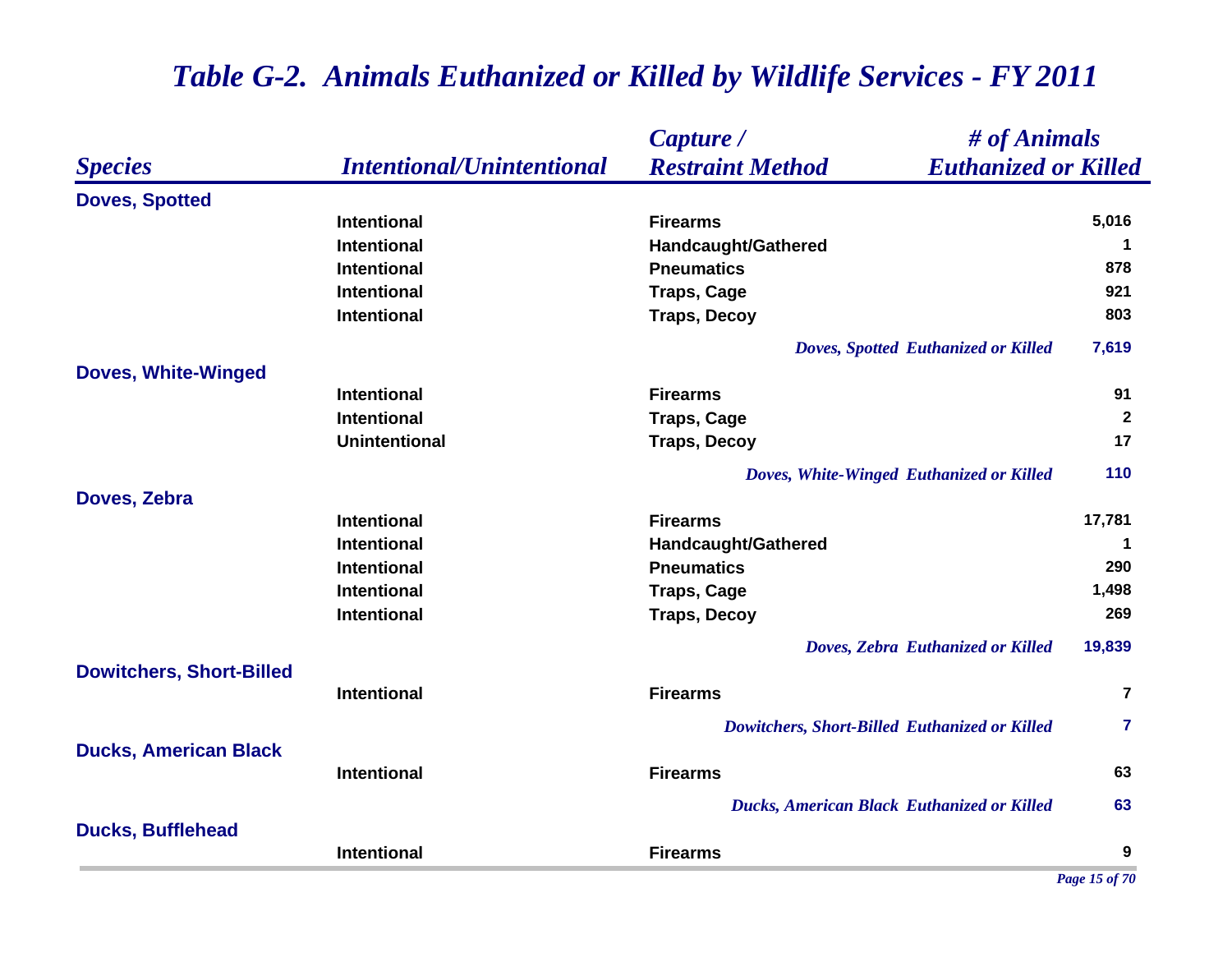# *Table G-2. Animals Euthanized or Killed by Wildlife Services - FY 2011*

| *Species* | *Intentional/Unintentional* | *Capture / Restraint Method* | *# of Animals Euthanized or Killed* |
|---|---|---|---|
| **Doves, Spotted** | | | |
| | Intentional | Firearms | 5,016 |
| | Intentional | Handcaught/Gathered | 1 |
| | Intentional | Pneumatics | 878 |
| | Intentional | Traps, Cage | 921 |
| | Intentional | Traps, Decoy | 803 |
| | | *Doves, Spotted Euthanized or Killed* | 7,619 |
| **Doves, White-Winged** | | | |
| | Intentional | Firearms | 91 |
| | Intentional | Traps, Cage | 2 |
| | Unintentional | Traps, Decoy | 17 |
| | | *Doves, White-Winged Euthanized or Killed* | 110 |
| **Doves, Zebra** | | | |
| | Intentional | Firearms | 17,781 |
| | Intentional | Handcaught/Gathered | 1 |
| | Intentional | Pneumatics | 290 |
| | Intentional | Traps, Cage | 1,498 |
| | Intentional | Traps, Decoy | 269 |
| | | *Doves, Zebra Euthanized or Killed* | 19,839 |
| **Dowitchers, Short-Billed** | | | |
| | Intentional | Firearms | 7 |
| | | *Dowitchers, Short-Billed Euthanized or Killed* | 7 |
| **Ducks, American Black** | | | |
| | Intentional | Firearms | 63 |
| | | *Ducks, American Black Euthanized or Killed* | 63 |
| **Ducks, Bufflehead** | | | |
| | Intentional | Firearms | 9 |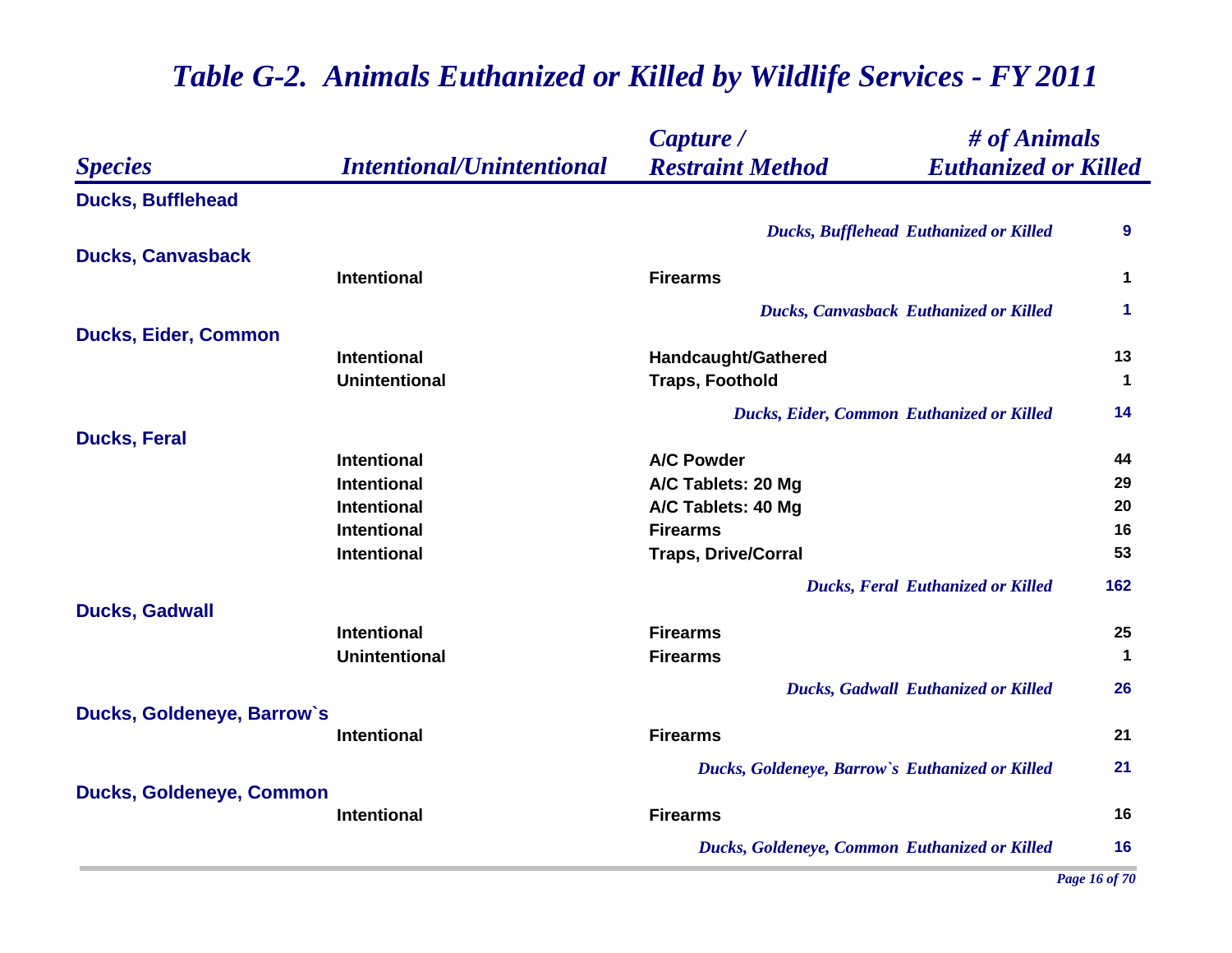# *Table G-2. Animals Euthanized or Killed by Wildlife Services - FY 2011*

| *Species* | *Intentional/Unintentional* | *Capture / Restraint Method* | *# of Animals Euthanized or Killed* |
|---|---|---|---|
| **Ducks, Bufflehead** | | | |
| | | *Ducks, Bufflehead Euthanized or Killed* | **9** |
| **Ducks, Canvasback** | | | |
| | **Intentional** | **Firearms** | **1** |
| | | *Ducks, Canvasback Euthanized or Killed* | **1** |
| **Ducks, Eider, Common** | | | |
| | **Intentional** | **Handcaught/Gathered** | **13** |
| | **Unintentional** | **Traps, Foothold** | **1** |
| | | *Ducks, Eider, Common Euthanized or Killed* | **14** |
| **Ducks, Feral** | | | |
| | **Intentional** | **A/C Powder** | **44** |
| | **Intentional** | **A/C Tablets: 20 Mg** | **29** |
| | **Intentional** | **A/C Tablets: 40 Mg** | **20** |
| | **Intentional** | **Firearms** | **16** |
| | **Intentional** | **Traps, Drive/Corral** | **53** |
| | | *Ducks, Feral Euthanized or Killed* | **162** |
| **Ducks, Gadwall** | | | |
| | **Intentional** | **Firearms** | **25** |
| | **Unintentional** | **Firearms** | **1** |
| | | *Ducks, Gadwall Euthanized or Killed* | **26** |
| **Ducks, Goldeneye, Barrow`s** | | | |
| | **Intentional** | **Firearms** | **21** |
| | | *Ducks, Goldeneye, Barrow`s Euthanized or Killed* | **21** |
| **Ducks, Goldeneye, Common** | | | |
| | **Intentional** | **Firearms** | **16** |
| | | *Ducks, Goldeneye, Common Euthanized or Killed* | **16** |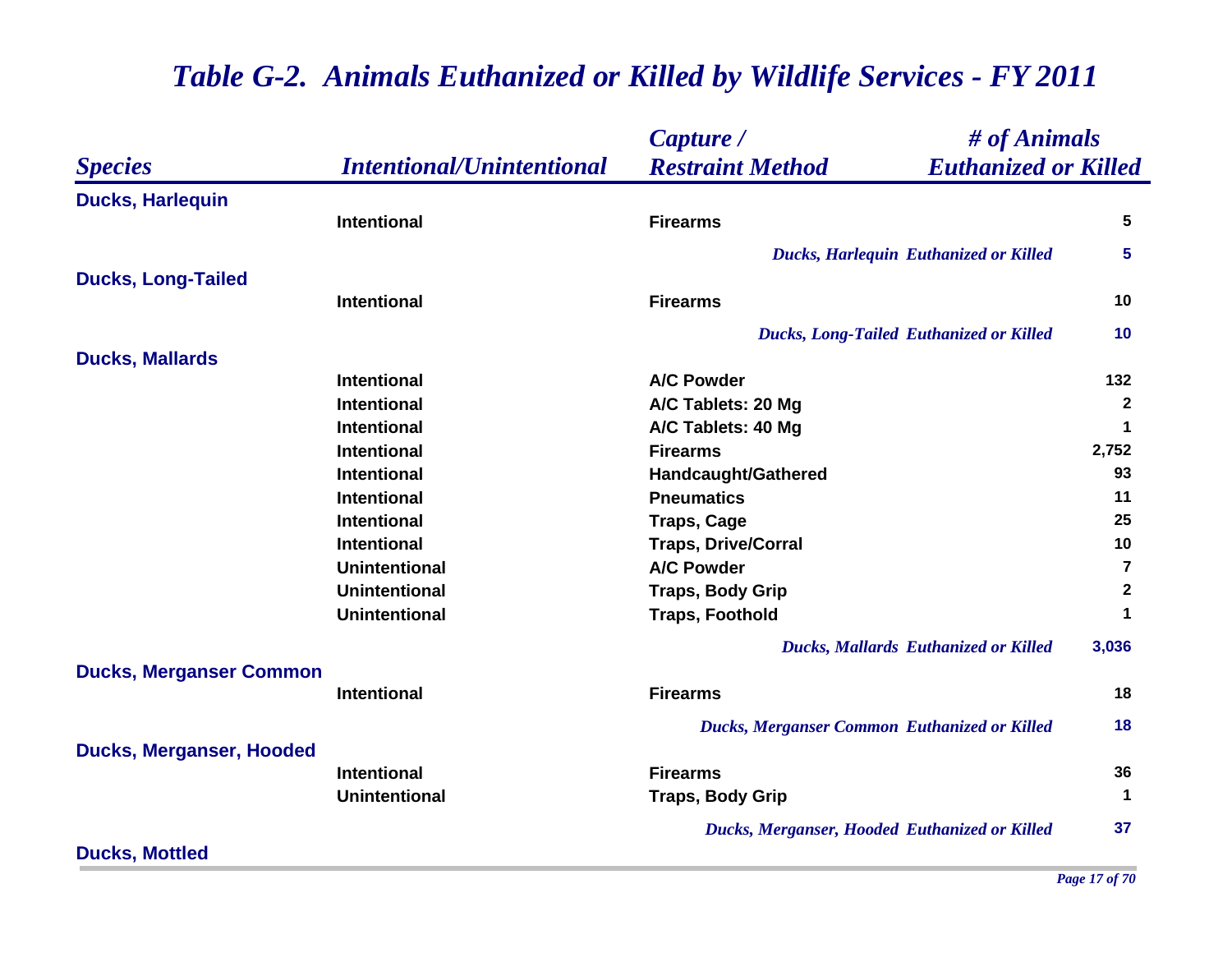# *Table G-2. Animals Euthanized or Killed by Wildlife Services - FY 2011*

| *Species* | *Intentional/Unintentional* | *Capture / Restraint Method* | *# of Animals Euthanized or Killed* |
|---|---|---|---|
| **Ducks, Harlequin** | | | |
| | Intentional | Firearms | 5 |
| | | *Ducks, Harlequin Euthanized or Killed* | **5** |
| **Ducks, Long-Tailed** | | | |
| | Intentional | Firearms | 10 |
| | | *Ducks, Long-Tailed Euthanized or Killed* | **10** |
| **Ducks, Mallards** | | | |
| | Intentional | A/C Powder | 132 |
| | Intentional | A/C Tablets: 20 Mg | 2 |
| | Intentional | A/C Tablets: 40 Mg | 1 |
| | Intentional | Firearms | 2,752 |
| | Intentional | Handcaught/Gathered | 93 |
| | Intentional | Pneumatics | 11 |
| | Intentional | Traps, Cage | 25 |
| | Intentional | Traps, Drive/Corral | 10 |
| | Unintentional | A/C Powder | 7 |
| | Unintentional | Traps, Body Grip | 2 |
| | Unintentional | Traps, Foothold | 1 |
| | | *Ducks, Mallards Euthanized or Killed* | **3,036** |
| **Ducks, Merganser Common** | | | |
| | Intentional | Firearms | 18 |
| | | *Ducks, Merganser Common Euthanized or Killed* | **18** |
| **Ducks, Merganser, Hooded** | | | |
| | Intentional | Firearms | 36 |
| | Unintentional | Traps, Body Grip | 1 |
| | | *Ducks, Merganser, Hooded Euthanized or Killed* | **37** |
| **Ducks, Mottled** | | | |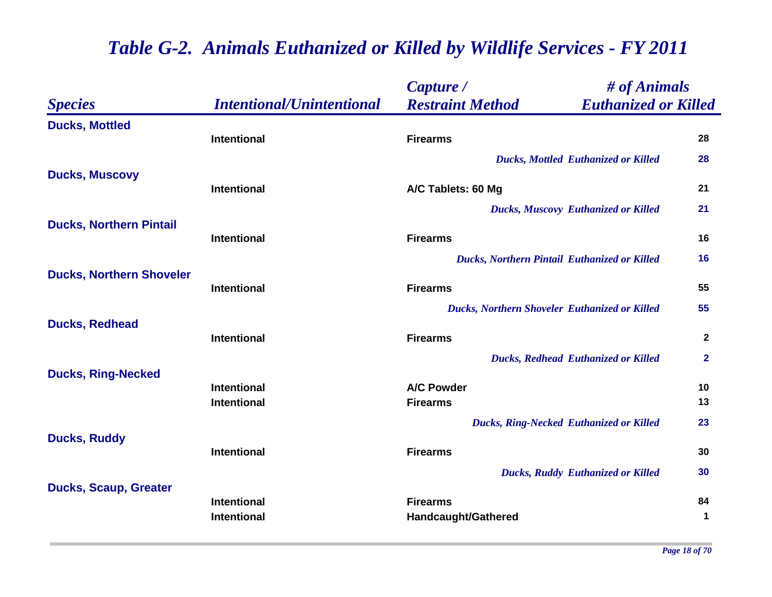# *Table G-2. Animals Euthanized or Killed by Wildlife Services - FY 2011*

| *Species* | *Intentional/Unintentional* | *Capture / Restraint Method* | *# of Animals Euthanized or Killed* |
|---|---|---|---|
| **Ducks, Mottled** | | | |
| | Intentional | Firearms | 28 |
| | | *Ducks, Mottled Euthanized or Killed* | 28 |
| **Ducks, Muscovy** | | | |
| | Intentional | A/C Tablets: 60 Mg | 21 |
| | | *Ducks, Muscovy Euthanized or Killed* | 21 |
| **Ducks, Northern Pintail** | | | |
| | Intentional | Firearms | 16 |
| | | *Ducks, Northern Pintail Euthanized or Killed* | 16 |
| **Ducks, Northern Shoveler** | | | |
| | Intentional | Firearms | 55 |
| | | *Ducks, Northern Shoveler Euthanized or Killed* | 55 |
| **Ducks, Redhead** | | | |
| | Intentional | Firearms | 2 |
| | | *Ducks, Redhead Euthanized or Killed* | 2 |
| **Ducks, Ring-Necked** | | | |
| | Intentional | A/C Powder | 10 |
| | Intentional | Firearms | 13 |
| | | *Ducks, Ring-Necked Euthanized or Killed* | 23 |
| **Ducks, Ruddy** | | | |
| | Intentional | Firearms | 30 |
| | | *Ducks, Ruddy Euthanized or Killed* | 30 |
| **Ducks, Scaup, Greater** | | | |
| | Intentional | Firearms | 84 |
| | Intentional | Handcaught/Gathered | 1 |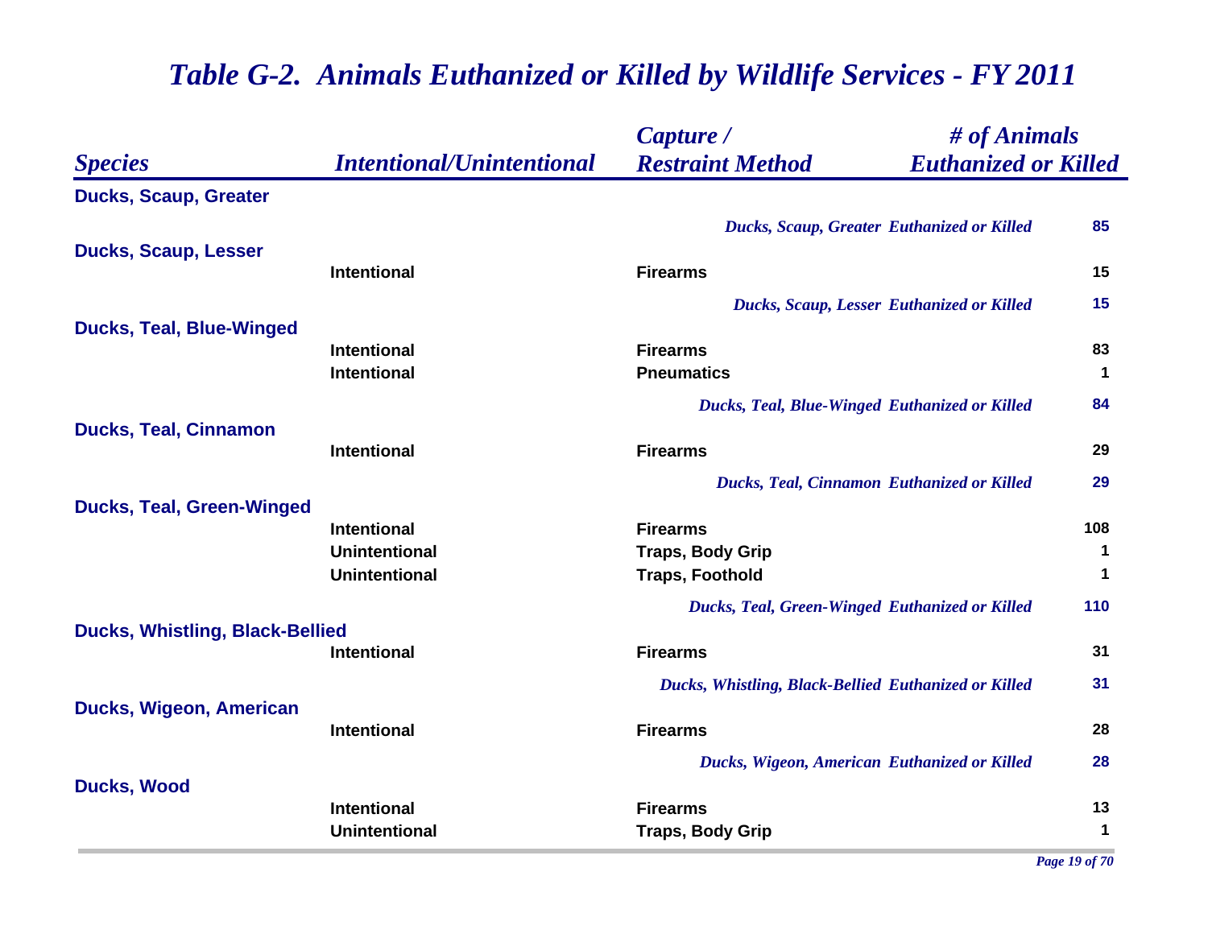# *Table G-2. Animals Euthanized or Killed by Wildlife Services - FY 2011*

| *Species* | *Intentional/Unintentional* | *Capture / Restraint Method* | *# of Animals Euthanized or Killed* |
|---|---|---|---|
| **Ducks, Scaup, Greater** | | | |
| | | *Ducks, Scaup, Greater Euthanized or Killed* | **85** |
| **Ducks, Scaup, Lesser** | | | |
| | **Intentional** | **Firearms** | **15** |
| | | *Ducks, Scaup, Lesser Euthanized or Killed* | **15** |
| **Ducks, Teal, Blue-Winged** | | | |
| | **Intentional** | **Firearms** | **83** |
| | **Intentional** | **Pneumatics** | **1** |
| | | *Ducks, Teal, Blue-Winged Euthanized or Killed* | **84** |
| **Ducks, Teal, Cinnamon** | | | |
| | **Intentional** | **Firearms** | **29** |
| | | *Ducks, Teal, Cinnamon Euthanized or Killed* | **29** |
| **Ducks, Teal, Green-Winged** | | | |
| | **Intentional** | **Firearms** | **108** |
| | **Unintentional** | **Traps, Body Grip** | **1** |
| | **Unintentional** | **Traps, Foothold** | **1** |
| | | *Ducks, Teal, Green-Winged Euthanized or Killed* | **110** |
| **Ducks, Whistling, Black-Bellied** | | | |
| | **Intentional** | **Firearms** | **31** |
| | | *Ducks, Whistling, Black-Bellied Euthanized or Killed* | **31** |
| **Ducks, Wigeon, American** | | | |
| | **Intentional** | **Firearms** | **28** |
| | | *Ducks, Wigeon, American Euthanized or Killed* | **28** |
| **Ducks, Wood** | | | |
| | **Intentional** | **Firearms** | **13** |
| | **Unintentional** | **Traps, Body Grip** | **1** |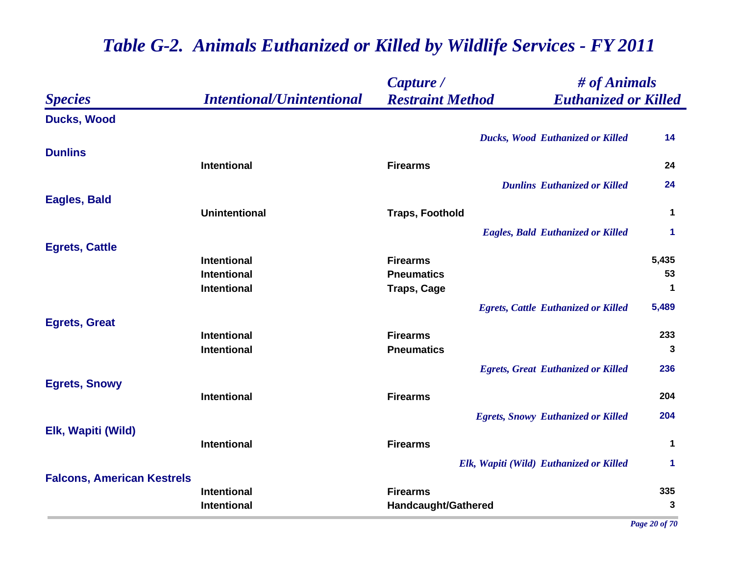# *Table G-2. Animals Euthanized or Killed by Wildlife Services - FY 2011*

| *Species* | *Intentional/Unintentional* | *Capture / Restraint Method* | *# of Animals Euthanized or Killed* |
|---|---|---|---|
| **Ducks, Wood** | | | |
| | | *Ducks, Wood Euthanized or Killed* | **14** |
| **Dunlins** | | | |
| | **Intentional** | **Firearms** | **24** |
| | | *Dunlins Euthanized or Killed* | **24** |
| **Eagles, Bald** | | | |
| | **Unintentional** | **Traps, Foothold** | **1** |
| | | *Eagles, Bald Euthanized or Killed* | **1** |
| **Egrets, Cattle** | | | |
| | **Intentional** | **Firearms** | **5,435** |
| | **Intentional** | **Pneumatics** | **53** |
| | **Intentional** | **Traps, Cage** | **1** |
| | | *Egrets, Cattle Euthanized or Killed* | **5,489** |
| **Egrets, Great** | | | |
| | **Intentional** | **Firearms** | **233** |
| | **Intentional** | **Pneumatics** | **3** |
| | | *Egrets, Great Euthanized or Killed* | **236** |
| **Egrets, Snowy** | | | |
| | **Intentional** | **Firearms** | **204** |
| | | *Egrets, Snowy Euthanized or Killed* | **204** |
| **Elk, Wapiti (Wild)** | | | |
| | **Intentional** | **Firearms** | **1** |
| | | *Elk, Wapiti (Wild) Euthanized or Killed* | **1** |
| **Falcons, American Kestrels** | | | |
| | **Intentional** | **Firearms** | **335** |
| | **Intentional** | **Handcaught/Gathered** | **3** |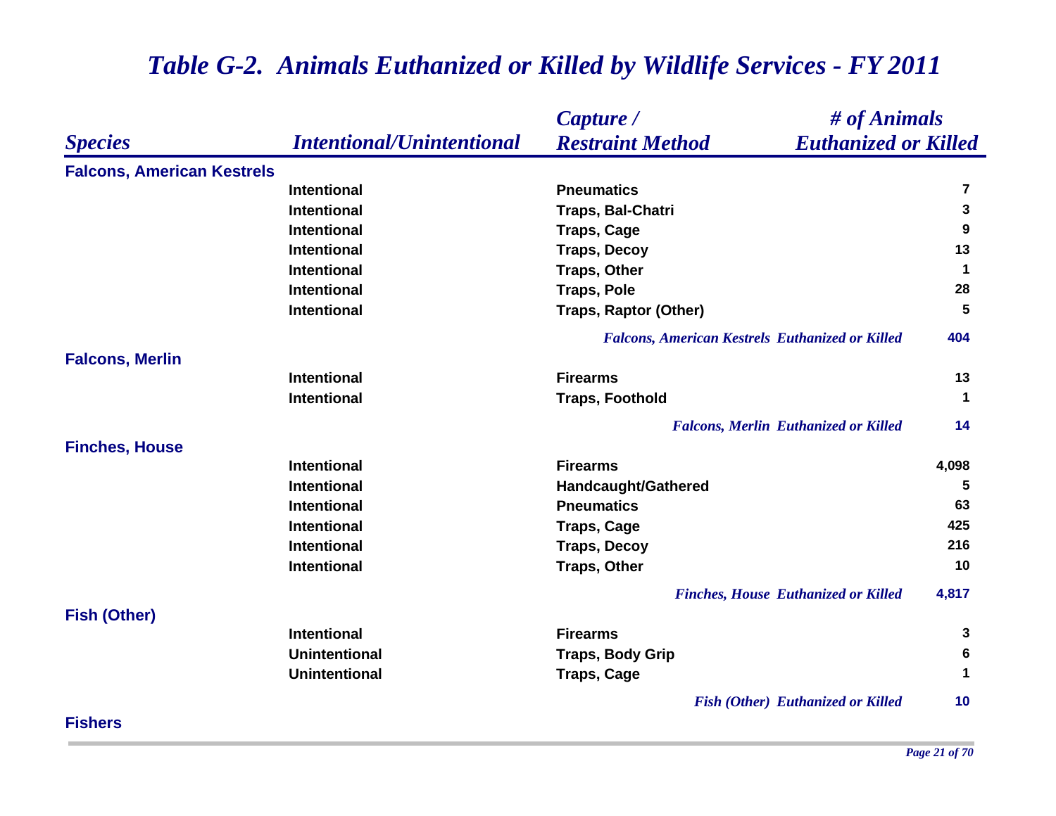# Table G-2. Animals Euthanized or Killed by Wildlife Services - FY 2011

| Species | Intentional/Unintentional | Capture / Restraint Method | # of Animals Euthanized or Killed |
|---|---|---|---|
| **Falcons, American Kestrels** | | | |
| | Intentional | Pneumatics | 7 |
| | Intentional | Traps, Bal-Chatri | 3 |
| | Intentional | Traps, Cage | 9 |
| | Intentional | Traps, Decoy | 13 |
| | Intentional | Traps, Other | 1 |
| | Intentional | Traps, Pole | 28 |
| | Intentional | Traps, Raptor (Other) | 5 |
| | | *Falcons, American Kestrels Euthanized or Killed* | 404 |
| **Falcons, Merlin** | | | |
| | Intentional | Firearms | 13 |
| | Intentional | Traps, Foothold | 1 |
| | | *Falcons, Merlin Euthanized or Killed* | 14 |
| **Finches, House** | | | |
| | Intentional | Firearms | 4,098 |
| | Intentional | Handcaught/Gathered | 5 |
| | Intentional | Pneumatics | 63 |
| | Intentional | Traps, Cage | 425 |
| | Intentional | Traps, Decoy | 216 |
| | Intentional | Traps, Other | 10 |
| | | *Finches, House Euthanized or Killed* | 4,817 |
| **Fish (Other)** | | | |
| | Intentional | Firearms | 3 |
| | Unintentional | Traps, Body Grip | 6 |
| | Unintentional | Traps, Cage | 1 |
| | | *Fish (Other) Euthanized or Killed* | 10 |
| **Fishers** | | | |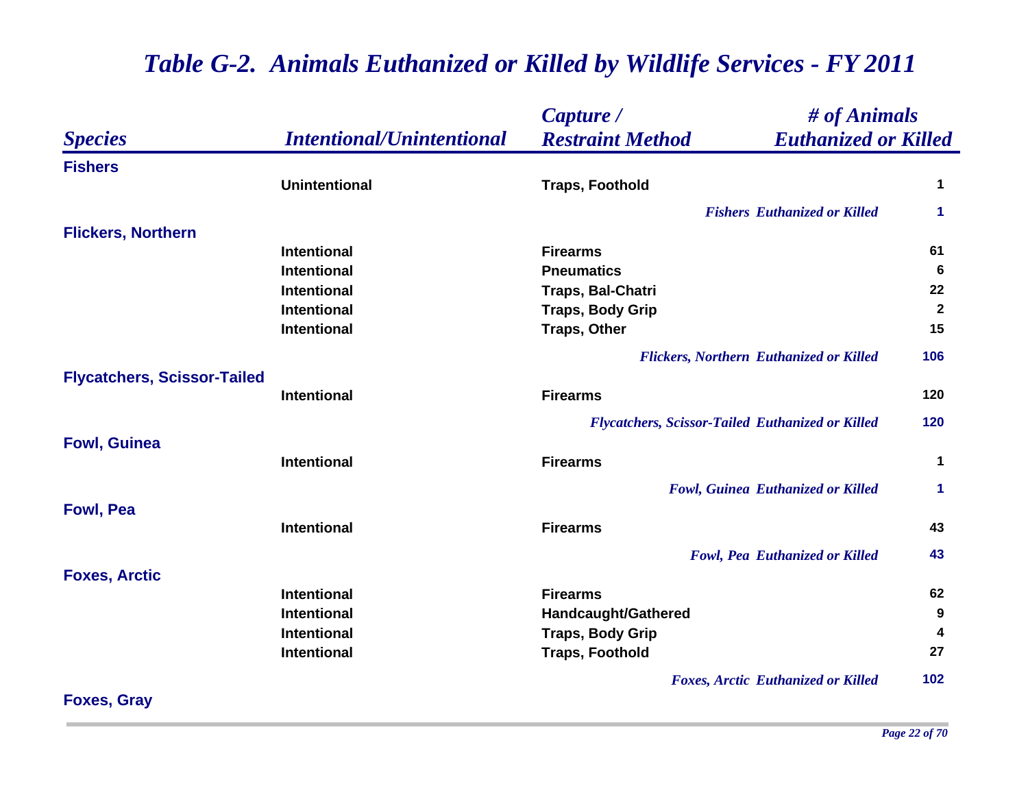# Table G-2. Animals Euthanized or Killed by Wildlife Services - FY 2011

| Species | Intentional/Unintentional | Capture / Restraint Method | # of Animals Euthanized or Killed |
|---|---|---|---|
| **Fishers** | | | |
| | Unintentional | Traps, Foothold | 1 |
| | | *Fishers Euthanized or Killed* | 1 |
| **Flickers, Northern** | | | |
| | Intentional | Firearms | 61 |
| | Intentional | Pneumatics | 6 |
| | Intentional | Traps, Bal-Chatri | 22 |
| | Intentional | Traps, Body Grip | 2 |
| | Intentional | Traps, Other | 15 |
| | | *Flickers, Northern Euthanized or Killed* | 106 |
| **Flycatchers, Scissor-Tailed** | | | |
| | Intentional | Firearms | 120 |
| | | *Flycatchers, Scissor-Tailed Euthanized or Killed* | 120 |
| **Fowl, Guinea** | | | |
| | Intentional | Firearms | 1 |
| | | *Fowl, Guinea Euthanized or Killed* | 1 |
| **Fowl, Pea** | | | |
| | Intentional | Firearms | 43 |
| | | *Fowl, Pea Euthanized or Killed* | 43 |
| **Foxes, Arctic** | | | |
| | Intentional | Firearms | 62 |
| | Intentional | Handcaught/Gathered | 9 |
| | Intentional | Traps, Body Grip | 4 |
| | Intentional | Traps, Foothold | 27 |
| | | *Foxes, Arctic Euthanized or Killed* | 102 |
| **Foxes, Gray** | | | |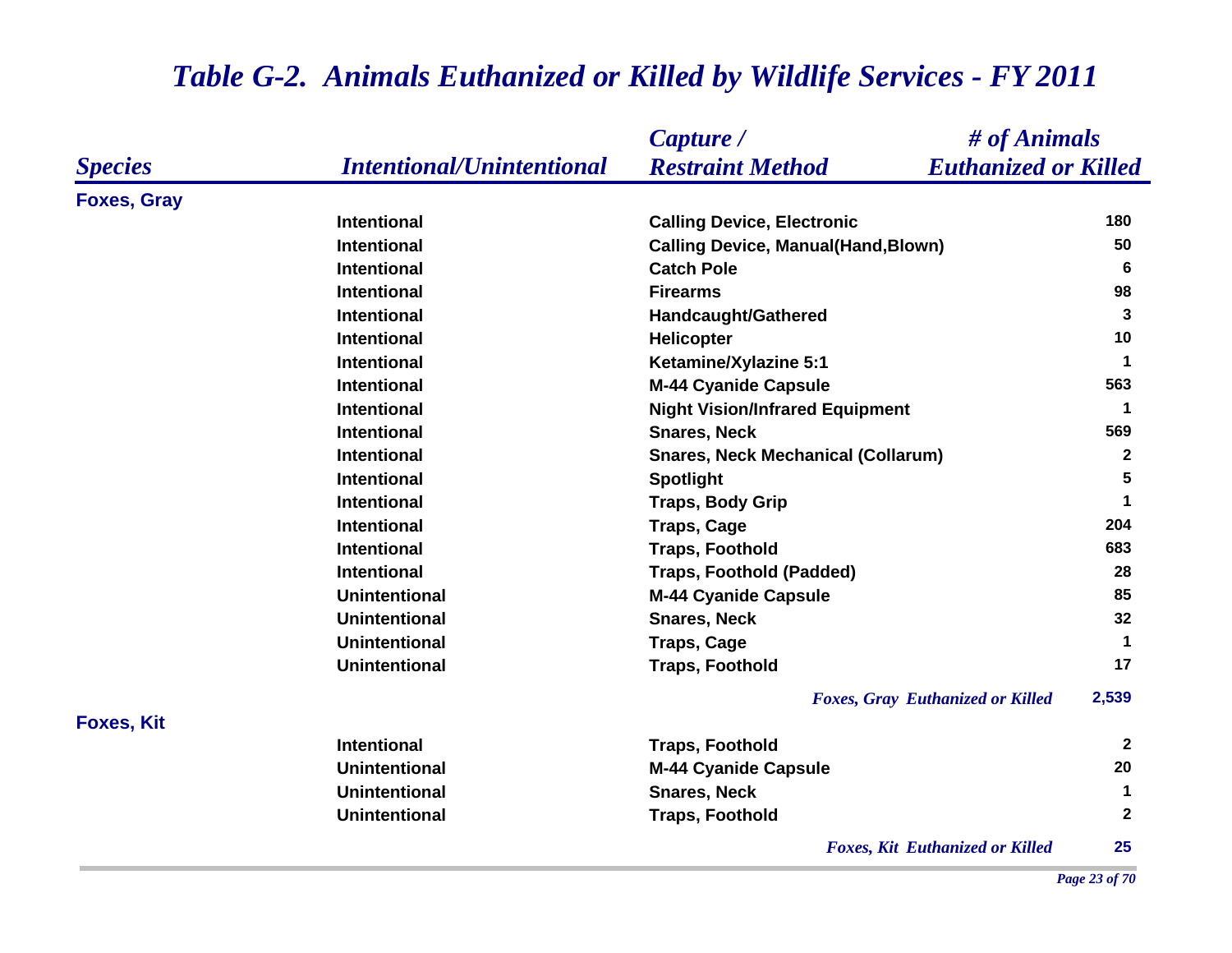# *Table G-2. Animals Euthanized or Killed by Wildlife Services - FY 2011*

| *Species* | *Intentional/Unintentional* | *Capture / Restraint Method* | *# of Animals Euthanized or Killed* |
|---|---|---|---|
| **Foxes, Gray** | | | |
| | Intentional | Calling Device, Electronic | 180 |
| | Intentional | Calling Device, Manual(Hand,Blown) | 50 |
| | Intentional | Catch Pole | 6 |
| | Intentional | Firearms | 98 |
| | Intentional | Handcaught/Gathered | 3 |
| | Intentional | Helicopter | 10 |
| | Intentional | Ketamine/Xylazine 5:1 | 1 |
| | Intentional | M-44 Cyanide Capsule | 563 |
| | Intentional | Night Vision/Infrared Equipment | 1 |
| | Intentional | Snares, Neck | 569 |
| | Intentional | Snares, Neck Mechanical (Collarum) | 2 |
| | Intentional | Spotlight | 5 |
| | Intentional | Traps, Body Grip | 1 |
| | Intentional | Traps, Cage | 204 |
| | Intentional | Traps, Foothold | 683 |
| | Intentional | Traps, Foothold (Padded) | 28 |
| | Unintentional | M-44 Cyanide Capsule | 85 |
| | Unintentional | Snares, Neck | 32 |
| | Unintentional | Traps, Cage | 1 |
| | Unintentional | Traps, Foothold | 17 |
| | | *Foxes, Gray Euthanized or Killed* | 2,539 |
| **Foxes, Kit** | | | |
| | Intentional | Traps, Foothold | 2 |
| | Unintentional | M-44 Cyanide Capsule | 20 |
| | Unintentional | Snares, Neck | 1 |
| | Unintentional | Traps, Foothold | 2 |
| | | *Foxes, Kit Euthanized or Killed* | 25 |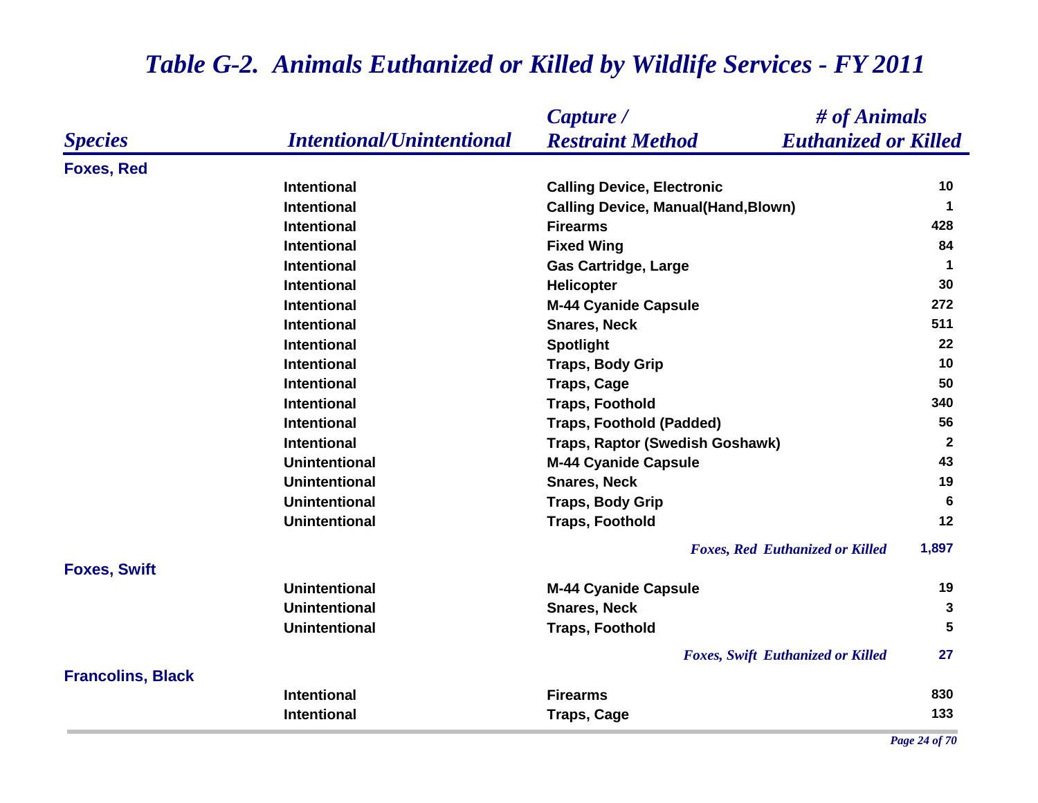# *Table G-2. Animals Euthanized or Killed by Wildlife Services - FY 2011*

| *Species* | *Intentional/Unintentional* | *Capture / Restraint Method* | *# of Animals Euthanized or Killed* |
|---|---|---|---|
| **Foxes, Red** | | | |
| | Intentional | Calling Device, Electronic | 10 |
| | Intentional | Calling Device, Manual(Hand,Blown) | 1 |
| | Intentional | Firearms | 428 |
| | Intentional | Fixed Wing | 84 |
| | Intentional | Gas Cartridge, Large | 1 |
| | Intentional | Helicopter | 30 |
| | Intentional | M-44 Cyanide Capsule | 272 |
| | Intentional | Snares, Neck | 511 |
| | Intentional | Spotlight | 22 |
| | Intentional | Traps, Body Grip | 10 |
| | Intentional | Traps, Cage | 50 |
| | Intentional | Traps, Foothold | 340 |
| | Intentional | Traps, Foothold (Padded) | 56 |
| | Intentional | Traps, Raptor (Swedish Goshawk) | 2 |
| | Unintentional | M-44 Cyanide Capsule | 43 |
| | Unintentional | Snares, Neck | 19 |
| | Unintentional | Traps, Body Grip | 6 |
| | Unintentional | Traps, Foothold | 12 |
| | | *Foxes, Red Euthanized or Killed* | 1,897 |
| **Foxes, Swift** | | | |
| | Unintentional | M-44 Cyanide Capsule | 19 |
| | Unintentional | Snares, Neck | 3 |
| | Unintentional | Traps, Foothold | 5 |
| | | *Foxes, Swift Euthanized or Killed* | 27 |
| **Francolins, Black** | | | |
| | Intentional | Firearms | 830 |
| | Intentional | Traps, Cage | 133 |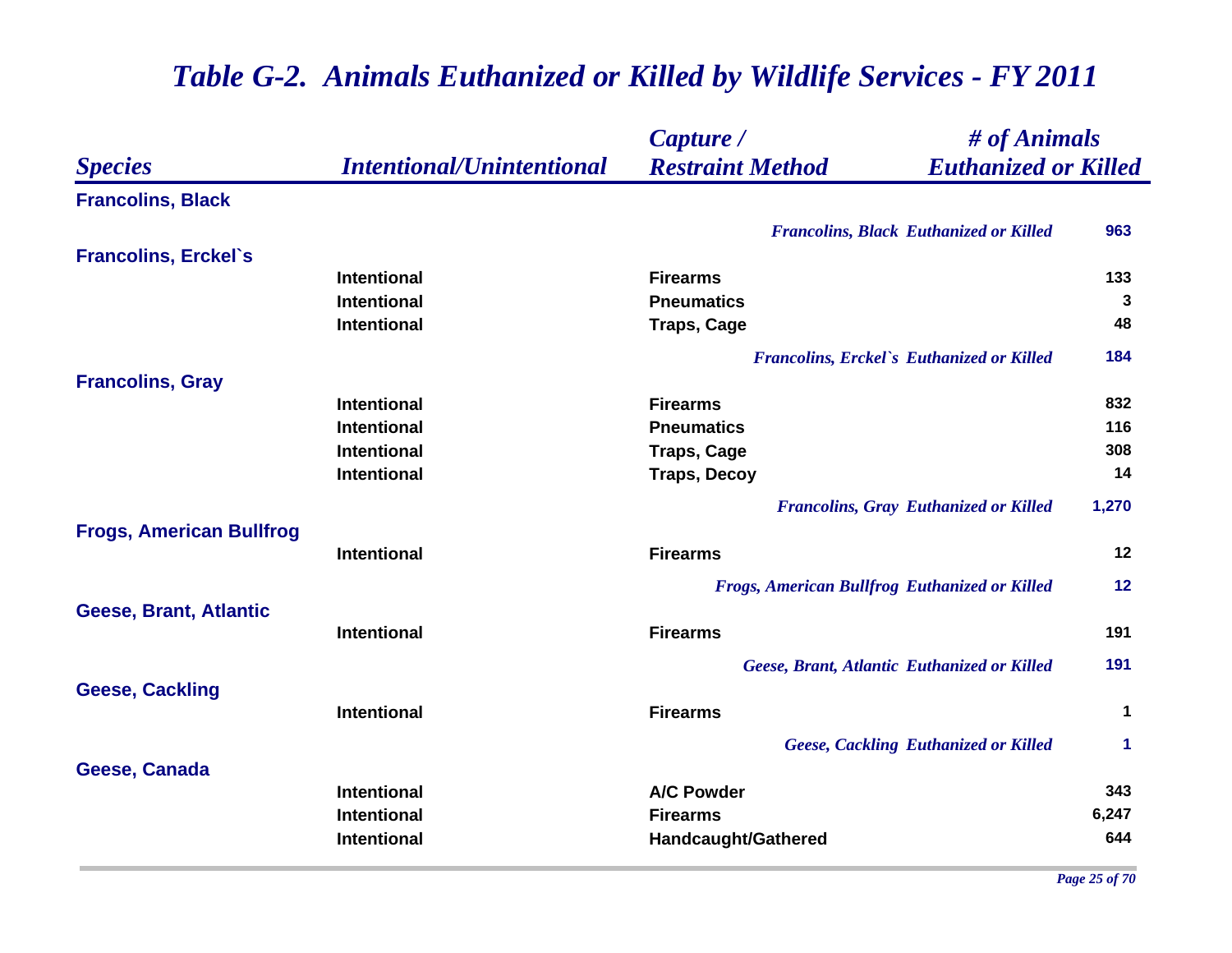# *Table G-2. Animals Euthanized or Killed by Wildlife Services - FY 2011*

| *Species* | *Intentional/Unintentional* | *Capture / Restraint Method* | *# of Animals Euthanized or Killed* |
|---|---|---|---|
| **Francolins, Black** | | | |
| | | *Francolins, Black Euthanized or Killed* | **963** |
| **Francolins, Erckel`s** | | | |
| | Intentional | Firearms | 133 |
| | Intentional | Pneumatics | 3 |
| | Intentional | Traps, Cage | 48 |
| | | *Francolins, Erckel`s Euthanized or Killed* | **184** |
| **Francolins, Gray** | | | |
| | Intentional | Firearms | 832 |
| | Intentional | Pneumatics | 116 |
| | Intentional | Traps, Cage | 308 |
| | Intentional | Traps, Decoy | 14 |
| | | *Francolins, Gray Euthanized or Killed* | **1,270** |
| **Frogs, American Bullfrog** | | | |
| | Intentional | Firearms | 12 |
| | | *Frogs, American Bullfrog Euthanized or Killed* | **12** |
| **Geese, Brant, Atlantic** | | | |
| | Intentional | Firearms | 191 |
| | | *Geese, Brant, Atlantic Euthanized or Killed* | **191** |
| **Geese, Cackling** | | | |
| | Intentional | Firearms | 1 |
| | | *Geese, Cackling Euthanized or Killed* | **1** |
| **Geese, Canada** | | | |
| | Intentional | A/C Powder | 343 |
| | Intentional | Firearms | 6,247 |
| | Intentional | Handcaught/Gathered | 644 |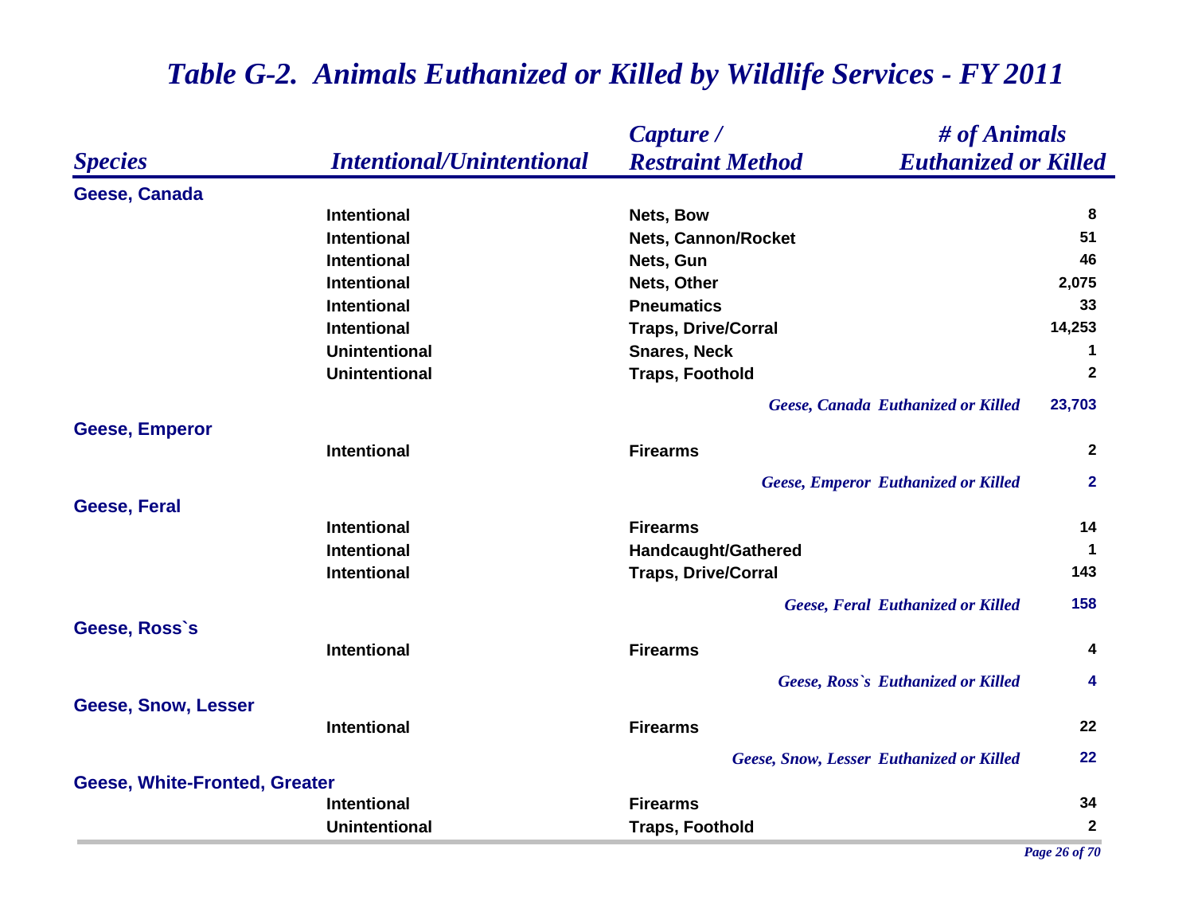# Table G-2. Animals Euthanized or Killed by Wildlife Services - FY 2011

| Species | Intentional/Unintentional | Capture / Restraint Method | # of Animals Euthanized or Killed |
|---|---|---|---|
| **Geese, Canada** | | | |
| | Intentional | Nets, Bow | 8 |
| | Intentional | Nets, Cannon/Rocket | 51 |
| | Intentional | Nets, Gun | 46 |
| | Intentional | Nets, Other | 2,075 |
| | Intentional | Pneumatics | 33 |
| | Intentional | Traps, Drive/Corral | 14,253 |
| | Unintentional | Snares, Neck | 1 |
| | Unintentional | Traps, Foothold | 2 |
| | | *Geese, Canada Euthanized or Killed* | 23,703 |
| **Geese, Emperor** | | | |
| | Intentional | Firearms | 2 |
| | | *Geese, Emperor Euthanized or Killed* | 2 |
| **Geese, Feral** | | | |
| | Intentional | Firearms | 14 |
| | Intentional | Handcaught/Gathered | 1 |
| | Intentional | Traps, Drive/Corral | 143 |
| | | *Geese, Feral Euthanized or Killed* | 158 |
| **Geese, Ross`s** | | | |
| | Intentional | Firearms | 4 |
| | | *Geese, Ross`s Euthanized or Killed* | 4 |
| **Geese, Snow, Lesser** | | | |
| | Intentional | Firearms | 22 |
| | | *Geese, Snow, Lesser Euthanized or Killed* | 22 |
| **Geese, White-Fronted, Greater** | | | |
| | Intentional | Firearms | 34 |
| | Unintentional | Traps, Foothold | 2 |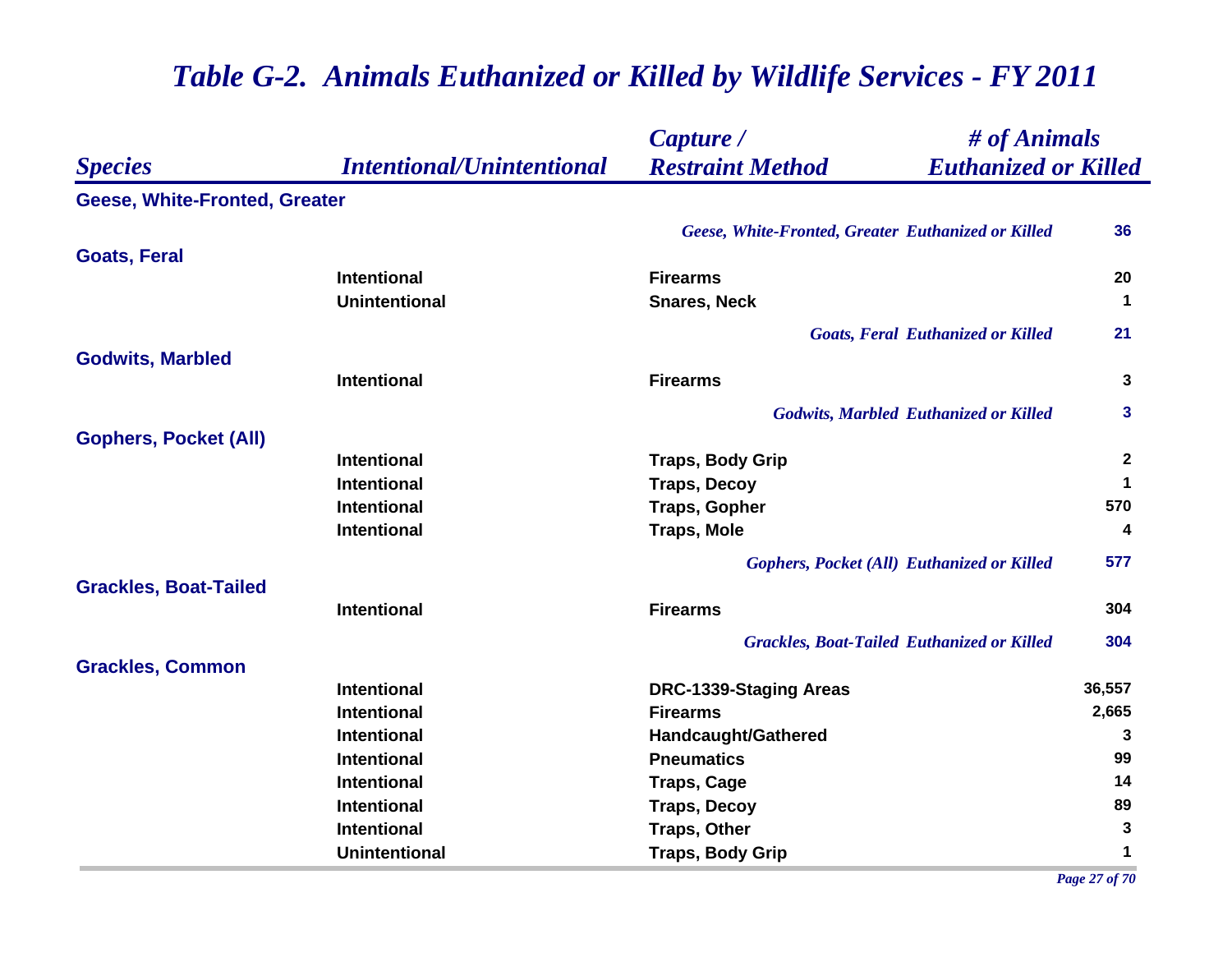# Table G-2. Animals Euthanized or Killed by Wildlife Services - FY 2011

| Species | Intentional/Unintentional | Capture / Restraint Method | # of Animals Euthanized or Killed |
|---|---|---|---|
| **Geese, White-Fronted, Greater** | | | |
| | | *Geese, White-Fronted, Greater Euthanized or Killed* | **36** |
| **Goats, Feral** | | | |
| | Intentional | Firearms | 20 |
| | Unintentional | Snares, Neck | 1 |
| | | *Goats, Feral Euthanized or Killed* | **21** |
| **Godwits, Marbled** | | | |
| | Intentional | Firearms | 3 |
| | | *Godwits, Marbled Euthanized or Killed* | **3** |
| **Gophers, Pocket (All)** | | | |
| | Intentional | Traps, Body Grip | 2 |
| | Intentional | Traps, Decoy | 1 |
| | Intentional | Traps, Gopher | 570 |
| | Intentional | Traps, Mole | 4 |
| | | *Gophers, Pocket (All) Euthanized or Killed* | **577** |
| **Grackles, Boat-Tailed** | | | |
| | Intentional | Firearms | 304 |
| | | *Grackles, Boat-Tailed Euthanized or Killed* | **304** |
| **Grackles, Common** | | | |
| | Intentional | DRC-1339-Staging Areas | 36,557 |
| | Intentional | Firearms | 2,665 |
| | Intentional | Handcaught/Gathered | 3 |
| | Intentional | Pneumatics | 99 |
| | Intentional | Traps, Cage | 14 |
| | Intentional | Traps, Decoy | 89 |
| | Intentional | Traps, Other | 3 |
| | Unintentional | Traps, Body Grip | 1 |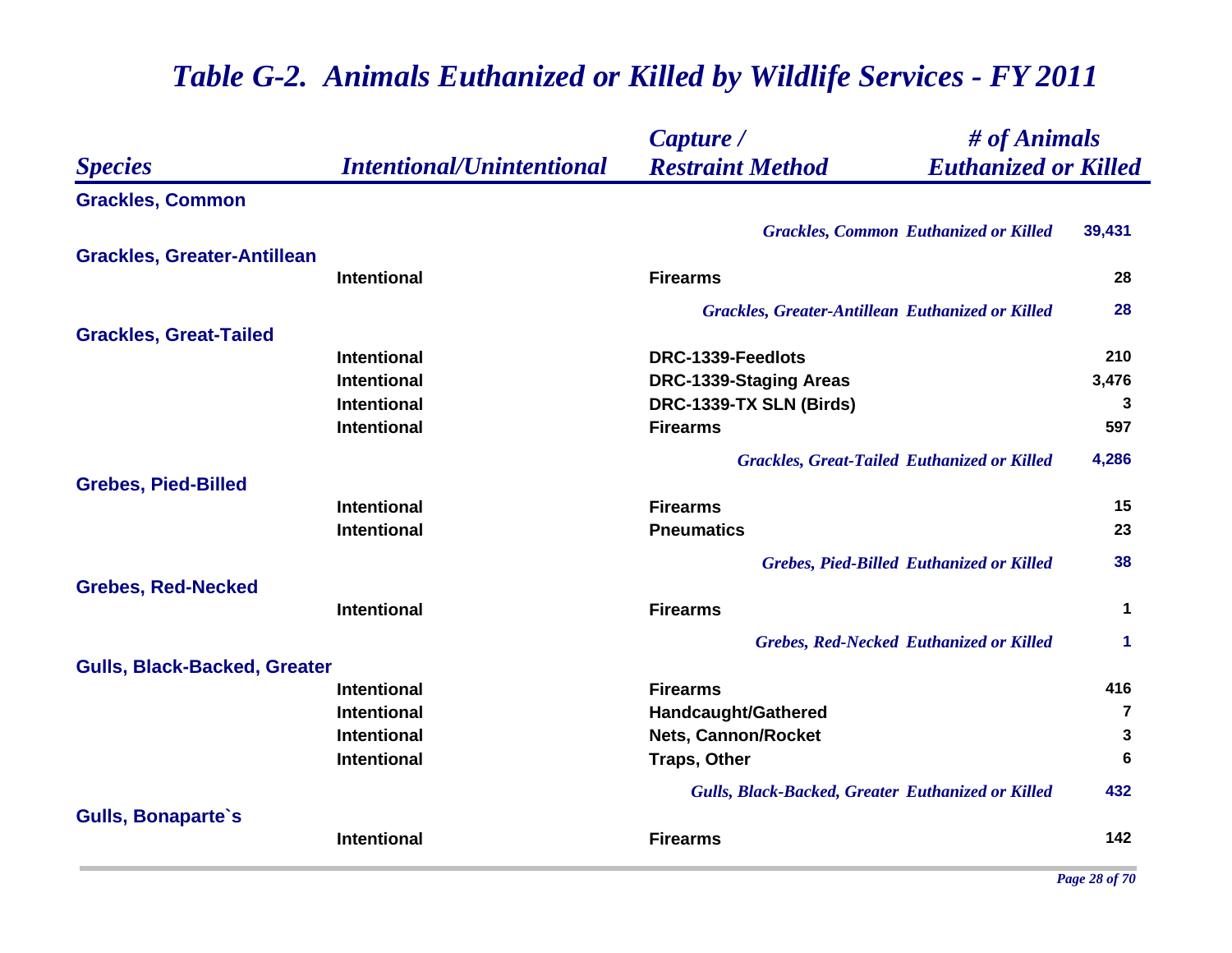# *Table G-2. Animals Euthanized or Killed by Wildlife Services - FY 2011*

| *Species* | *Intentional/Unintentional* | *Capture / Restraint Method* | *# of Animals Euthanized or Killed* |
|---|---|---|---|
| **Grackles, Common** | | | |
| | | *Grackles, Common Euthanized or Killed* | **39,431** |
| **Grackles, Greater-Antillean** | | | |
| | Intentional | Firearms | 28 |
| | | *Grackles, Greater-Antillean Euthanized or Killed* | **28** |
| **Grackles, Great-Tailed** | | | |
| | Intentional | DRC-1339-Feedlots | 210 |
| | Intentional | DRC-1339-Staging Areas | 3,476 |
| | Intentional | DRC-1339-TX SLN (Birds) | 3 |
| | Intentional | Firearms | 597 |
| | | *Grackles, Great-Tailed Euthanized or Killed* | **4,286** |
| **Grebes, Pied-Billed** | | | |
| | Intentional | Firearms | 15 |
| | Intentional | Pneumatics | 23 |
| | | *Grebes, Pied-Billed Euthanized or Killed* | **38** |
| **Grebes, Red-Necked** | | | |
| | Intentional | Firearms | 1 |
| | | *Grebes, Red-Necked Euthanized or Killed* | **1** |
| **Gulls, Black-Backed, Greater** | | | |
| | Intentional | Firearms | 416 |
| | Intentional | Handcaught/Gathered | 7 |
| | Intentional | Nets, Cannon/Rocket | 3 |
| | Intentional | Traps, Other | 6 |
| | | *Gulls, Black-Backed, Greater Euthanized or Killed* | **432** |
| **Gulls, Bonaparte`s** | | | |
| | Intentional | Firearms | 142 |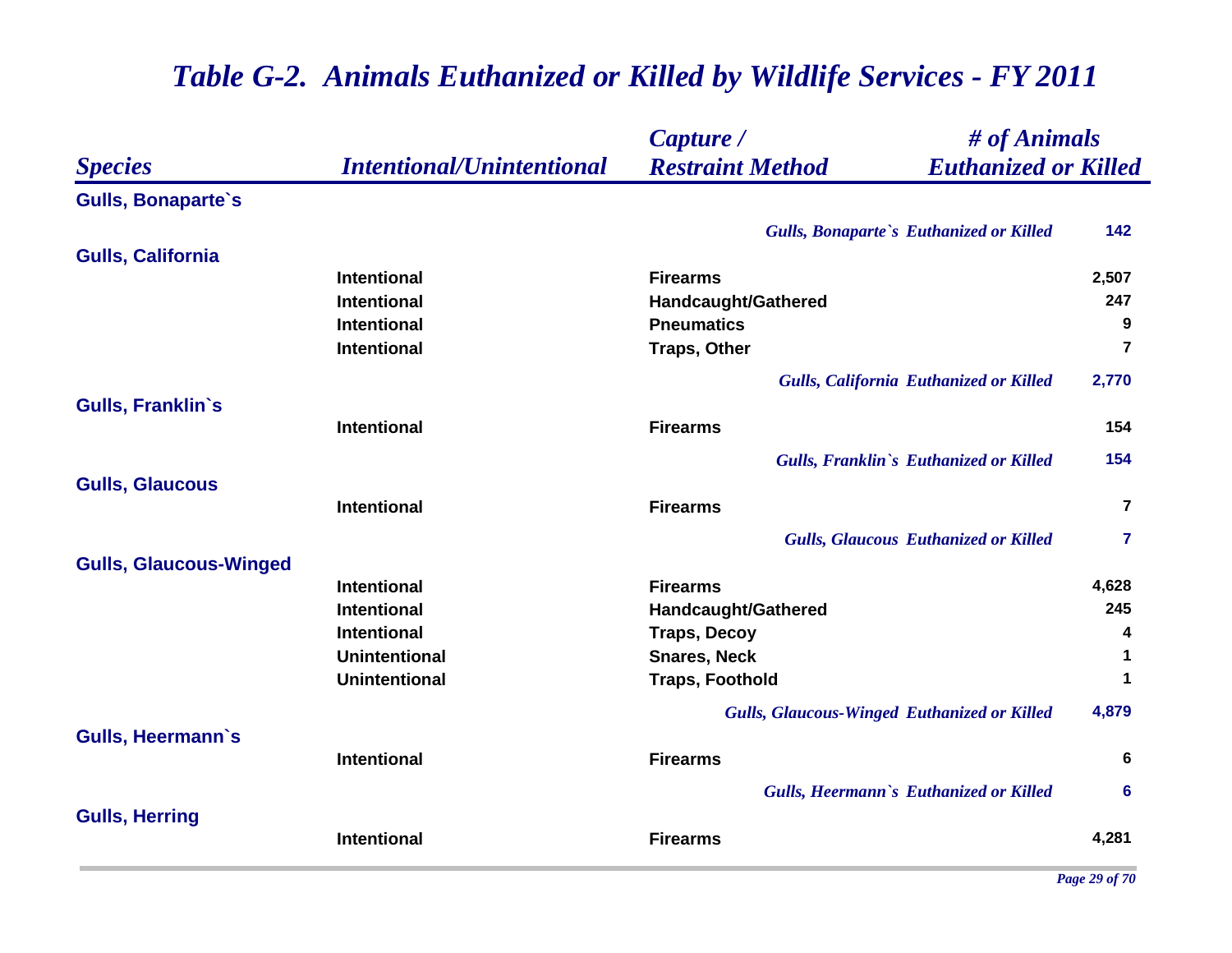# *Table G-2. Animals Euthanized or Killed by Wildlife Services - FY 2011*

| *Species* | *Intentional/Unintentional* | *Capture / Restraint Method* | *# of Animals Euthanized or Killed* |
|---|---|---|---|
| **Gulls, Bonaparte`s** | | | |
| | | *Gulls, Bonaparte`s Euthanized or Killed* | **142** |
| **Gulls, California** | | | |
| | Intentional | Firearms | 2,507 |
| | Intentional | Handcaught/Gathered | 247 |
| | Intentional | Pneumatics | 9 |
| | Intentional | Traps, Other | 7 |
| | | *Gulls, California Euthanized or Killed* | **2,770** |
| **Gulls, Franklin`s** | | | |
| | Intentional | Firearms | 154 |
| | | *Gulls, Franklin`s Euthanized or Killed* | **154** |
| **Gulls, Glaucous** | | | |
| | Intentional | Firearms | 7 |
| | | *Gulls, Glaucous Euthanized or Killed* | **7** |
| **Gulls, Glaucous-Winged** | | | |
| | Intentional | Firearms | 4,628 |
| | Intentional | Handcaught/Gathered | 245 |
| | Intentional | Traps, Decoy | 4 |
| | Unintentional | Snares, Neck | 1 |
| | Unintentional | Traps, Foothold | 1 |
| | | *Gulls, Glaucous-Winged Euthanized or Killed* | **4,879** |
| **Gulls, Heermann`s** | | | |
| | Intentional | Firearms | 6 |
| | | *Gulls, Heermann`s Euthanized or Killed* | **6** |
| **Gulls, Herring** | | | |
| | Intentional | Firearms | 4,281 |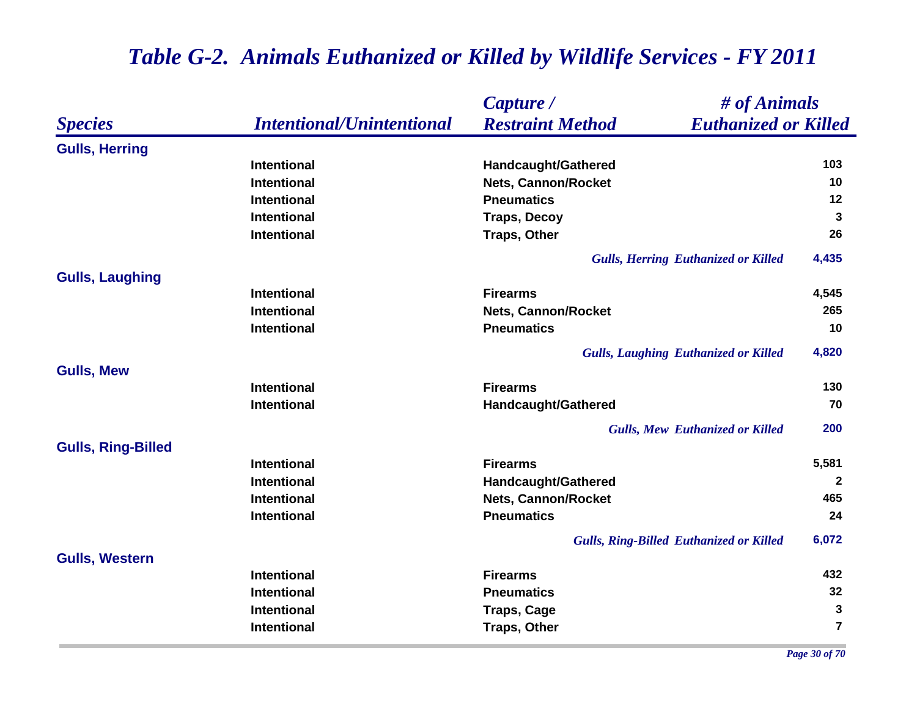# *Table G-2. Animals Euthanized or Killed by Wildlife Services - FY 2011*

| *Species* | *Intentional/Unintentional* | *Capture / Restraint Method* | *# of Animals Euthanized or Killed* |
|---|---|---|---|
| **Gulls, Herring** | | | |
| | Intentional | Handcaught/Gathered | 103 |
| | Intentional | Nets, Cannon/Rocket | 10 |
| | Intentional | Pneumatics | 12 |
| | Intentional | Traps, Decoy | 3 |
| | Intentional | Traps, Other | 26 |
| | | *Gulls, Herring Euthanized or Killed* | 4,435 |
| **Gulls, Laughing** | | | |
| | Intentional | Firearms | 4,545 |
| | Intentional | Nets, Cannon/Rocket | 265 |
| | Intentional | Pneumatics | 10 |
| | | *Gulls, Laughing Euthanized or Killed* | 4,820 |
| **Gulls, Mew** | | | |
| | Intentional | Firearms | 130 |
| | Intentional | Handcaught/Gathered | 70 |
| | | *Gulls, Mew Euthanized or Killed* | 200 |
| **Gulls, Ring-Billed** | | | |
| | Intentional | Firearms | 5,581 |
| | Intentional | Handcaught/Gathered | 2 |
| | Intentional | Nets, Cannon/Rocket | 465 |
| | Intentional | Pneumatics | 24 |
| | | *Gulls, Ring-Billed Euthanized or Killed* | 6,072 |
| **Gulls, Western** | | | |
| | Intentional | Firearms | 432 |
| | Intentional | Pneumatics | 32 |
| | Intentional | Traps, Cage | 3 |
| | Intentional | Traps, Other | 7 |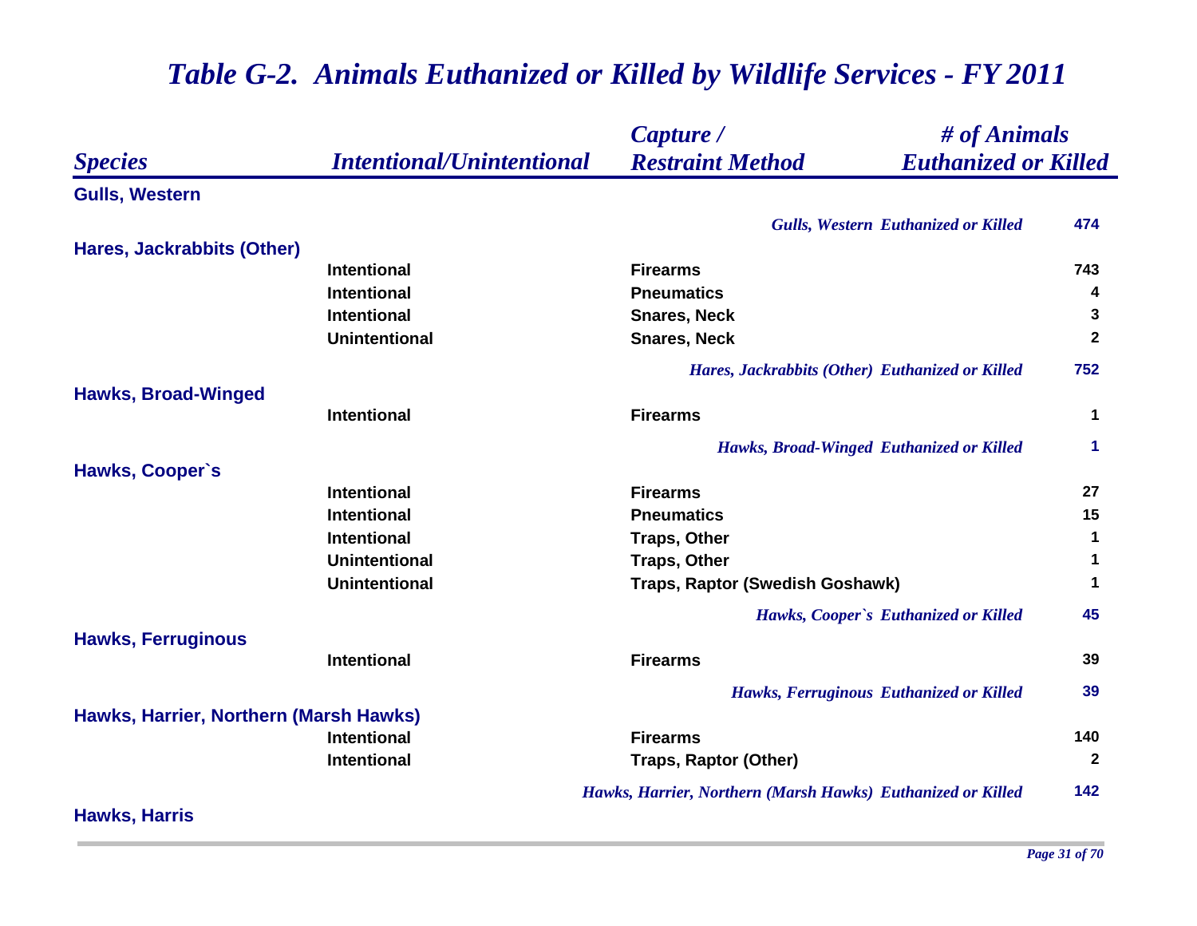# *Table G-2. Animals Euthanized or Killed by Wildlife Services - FY 2011*

| *Species* | *Intentional/Unintentional* | *Capture / Restraint Method* | *# of Animals Euthanized or Killed* |
|---|---|---|---|
| **Gulls, Western** | | | |
| | | *Gulls, Western Euthanized or Killed* | **474** |
| **Hares, Jackrabbits (Other)** | | | |
| | Intentional | Firearms | 743 |
| | Intentional | Pneumatics | 4 |
| | Intentional | Snares, Neck | 3 |
| | Unintentional | Snares, Neck | 2 |
| | | *Hares, Jackrabbits (Other) Euthanized or Killed* | **752** |
| **Hawks, Broad-Winged** | | | |
| | Intentional | Firearms | 1 |
| | | *Hawks, Broad-Winged Euthanized or Killed* | **1** |
| **Hawks, Cooper`s** | | | |
| | Intentional | Firearms | 27 |
| | Intentional | Pneumatics | 15 |
| | Intentional | Traps, Other | 1 |
| | Unintentional | Traps, Other | 1 |
| | Unintentional | Traps, Raptor (Swedish Goshawk) | 1 |
| | | *Hawks, Cooper`s Euthanized or Killed* | **45** |
| **Hawks, Ferruginous** | | | |
| | Intentional | Firearms | 39 |
| | | *Hawks, Ferruginous Euthanized or Killed* | **39** |
| **Hawks, Harrier, Northern (Marsh Hawks)** | | | |
| | Intentional | Firearms | 140 |
| | Intentional | Traps, Raptor (Other) | 2 |
| | | *Hawks, Harrier, Northern (Marsh Hawks) Euthanized or Killed* | **142** |
| **Hawks, Harris** | | | |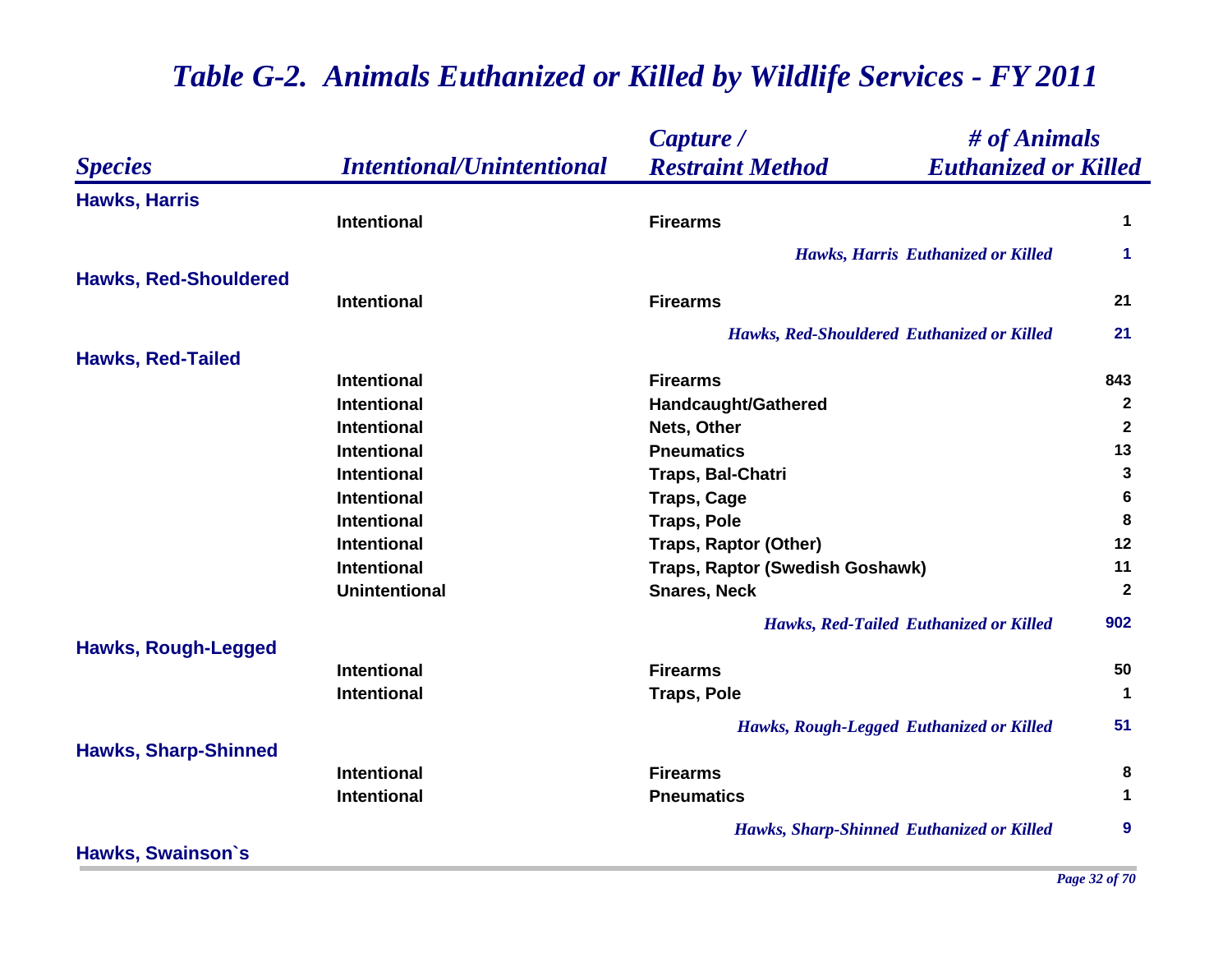# *Table G-2. Animals Euthanized or Killed by Wildlife Services - FY 2011*

| *Species* | *Intentional/Unintentional* | *Capture / Restraint Method* | *# of Animals Euthanized or Killed* |
|---|---|---|---|
| **Hawks, Harris** | | | |
| | Intentional | Firearms | 1 |
| | | *Hawks, Harris Euthanized or Killed* | 1 |
| **Hawks, Red-Shouldered** | | | |
| | Intentional | Firearms | 21 |
| | | *Hawks, Red-Shouldered Euthanized or Killed* | 21 |
| **Hawks, Red-Tailed** | | | |
| | Intentional | Firearms | 843 |
| | Intentional | Handcaught/Gathered | 2 |
| | Intentional | Nets, Other | 2 |
| | Intentional | Pneumatics | 13 |
| | Intentional | Traps, Bal-Chatri | 3 |
| | Intentional | Traps, Cage | 6 |
| | Intentional | Traps, Pole | 8 |
| | Intentional | Traps, Raptor (Other) | 12 |
| | Intentional | Traps, Raptor (Swedish Goshawk) | 11 |
| | Unintentional | Snares, Neck | 2 |
| | | *Hawks, Red-Tailed Euthanized or Killed* | 902 |
| **Hawks, Rough-Legged** | | | |
| | Intentional | Firearms | 50 |
| | Intentional | Traps, Pole | 1 |
| | | *Hawks, Rough-Legged Euthanized or Killed* | 51 |
| **Hawks, Sharp-Shinned** | | | |
| | Intentional | Firearms | 8 |
| | Intentional | Pneumatics | 1 |
| | | *Hawks, Sharp-Shinned Euthanized or Killed* | 9 |
| **Hawks, Swainson`s** | | | |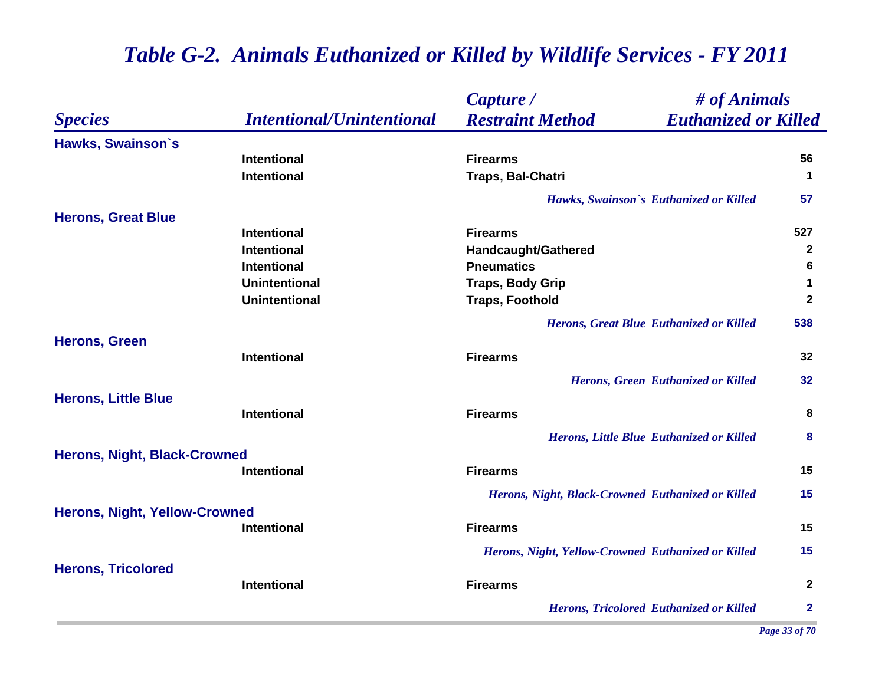## *Table G-2. Animals Euthanized or Killed by Wildlife Services - FY 2011*

| *Species* | *Intentional/Unintentional* | *Capture / Restraint Method* | *# of Animals Euthanized or Killed* |
|---|---|---|---|
| **Hawks, Swainson`s** | | | |
| | Intentional | Firearms | 56 |
| | Intentional | Traps, Bal-Chatri | 1 |
| | | *Hawks, Swainson`s Euthanized or Killed* | 57 |
| **Herons, Great Blue** | | | |
| | Intentional | Firearms | 527 |
| | Intentional | Handcaught/Gathered | 2 |
| | Intentional | Pneumatics | 6 |
| | Unintentional | Traps, Body Grip | 1 |
| | Unintentional | Traps, Foothold | 2 |
| | | *Herons, Great Blue Euthanized or Killed* | 538 |
| **Herons, Green** | | | |
| | Intentional | Firearms | 32 |
| | | *Herons, Green Euthanized or Killed* | 32 |
| **Herons, Little Blue** | | | |
| | Intentional | Firearms | 8 |
| | | *Herons, Little Blue Euthanized or Killed* | 8 |
| **Herons, Night, Black-Crowned** | | | |
| | Intentional | Firearms | 15 |
| | | *Herons, Night, Black-Crowned Euthanized or Killed* | 15 |
| **Herons, Night, Yellow-Crowned** | | | |
| | Intentional | Firearms | 15 |
| | | *Herons, Night, Yellow-Crowned Euthanized or Killed* | 15 |
| **Herons, Tricolored** | | | |
| | Intentional | Firearms | 2 |
| | | *Herons, Tricolored Euthanized or Killed* | 2 |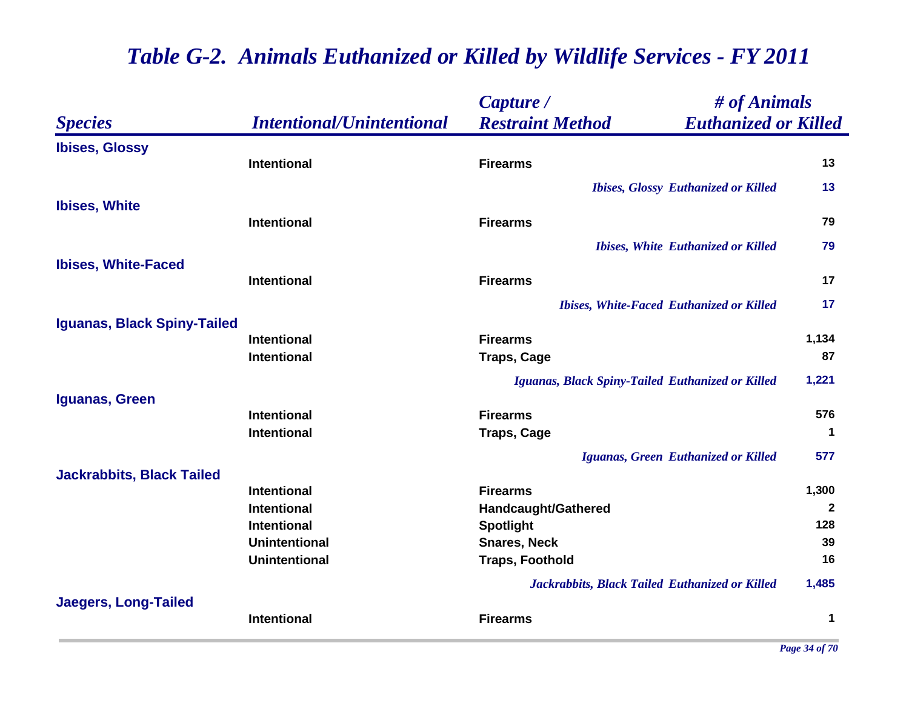# Table G-2. Animals Euthanized or Killed by Wildlife Services - FY 2011

| Species | Intentional/Unintentional | Capture / Restraint Method | # of Animals Euthanized or Killed |
|---|---|---|---|
| **Ibises, Glossy** | | | |
| | Intentional | Firearms | 13 |
| | | *Ibises, Glossy Euthanized or Killed* | 13 |
| **Ibises, White** | | | |
| | Intentional | Firearms | 79 |
| | | *Ibises, White Euthanized or Killed* | 79 |
| **Ibises, White-Faced** | | | |
| | Intentional | Firearms | 17 |
| | | *Ibises, White-Faced Euthanized or Killed* | 17 |
| **Iguanas, Black Spiny-Tailed** | | | |
| | Intentional | Firearms | 1,134 |
| | Intentional | Traps, Cage | 87 |
| | | *Iguanas, Black Spiny-Tailed Euthanized or Killed* | 1,221 |
| **Iguanas, Green** | | | |
| | Intentional | Firearms | 576 |
| | Intentional | Traps, Cage | 1 |
| | | *Iguanas, Green Euthanized or Killed* | 577 |
| **Jackrabbits, Black Tailed** | | | |
| | Intentional | Firearms | 1,300 |
| | Intentional | Handcaught/Gathered | 2 |
| | Intentional | Spotlight | 128 |
| | Unintentional | Snares, Neck | 39 |
| | Unintentional | Traps, Foothold | 16 |
| | | *Jackrabbits, Black Tailed Euthanized or Killed* | 1,485 |
| **Jaegers, Long-Tailed** | | | |
| | Intentional | Firearms | 1 |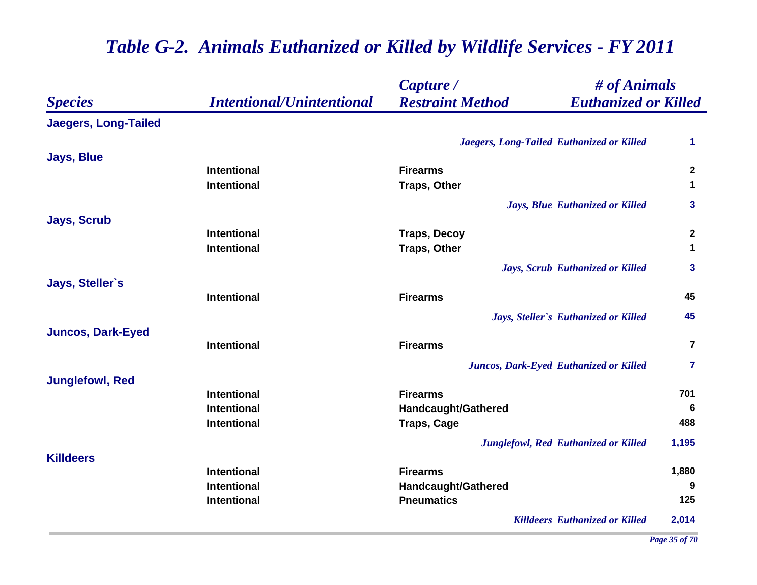# Table G-2. Animals Euthanized or Killed by Wildlife Services - FY 2011

| Species | Intentional/Unintentional | Capture / Restraint Method | # of Animals Euthanized or Killed |
|---|---|---|---|
| **Jaegers, Long-Tailed** | | | |
| | | *Jaegers, Long-Tailed Euthanized or Killed* | **1** |
| **Jays, Blue** | | | |
| | Intentional | Firearms | 2 |
| | Intentional | Traps, Other | 1 |
| | | *Jays, Blue Euthanized or Killed* | **3** |
| **Jays, Scrub** | | | |
| | Intentional | Traps, Decoy | 2 |
| | Intentional | Traps, Other | 1 |
| | | *Jays, Scrub Euthanized or Killed* | **3** |
| **Jays, Steller`s** | | | |
| | Intentional | Firearms | 45 |
| | | *Jays, Steller`s Euthanized or Killed* | **45** |
| **Juncos, Dark-Eyed** | | | |
| | Intentional | Firearms | 7 |
| | | *Juncos, Dark-Eyed Euthanized or Killed* | **7** |
| **Junglefowl, Red** | | | |
| | Intentional | Firearms | 701 |
| | Intentional | Handcaught/Gathered | 6 |
| | Intentional | Traps, Cage | 488 |
| | | *Junglefowl, Red Euthanized or Killed* | **1,195** |
| **Killdeers** | | | |
| | Intentional | Firearms | 1,880 |
| | Intentional | Handcaught/Gathered | 9 |
| | Intentional | Pneumatics | 125 |
| | | *Killdeers Euthanized or Killed* | **2,014** |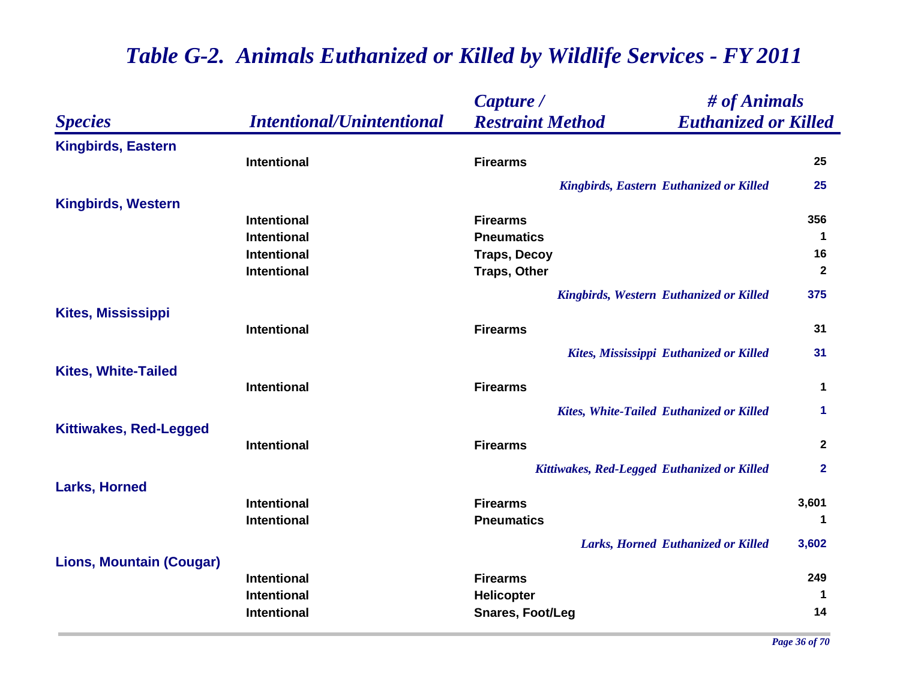# *Table G-2. Animals Euthanized or Killed by Wildlife Services - FY 2011*

| *Species* | *Intentional/Unintentional* | *Capture / Restraint Method* | *# of Animals Euthanized or Killed* |
|---|---|---|---|
| **Kingbirds, Eastern** | | | |
| | Intentional | Firearms | 25 |
| | | *Kingbirds, Eastern Euthanized or Killed* | 25 |
| **Kingbirds, Western** | | | |
| | Intentional | Firearms | 356 |
| | Intentional | Pneumatics | 1 |
| | Intentional | Traps, Decoy | 16 |
| | Intentional | Traps, Other | 2 |
| | | *Kingbirds, Western Euthanized or Killed* | 375 |
| **Kites, Mississippi** | | | |
| | Intentional | Firearms | 31 |
| | | *Kites, Mississippi Euthanized or Killed* | 31 |
| **Kites, White-Tailed** | | | |
| | Intentional | Firearms | 1 |
| | | *Kites, White-Tailed Euthanized or Killed* | 1 |
| **Kittiwakes, Red-Legged** | | | |
| | Intentional | Firearms | 2 |
| | | *Kittiwakes, Red-Legged Euthanized or Killed* | 2 |
| **Larks, Horned** | | | |
| | Intentional | Firearms | 3,601 |
| | Intentional | Pneumatics | 1 |
| | | *Larks, Horned Euthanized or Killed* | 3,602 |
| **Lions, Mountain (Cougar)** | | | |
| | Intentional | Firearms | 249 |
| | Intentional | Helicopter | 1 |
| | Intentional | Snares, Foot/Leg | 14 |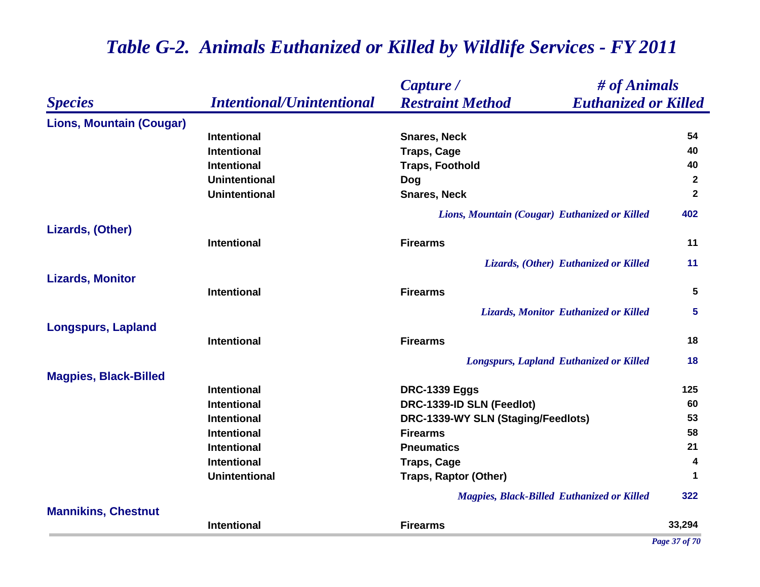# *Table G-2. Animals Euthanized or Killed by Wildlife Services - FY 2011*

| *Species* | *Intentional/Unintentional* | *Capture / Restraint Method* | *# of Animals Euthanized or Killed* |
|---|---|---|---|
| **Lions, Mountain (Cougar)** | | | |
| | Intentional | Snares, Neck | 54 |
| | Intentional | Traps, Cage | 40 |
| | Intentional | Traps, Foothold | 40 |
| | Unintentional | Dog | 2 |
| | Unintentional | Snares, Neck | 2 |
| | | *Lions, Mountain (Cougar) Euthanized or Killed* | 402 |
| **Lizards, (Other)** | | | |
| | Intentional | Firearms | 11 |
| | | *Lizards, (Other) Euthanized or Killed* | 11 |
| **Lizards, Monitor** | | | |
| | Intentional | Firearms | 5 |
| | | *Lizards, Monitor Euthanized or Killed* | 5 |
| **Longspurs, Lapland** | | | |
| | Intentional | Firearms | 18 |
| | | *Longspurs, Lapland Euthanized or Killed* | 18 |
| **Magpies, Black-Billed** | | | |
| | Intentional | DRC-1339 Eggs | 125 |
| | Intentional | DRC-1339-ID SLN (Feedlot) | 60 |
| | Intentional | DRC-1339-WY SLN (Staging/Feedlots) | 53 |
| | Intentional | Firearms | 58 |
| | Intentional | Pneumatics | 21 |
| | Intentional | Traps, Cage | 4 |
| | Unintentional | Traps, Raptor (Other) | 1 |
| | | *Magpies, Black-Billed Euthanized or Killed* | 322 |
| **Mannikins, Chestnut** | | | |
| | Intentional | Firearms | 33,294 |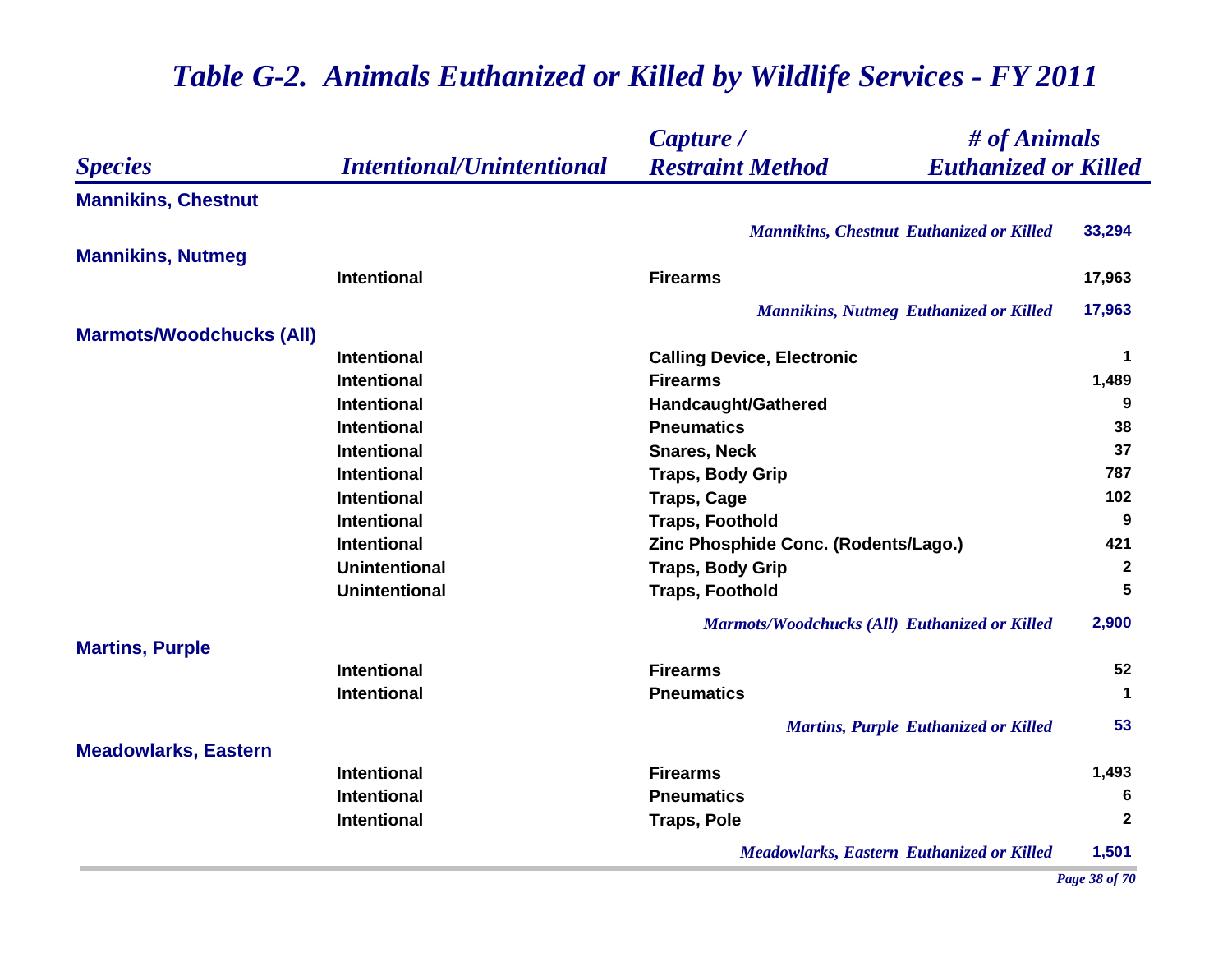# Table G-2. Animals Euthanized or Killed by Wildlife Services - FY 2011

| Species | Intentional/Unintentional | Capture / Restraint Method | # of Animals Euthanized or Killed |
|---|---|---|---|
| **Mannikins, Chestnut** | | | |
| | | *Mannikins, Chestnut Euthanized or Killed* | 33,294 |
| **Mannikins, Nutmeg** | | | |
| | Intentional | Firearms | 17,963 |
| | | *Mannikins, Nutmeg Euthanized or Killed* | 17,963 |
| **Marmots/Woodchucks (All)** | | | |
| | Intentional | Calling Device, Electronic | 1 |
| | Intentional | Firearms | 1,489 |
| | Intentional | Handcaught/Gathered | 9 |
| | Intentional | Pneumatics | 38 |
| | Intentional | Snares, Neck | 37 |
| | Intentional | Traps, Body Grip | 787 |
| | Intentional | Traps, Cage | 102 |
| | Intentional | Traps, Foothold | 9 |
| | Intentional | Zinc Phosphide Conc. (Rodents/Lago.) | 421 |
| | Unintentional | Traps, Body Grip | 2 |
| | Unintentional | Traps, Foothold | 5 |
| | | *Marmots/Woodchucks (All) Euthanized or Killed* | 2,900 |
| **Martins, Purple** | | | |
| | Intentional | Firearms | 52 |
| | Intentional | Pneumatics | 1 |
| | | *Martins, Purple Euthanized or Killed* | 53 |
| **Meadowlarks, Eastern** | | | |
| | Intentional | Firearms | 1,493 |
| | Intentional | Pneumatics | 6 |
| | Intentional | Traps, Pole | 2 |
| | | *Meadowlarks, Eastern Euthanized or Killed* | 1,501 |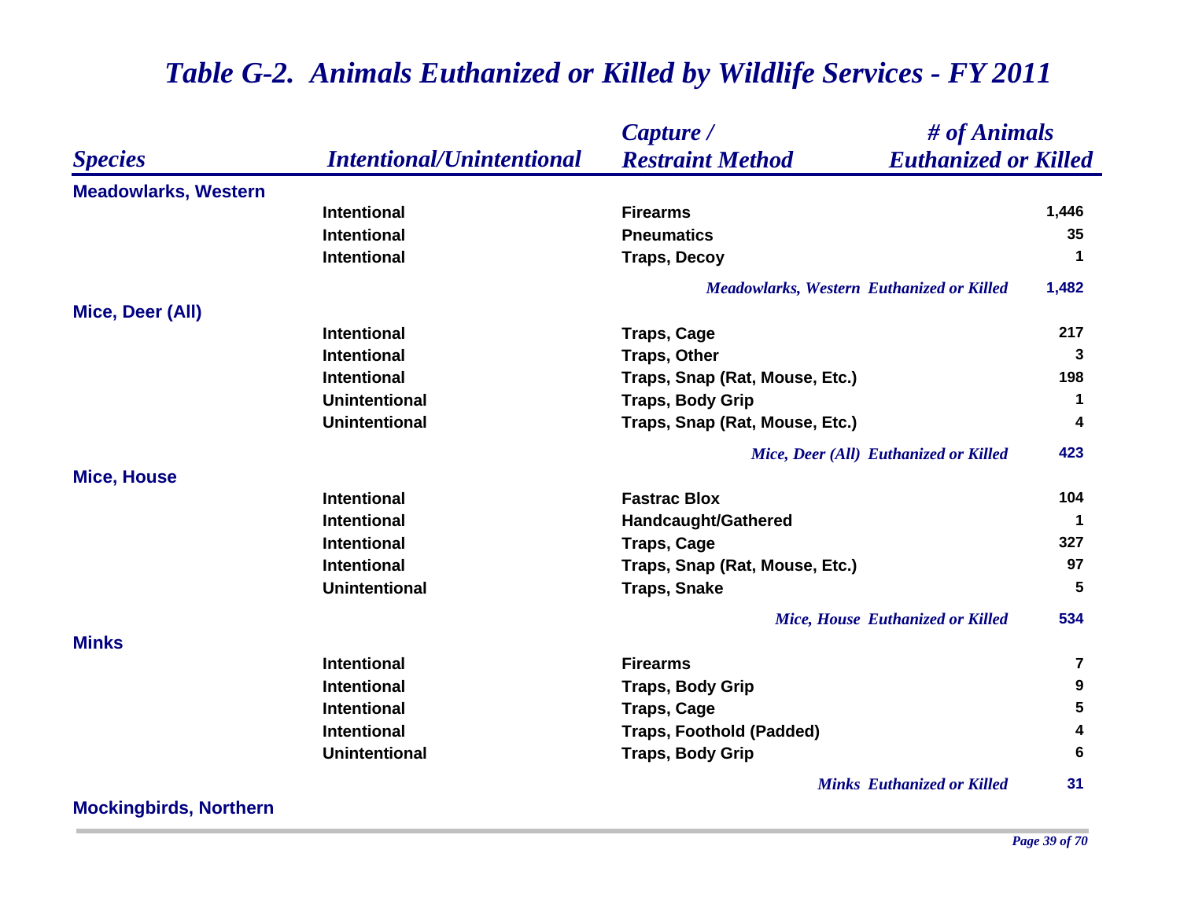# *Table G-2. Animals Euthanized or Killed by Wildlife Services - FY 2011*

| *Species* | *Intentional/Unintentional* | *Capture / Restraint Method* | *# of Animals Euthanized or Killed* |
|---|---|---|---|
| **Meadowlarks, Western** | | | |
| | Intentional | Firearms | 1,446 |
| | Intentional | Pneumatics | 35 |
| | Intentional | Traps, Decoy | 1 |
| | | *Meadowlarks, Western Euthanized or Killed* | 1,482 |
| **Mice, Deer (All)** | | | |
| | Intentional | Traps, Cage | 217 |
| | Intentional | Traps, Other | 3 |
| | Intentional | Traps, Snap (Rat, Mouse, Etc.) | 198 |
| | Unintentional | Traps, Body Grip | 1 |
| | Unintentional | Traps, Snap (Rat, Mouse, Etc.) | 4 |
| | | *Mice, Deer (All) Euthanized or Killed* | 423 |
| **Mice, House** | | | |
| | Intentional | Fastrac Blox | 104 |
| | Intentional | Handcaught/Gathered | 1 |
| | Intentional | Traps, Cage | 327 |
| | Intentional | Traps, Snap (Rat, Mouse, Etc.) | 97 |
| | Unintentional | Traps, Snake | 5 |
| | | *Mice, House Euthanized or Killed* | 534 |
| **Minks** | | | |
| | Intentional | Firearms | 7 |
| | Intentional | Traps, Body Grip | 9 |
| | Intentional | Traps, Cage | 5 |
| | Intentional | Traps, Foothold (Padded) | 4 |
| | Unintentional | Traps, Body Grip | 6 |
| | | *Minks Euthanized or Killed* | 31 |
| **Mockingbirds, Northern** | | | |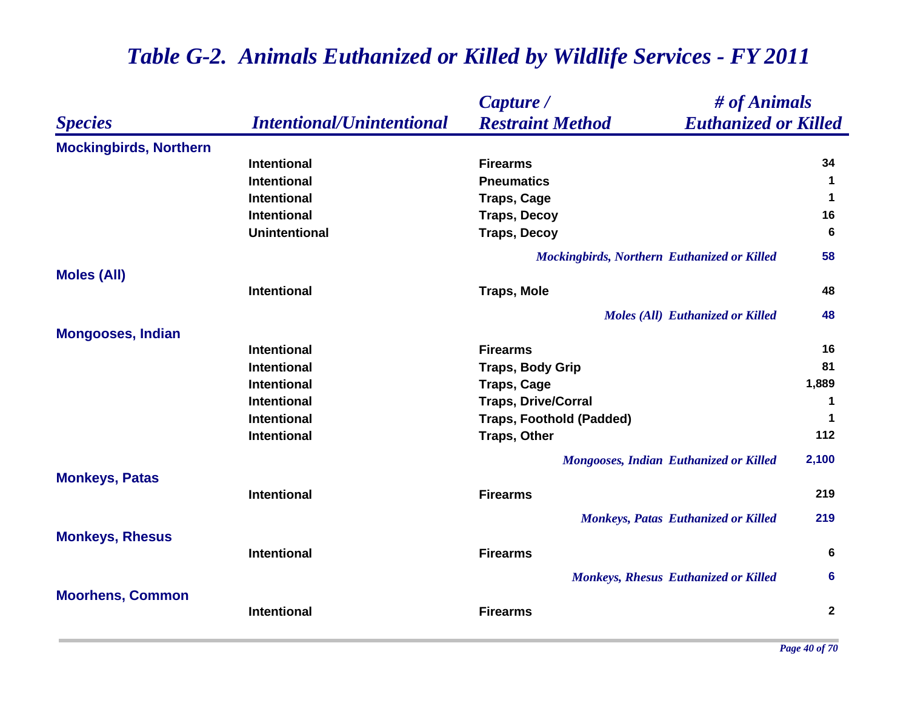# *Table G-2. Animals Euthanized or Killed by Wildlife Services - FY 2011*

| *Species* | *Intentional/Unintentional* | *Capture / Restraint Method* | *# of Animals Euthanized or Killed* |
|---|---|---|---|
| **Mockingbirds, Northern** | | | |
| | Intentional | Firearms | 34 |
| | Intentional | Pneumatics | 1 |
| | Intentional | Traps, Cage | 1 |
| | Intentional | Traps, Decoy | 16 |
| | Unintentional | Traps, Decoy | 6 |
| | | *Mockingbirds, Northern Euthanized or Killed* | 58 |
| **Moles (All)** | | | |
| | Intentional | Traps, Mole | 48 |
| | | *Moles (All) Euthanized or Killed* | 48 |
| **Mongooses, Indian** | | | |
| | Intentional | Firearms | 16 |
| | Intentional | Traps, Body Grip | 81 |
| | Intentional | Traps, Cage | 1,889 |
| | Intentional | Traps, Drive/Corral | 1 |
| | Intentional | Traps, Foothold (Padded) | 1 |
| | Intentional | Traps, Other | 112 |
| | | *Mongooses, Indian Euthanized or Killed* | 2,100 |
| **Monkeys, Patas** | | | |
| | Intentional | Firearms | 219 |
| | | *Monkeys, Patas Euthanized or Killed* | 219 |
| **Monkeys, Rhesus** | | | |
| | Intentional | Firearms | 6 |
| | | *Monkeys, Rhesus Euthanized or Killed* | 6 |
| **Moorhens, Common** | | | |
| | Intentional | Firearms | 2 |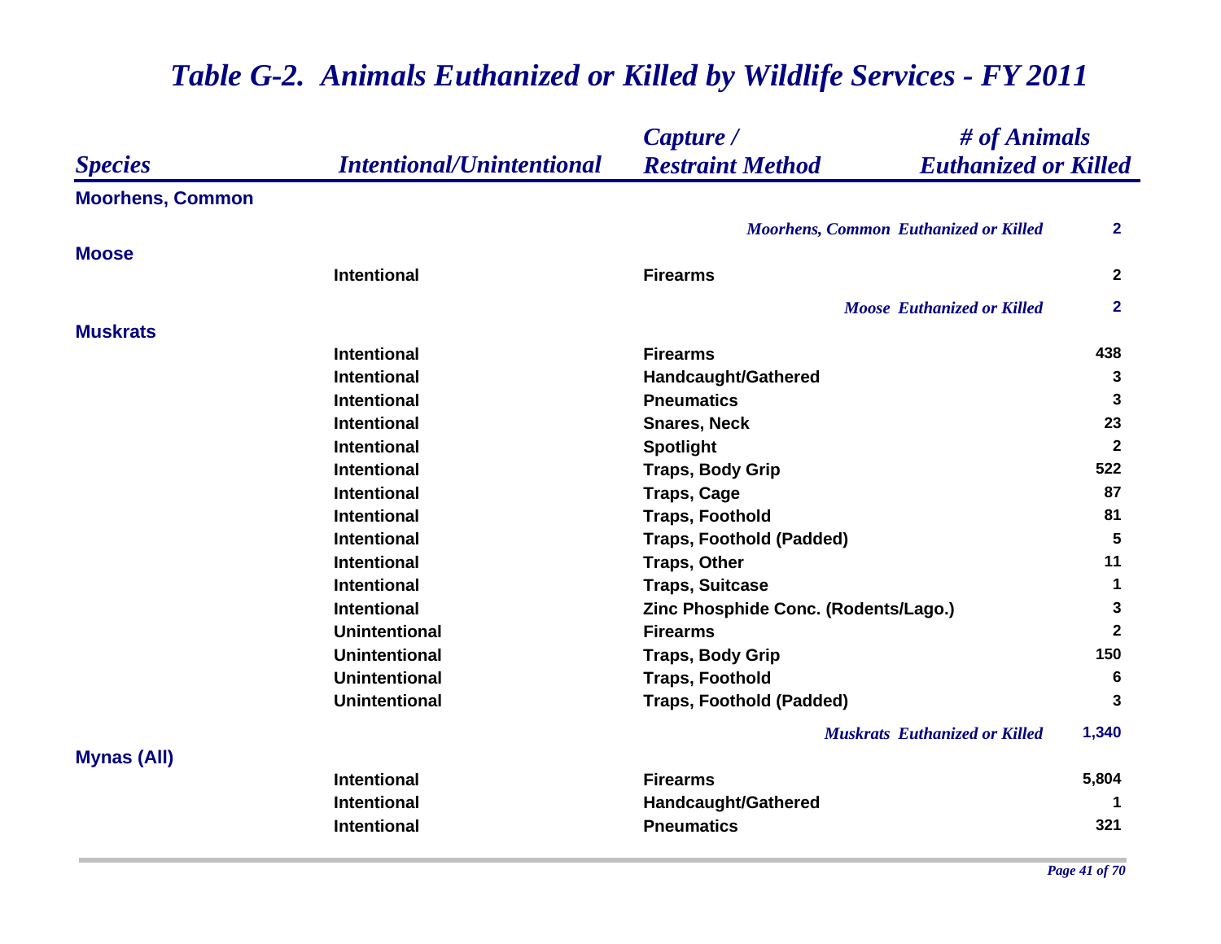# Table G-2. Animals Euthanized or Killed by Wildlife Services - FY 2011

| Species | Intentional/Unintentional | Capture / Restraint Method | # of Animals Euthanized or Killed |
|---|---|---|---|
| **Moorhens, Common** | | | |
| | | *Moorhens, Common Euthanized or Killed* | **2** |
| **Moose** | | | |
| | Intentional | Firearms | 2 |
| | | *Moose Euthanized or Killed* | **2** |
| **Muskrats** | | | |
| | Intentional | Firearms | 438 |
| | Intentional | Handcaught/Gathered | 3 |
| | Intentional | Pneumatics | 3 |
| | Intentional | Snares, Neck | 23 |
| | Intentional | Spotlight | 2 |
| | Intentional | Traps, Body Grip | 522 |
| | Intentional | Traps, Cage | 87 |
| | Intentional | Traps, Foothold | 81 |
| | Intentional | Traps, Foothold (Padded) | 5 |
| | Intentional | Traps, Other | 11 |
| | Intentional | Traps, Suitcase | 1 |
| | Intentional | Zinc Phosphide Conc. (Rodents/Lago.) | 3 |
| | Unintentional | Firearms | 2 |
| | Unintentional | Traps, Body Grip | 150 |
| | Unintentional | Traps, Foothold | 6 |
| | Unintentional | Traps, Foothold (Padded) | 3 |
| | | *Muskrats Euthanized or Killed* | **1,340** |
| **Mynas (All)** | | | |
| | Intentional | Firearms | 5,804 |
| | Intentional | Handcaught/Gathered | 1 |
| | Intentional | Pneumatics | 321 |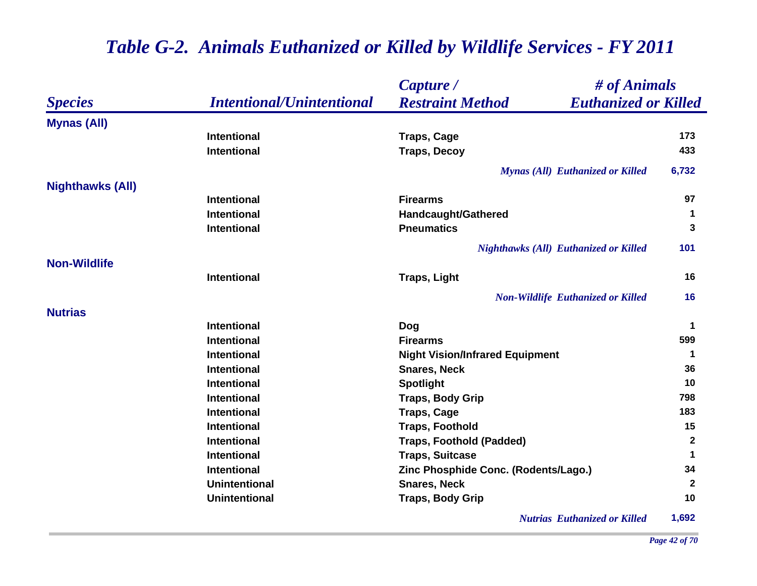# *Table G-2. Animals Euthanized or Killed by Wildlife Services - FY 2011*

| *Species* | *Intentional/Unintentional* | *Capture / Restraint Method* | *# of Animals Euthanized or Killed* |
|---|---|---|---|
| **Mynas (All)** | | | |
| | Intentional | Traps, Cage | 173 |
| | Intentional | Traps, Decoy | 433 |
| | | *Mynas (All) Euthanized or Killed* | 6,732 |
| **Nighthawks (All)** | | | |
| | Intentional | Firearms | 97 |
| | Intentional | Handcaught/Gathered | 1 |
| | Intentional | Pneumatics | 3 |
| | | *Nighthawks (All) Euthanized or Killed* | 101 |
| **Non-Wildlife** | | | |
| | Intentional | Traps, Light | 16 |
| | | *Non-Wildlife Euthanized or Killed* | 16 |
| **Nutrias** | | | |
| | Intentional | Dog | 1 |
| | Intentional | Firearms | 599 |
| | Intentional | Night Vision/Infrared Equipment | 1 |
| | Intentional | Snares, Neck | 36 |
| | Intentional | Spotlight | 10 |
| | Intentional | Traps, Body Grip | 798 |
| | Intentional | Traps, Cage | 183 |
| | Intentional | Traps, Foothold | 15 |
| | Intentional | Traps, Foothold (Padded) | 2 |
| | Intentional | Traps, Suitcase | 1 |
| | Intentional | Zinc Phosphide Conc. (Rodents/Lago.) | 34 |
| | Unintentional | Snares, Neck | 2 |
| | Unintentional | Traps, Body Grip | 10 |
| | | *Nutrias Euthanized or Killed* | 1,692 |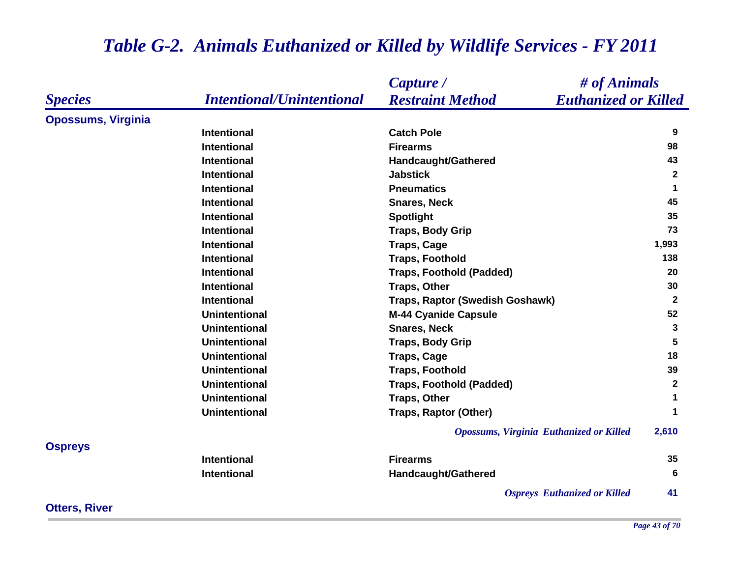# *Table G-2. Animals Euthanized or Killed by Wildlife Services - FY 2011*

| *Species* | *Intentional/Unintentional* | *Capture / Restraint Method* | *# of Animals Euthanized or Killed* |
|---|---|---|---|
| **Opossums, Virginia** | | | |
| | Intentional | Catch Pole | 9 |
| | Intentional | Firearms | 98 |
| | Intentional | Handcaught/Gathered | 43 |
| | Intentional | Jabstick | 2 |
| | Intentional | Pneumatics | 1 |
| | Intentional | Snares, Neck | 45 |
| | Intentional | Spotlight | 35 |
| | Intentional | Traps, Body Grip | 73 |
| | Intentional | Traps, Cage | 1,993 |
| | Intentional | Traps, Foothold | 138 |
| | Intentional | Traps, Foothold (Padded) | 20 |
| | Intentional | Traps, Other | 30 |
| | Intentional | Traps, Raptor (Swedish Goshawk) | 2 |
| | Unintentional | M-44 Cyanide Capsule | 52 |
| | Unintentional | Snares, Neck | 3 |
| | Unintentional | Traps, Body Grip | 5 |
| | Unintentional | Traps, Cage | 18 |
| | Unintentional | Traps, Foothold | 39 |
| | Unintentional | Traps, Foothold (Padded) | 2 |
| | Unintentional | Traps, Other | 1 |
| | Unintentional | Traps, Raptor (Other) | 1 |
| | | *Opossums, Virginia Euthanized or Killed* | 2,610 |
| **Ospreys** | | | |
| | Intentional | Firearms | 35 |
| | Intentional | Handcaught/Gathered | 6 |
| | | *Ospreys Euthanized or Killed* | 41 |
| **Otters, River** | | | |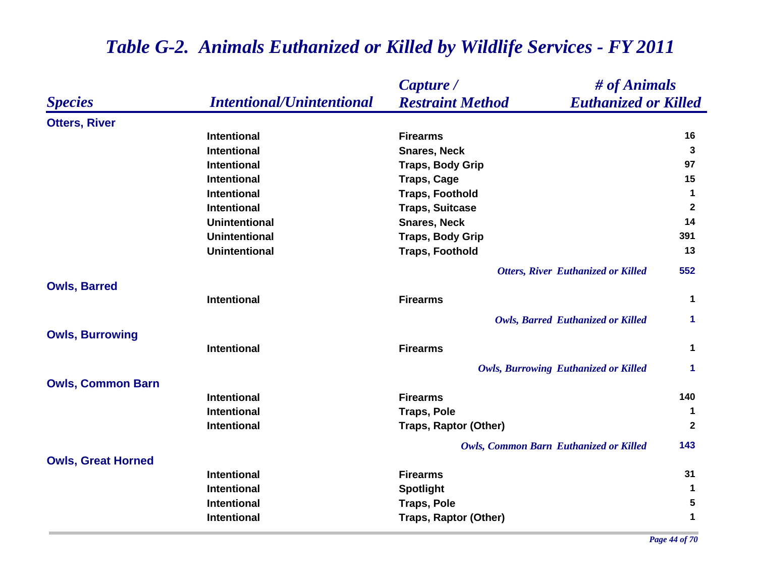## *Table G-2. Animals Euthanized or Killed by Wildlife Services - FY 2011*

| *Species* | *Intentional/Unintentional* | *Capture / Restraint Method* | *# of Animals Euthanized or Killed* |
|---|---|---|---|
| **Otters, River** | | | |
| | Intentional | Firearms | 16 |
| | Intentional | Snares, Neck | 3 |
| | Intentional | Traps, Body Grip | 97 |
| | Intentional | Traps, Cage | 15 |
| | Intentional | Traps, Foothold | 1 |
| | Intentional | Traps, Suitcase | 2 |
| | Unintentional | Snares, Neck | 14 |
| | Unintentional | Traps, Body Grip | 391 |
| | Unintentional | Traps, Foothold | 13 |
| | | *Otters, River Euthanized or Killed* | 552 |
| **Owls, Barred** | | | |
| | Intentional | Firearms | 1 |
| | | *Owls, Barred Euthanized or Killed* | 1 |
| **Owls, Burrowing** | | | |
| | Intentional | Firearms | 1 |
| | | *Owls, Burrowing Euthanized or Killed* | 1 |
| **Owls, Common Barn** | | | |
| | Intentional | Firearms | 140 |
| | Intentional | Traps, Pole | 1 |
| | Intentional | Traps, Raptor (Other) | 2 |
| | | *Owls, Common Barn Euthanized or Killed* | 143 |
| **Owls, Great Horned** | | | |
| | Intentional | Firearms | 31 |
| | Intentional | Spotlight | 1 |
| | Intentional | Traps, Pole | 5 |
| | Intentional | Traps, Raptor (Other) | 1 |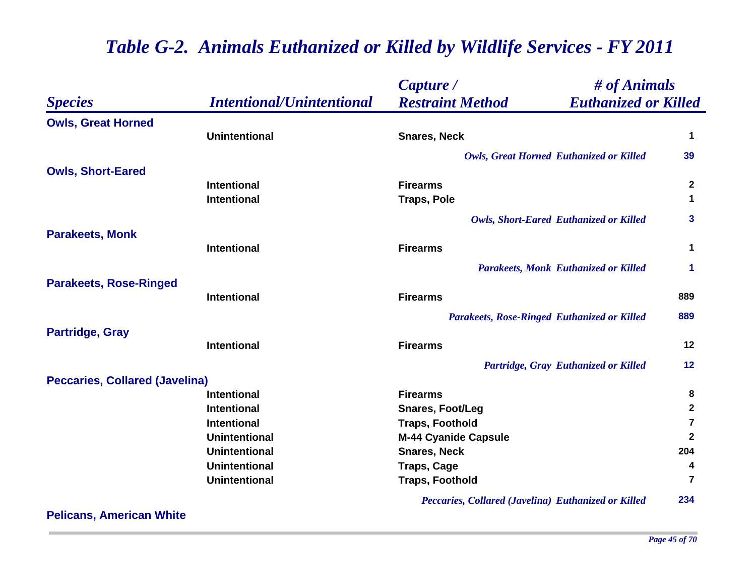# Table G-2. Animals Euthanized or Killed by Wildlife Services - FY 2011

| Species | Intentional/Unintentional | Capture / Restraint Method | # of Animals Euthanized or Killed |
|---|---|---|---|
| **Owls, Great Horned** | | | |
| | Unintentional | Snares, Neck | 1 |
| | | *Owls, Great Horned Euthanized or Killed* | 39 |
| **Owls, Short-Eared** | | | |
| | Intentional | Firearms | 2 |
| | Intentional | Traps, Pole | 1 |
| | | *Owls, Short-Eared Euthanized or Killed* | 3 |
| **Parakeets, Monk** | | | |
| | Intentional | Firearms | 1 |
| | | *Parakeets, Monk Euthanized or Killed* | 1 |
| **Parakeets, Rose-Ringed** | | | |
| | Intentional | Firearms | 889 |
| | | *Parakeets, Rose-Ringed Euthanized or Killed* | 889 |
| **Partridge, Gray** | | | |
| | Intentional | Firearms | 12 |
| | | *Partridge, Gray Euthanized or Killed* | 12 |
| **Peccaries, Collared (Javelina)** | | | |
| | Intentional | Firearms | 8 |
| | Intentional | Snares, Foot/Leg | 2 |
| | Intentional | Traps, Foothold | 7 |
| | Unintentional | M-44 Cyanide Capsule | 2 |
| | Unintentional | Snares, Neck | 204 |
| | Unintentional | Traps, Cage | 4 |
| | Unintentional | Traps, Foothold | 7 |
| | | *Peccaries, Collared (Javelina) Euthanized or Killed* | 234 |
| **Pelicans, American White** | | | |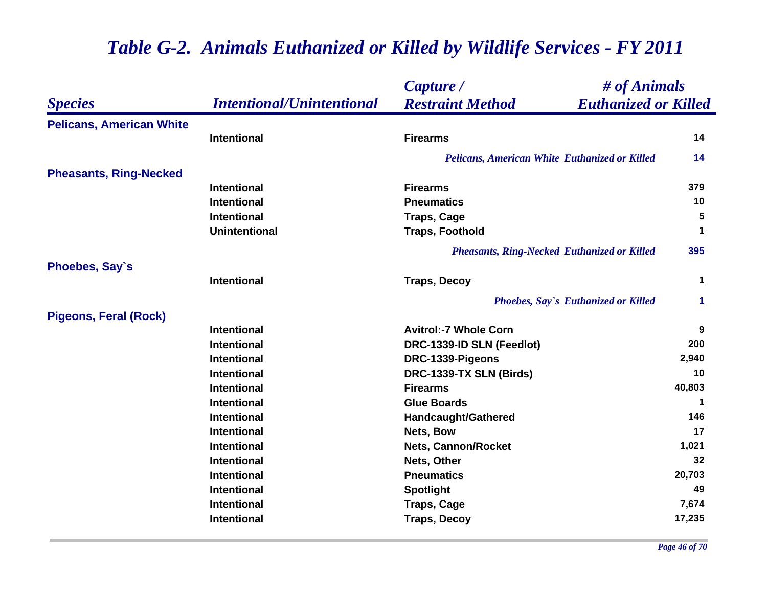# *Table G-2. Animals Euthanized or Killed by Wildlife Services - FY 2011*

| *Species* | *Intentional/Unintentional* | *Capture / Restraint Method* | *# of Animals Euthanized or Killed* |
|---|---|---|---|
| **Pelicans, American White** | | | |
| | Intentional | Firearms | 14 |
| | | *Pelicans, American White Euthanized or Killed* | 14 |
| **Pheasants, Ring-Necked** | | | |
| | Intentional | Firearms | 379 |
| | Intentional | Pneumatics | 10 |
| | Intentional | Traps, Cage | 5 |
| | Unintentional | Traps, Foothold | 1 |
| | | *Pheasants, Ring-Necked Euthanized or Killed* | 395 |
| **Phoebes, Say`s** | | | |
| | Intentional | Traps, Decoy | 1 |
| | | *Phoebes, Say`s Euthanized or Killed* | 1 |
| **Pigeons, Feral (Rock)** | | | |
| | Intentional | Avitrol:-7 Whole Corn | 9 |
| | Intentional | DRC-1339-ID SLN (Feedlot) | 200 |
| | Intentional | DRC-1339-Pigeons | 2,940 |
| | Intentional | DRC-1339-TX SLN (Birds) | 10 |
| | Intentional | Firearms | 40,803 |
| | Intentional | Glue Boards | 1 |
| | Intentional | Handcaught/Gathered | 146 |
| | Intentional | Nets, Bow | 17 |
| | Intentional | Nets, Cannon/Rocket | 1,021 |
| | Intentional | Nets, Other | 32 |
| | Intentional | Pneumatics | 20,703 |
| | Intentional | Spotlight | 49 |
| | Intentional | Traps, Cage | 7,674 |
| | Intentional | Traps, Decoy | 17,235 |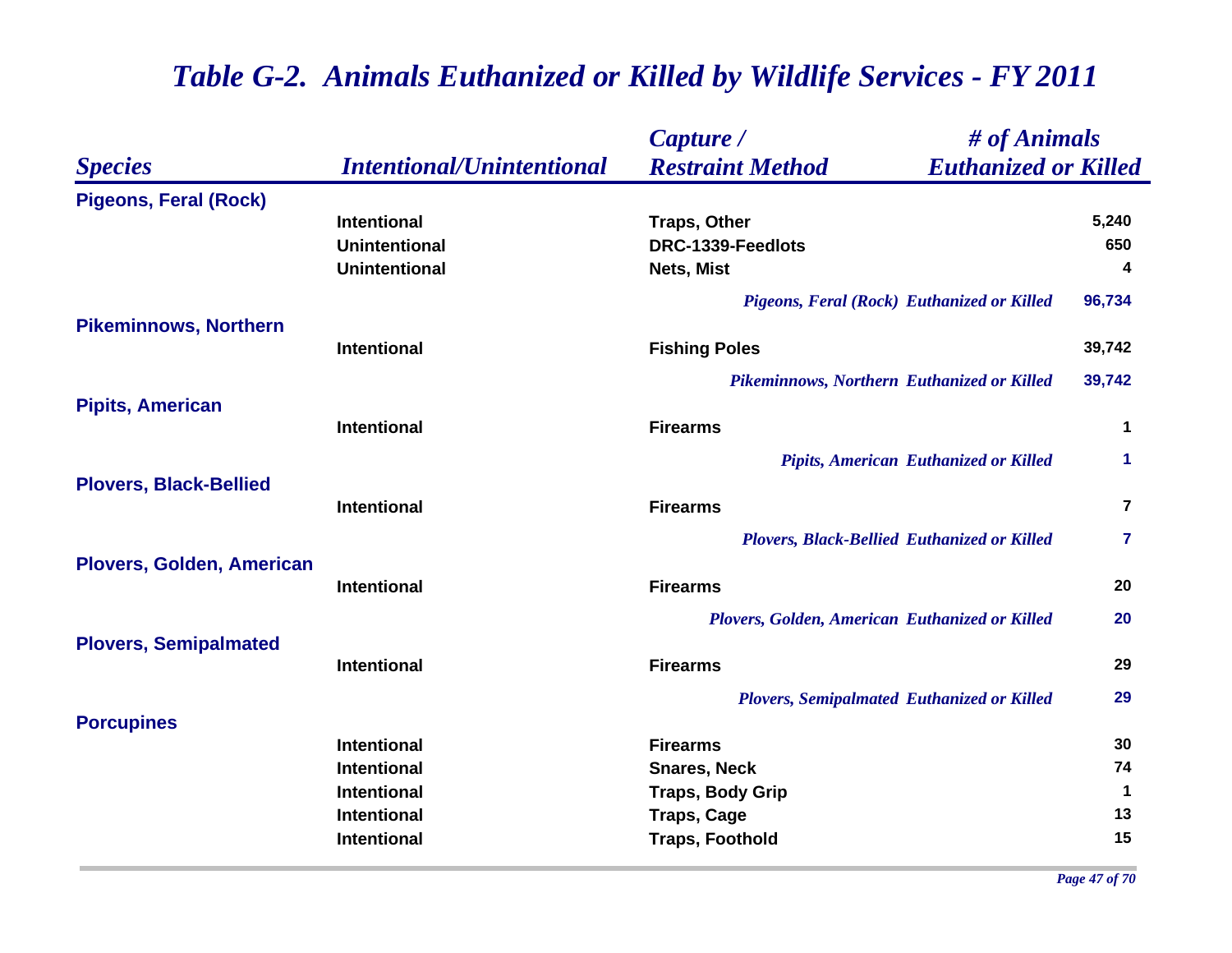# *Table G-2. Animals Euthanized or Killed by Wildlife Services - FY 2011*

| *Species* | *Intentional/Unintentional* | *Capture / Restraint Method* | *# of Animals Euthanized or Killed* |
|---|---|---|---|
| **Pigeons, Feral (Rock)** | | | |
| | Intentional | Traps, Other | 5,240 |
| | Unintentional | DRC-1339-Feedlots | 650 |
| | Unintentional | Nets, Mist | 4 |
| | | *Pigeons, Feral (Rock) Euthanized or Killed* | **96,734** |
| **Pikeminnows, Northern** | | | |
| | Intentional | Fishing Poles | 39,742 |
| | | *Pikeminnows, Northern Euthanized or Killed* | **39,742** |
| **Pipits, American** | | | |
| | Intentional | Firearms | 1 |
| | | *Pipits, American Euthanized or Killed* | **1** |
| **Plovers, Black-Bellied** | | | |
| | Intentional | Firearms | 7 |
| | | *Plovers, Black-Bellied Euthanized or Killed* | **7** |
| **Plovers, Golden, American** | | | |
| | Intentional | Firearms | 20 |
| | | *Plovers, Golden, American Euthanized or Killed* | **20** |
| **Plovers, Semipalmated** | | | |
| | Intentional | Firearms | 29 |
| | | *Plovers, Semipalmated Euthanized or Killed* | **29** |
| **Porcupines** | | | |
| | Intentional | Firearms | 30 |
| | Intentional | Snares, Neck | 74 |
| | Intentional | Traps, Body Grip | 1 |
| | Intentional | Traps, Cage | 13 |
| | Intentional | Traps, Foothold | 15 |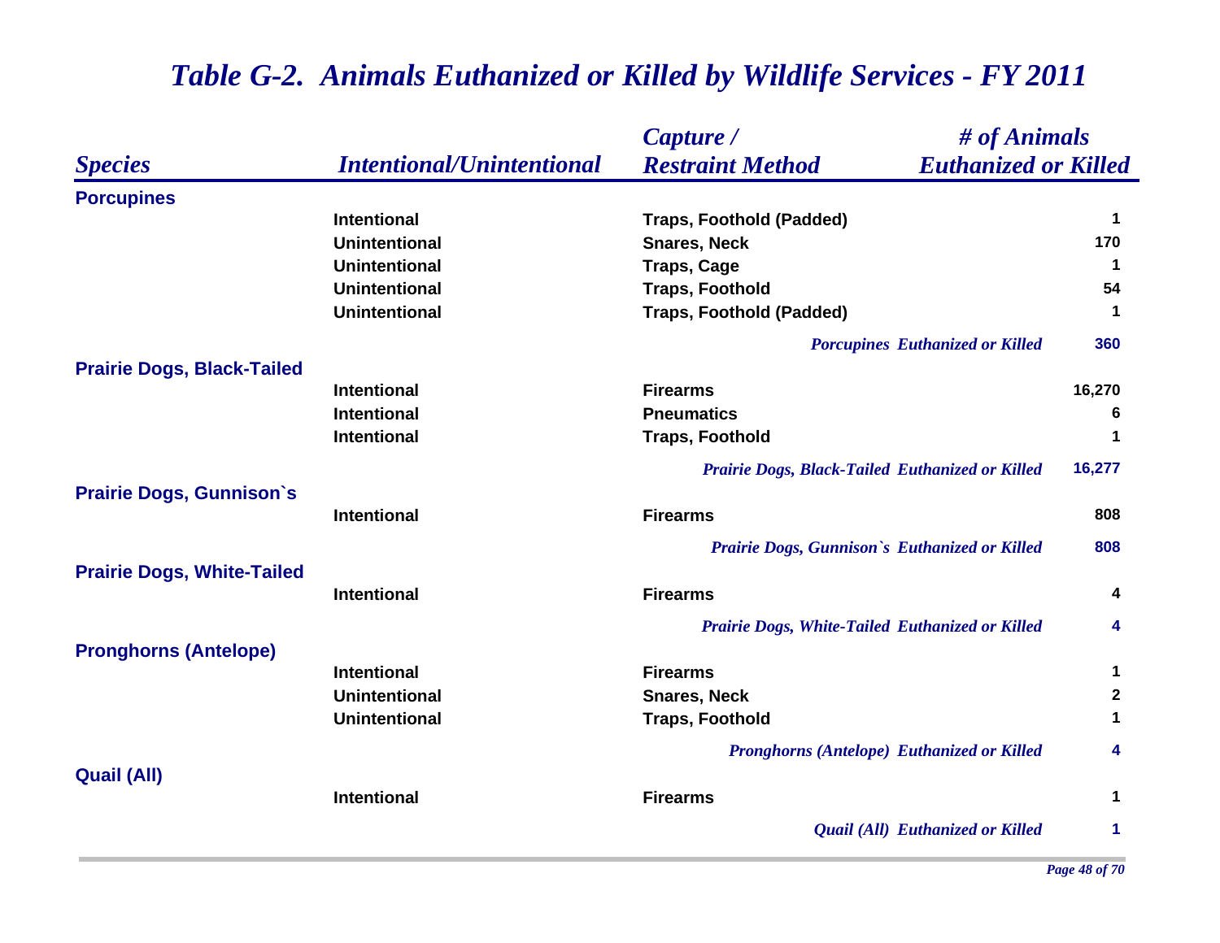# *Table G-2. Animals Euthanized or Killed by Wildlife Services - FY 2011*

| *Species* | *Intentional/Unintentional* | *Capture / Restraint Method* | *# of Animals Euthanized or Killed* |
|---|---|---|---|
| **Porcupines** | | | |
| | Intentional | Traps, Foothold (Padded) | 1 |
| | Unintentional | Snares, Neck | 170 |
| | Unintentional | Traps, Cage | 1 |
| | Unintentional | Traps, Foothold | 54 |
| | Unintentional | Traps, Foothold (Padded) | 1 |
| | | *Porcupines Euthanized or Killed* | **360** |
| **Prairie Dogs, Black-Tailed** | | | |
| | Intentional | Firearms | 16,270 |
| | Intentional | Pneumatics | 6 |
| | Intentional | Traps, Foothold | 1 |
| | | *Prairie Dogs, Black-Tailed Euthanized or Killed* | **16,277** |
| **Prairie Dogs, Gunnison`s** | | | |
| | Intentional | Firearms | 808 |
| | | *Prairie Dogs, Gunnison`s Euthanized or Killed* | **808** |
| **Prairie Dogs, White-Tailed** | | | |
| | Intentional | Firearms | 4 |
| | | *Prairie Dogs, White-Tailed Euthanized or Killed* | **4** |
| **Pronghorns (Antelope)** | | | |
| | Intentional | Firearms | 1 |
| | Unintentional | Snares, Neck | 2 |
| | Unintentional | Traps, Foothold | 1 |
| | | *Pronghorns (Antelope) Euthanized or Killed* | **4** |
| **Quail (All)** | | | |
| | Intentional | Firearms | 1 |
| | | *Quail (All) Euthanized or Killed* | **1** |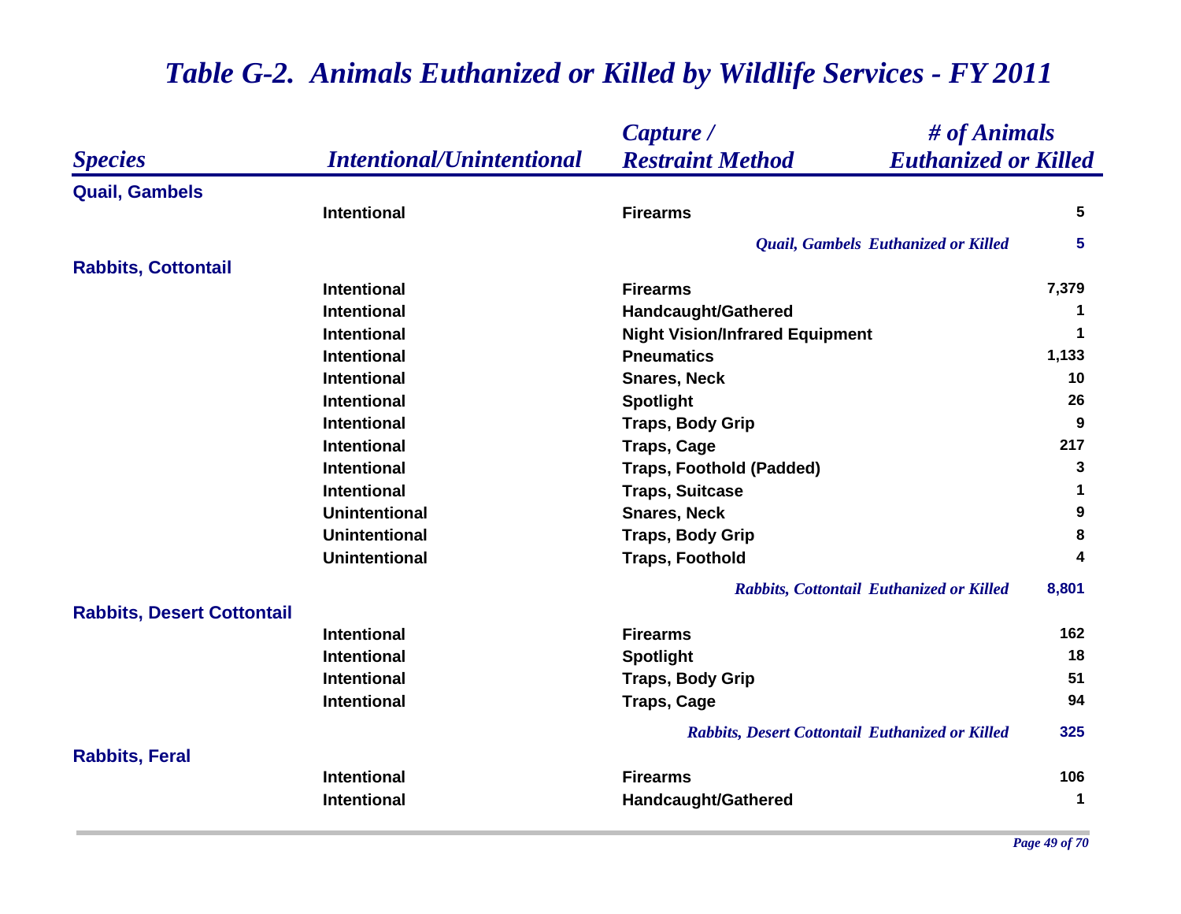# *Table G-2. Animals Euthanized or Killed by Wildlife Services - FY 2011*

| *Species* | *Intentional/Unintentional* | *Capture / Restraint Method* | *# of Animals Euthanized or Killed* |
|---|---|---|---|
| **Quail, Gambels** | | | |
| | Intentional | Firearms | 5 |
| | | *Quail, Gambels Euthanized or Killed* | 5 |
| **Rabbits, Cottontail** | | | |
| | Intentional | Firearms | 7,379 |
| | Intentional | Handcaught/Gathered | 1 |
| | Intentional | Night Vision/Infrared Equipment | 1 |
| | Intentional | Pneumatics | 1,133 |
| | Intentional | Snares, Neck | 10 |
| | Intentional | Spotlight | 26 |
| | Intentional | Traps, Body Grip | 9 |
| | Intentional | Traps, Cage | 217 |
| | Intentional | Traps, Foothold (Padded) | 3 |
| | Intentional | Traps, Suitcase | 1 |
| | Unintentional | Snares, Neck | 9 |
| | Unintentional | Traps, Body Grip | 8 |
| | Unintentional | Traps, Foothold | 4 |
| | | *Rabbits, Cottontail Euthanized or Killed* | 8,801 |
| **Rabbits, Desert Cottontail** | | | |
| | Intentional | Firearms | 162 |
| | Intentional | Spotlight | 18 |
| | Intentional | Traps, Body Grip | 51 |
| | Intentional | Traps, Cage | 94 |
| | | *Rabbits, Desert Cottontail Euthanized or Killed* | 325 |
| **Rabbits, Feral** | | | |
| | Intentional | Firearms | 106 |
| | Intentional | Handcaught/Gathered | 1 |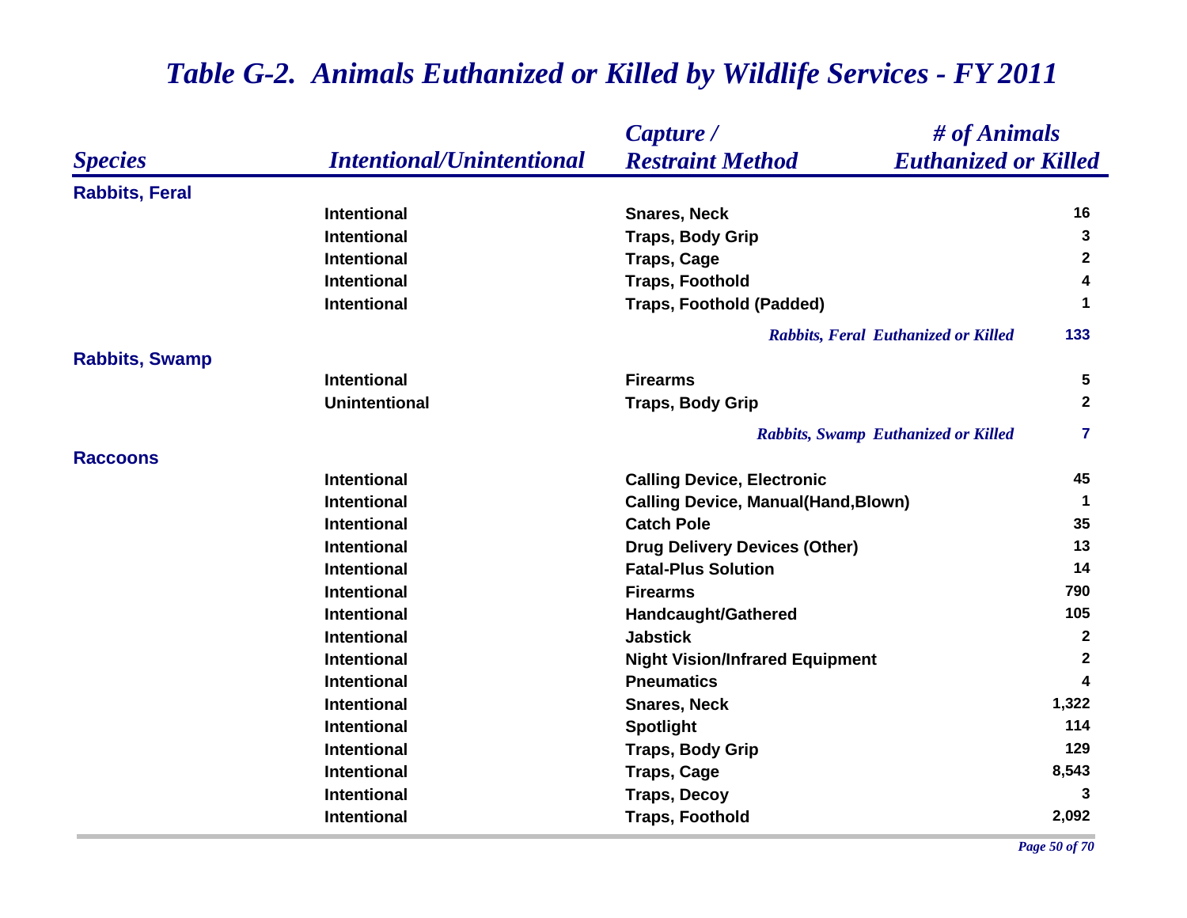# *Table G-2. Animals Euthanized or Killed by Wildlife Services - FY 2011*

| *Species* | *Intentional/Unintentional* | *Capture / Restraint Method* | *# of Animals Euthanized or Killed* |
|---|---|---|---|
| **Rabbits, Feral** | | | |
| | Intentional | Snares, Neck | 16 |
| | Intentional | Traps, Body Grip | 3 |
| | Intentional | Traps, Cage | 2 |
| | Intentional | Traps, Foothold | 4 |
| | Intentional | Traps, Foothold (Padded) | 1 |
| | | *Rabbits, Feral Euthanized or Killed* | 133 |
| **Rabbits, Swamp** | | | |
| | Intentional | Firearms | 5 |
| | Unintentional | Traps, Body Grip | 2 |
| | | *Rabbits, Swamp Euthanized or Killed* | 7 |
| **Raccoons** | | | |
| | Intentional | Calling Device, Electronic | 45 |
| | Intentional | Calling Device, Manual(Hand,Blown) | 1 |
| | Intentional | Catch Pole | 35 |
| | Intentional | Drug Delivery Devices (Other) | 13 |
| | Intentional | Fatal-Plus Solution | 14 |
| | Intentional | Firearms | 790 |
| | Intentional | Handcaught/Gathered | 105 |
| | Intentional | Jabstick | 2 |
| | Intentional | Night Vision/Infrared Equipment | 2 |
| | Intentional | Pneumatics | 4 |
| | Intentional | Snares, Neck | 1,322 |
| | Intentional | Spotlight | 114 |
| | Intentional | Traps, Body Grip | 129 |
| | Intentional | Traps, Cage | 8,543 |
| | Intentional | Traps, Decoy | 3 |
| | Intentional | Traps, Foothold | 2,092 |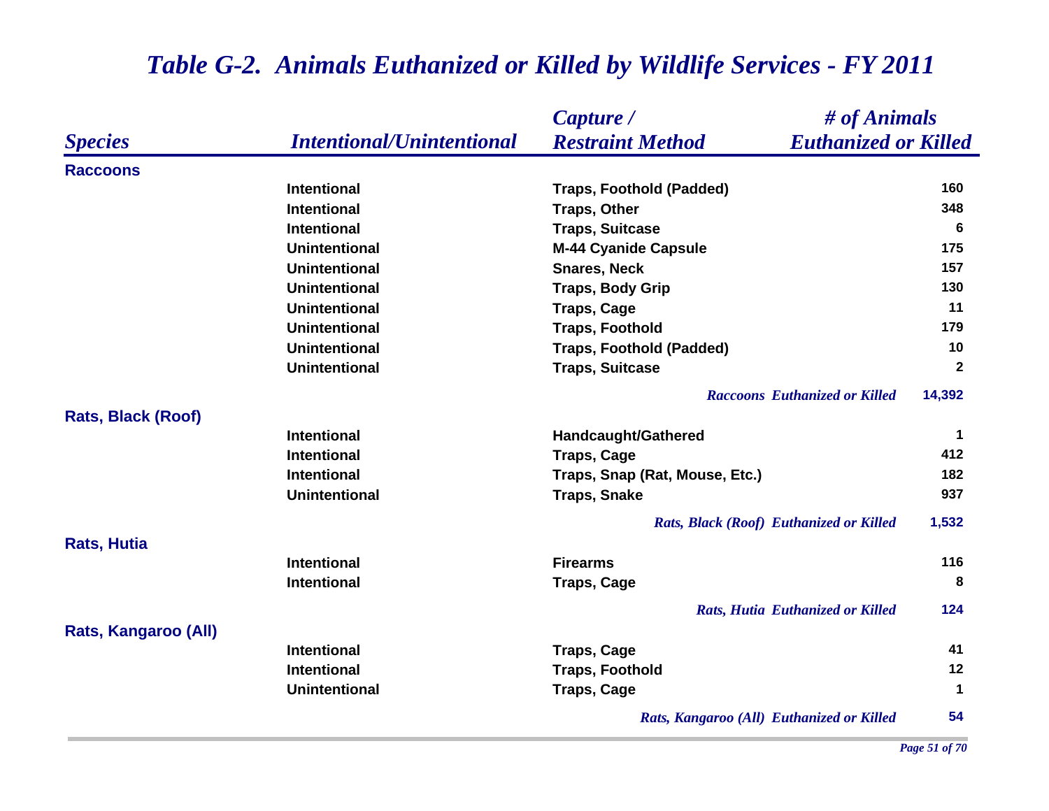# *Table G-2. Animals Euthanized or Killed by Wildlife Services - FY 2011*

| *Species* | *Intentional/Unintentional* | *Capture / Restraint Method* | *# of Animals Euthanized or Killed* |
|---|---|---|---|
| **Raccoons** | | | |
| | Intentional | Traps, Foothold (Padded) | 160 |
| | Intentional | Traps, Other | 348 |
| | Intentional | Traps, Suitcase | 6 |
| | Unintentional | M-44 Cyanide Capsule | 175 |
| | Unintentional | Snares, Neck | 157 |
| | Unintentional | Traps, Body Grip | 130 |
| | Unintentional | Traps, Cage | 11 |
| | Unintentional | Traps, Foothold | 179 |
| | Unintentional | Traps, Foothold (Padded) | 10 |
| | Unintentional | Traps, Suitcase | 2 |
| | | *Raccoons Euthanized or Killed* | 14,392 |
| **Rats, Black (Roof)** | | | |
| | Intentional | Handcaught/Gathered | 1 |
| | Intentional | Traps, Cage | 412 |
| | Intentional | Traps, Snap (Rat, Mouse, Etc.) | 182 |
| | Unintentional | Traps, Snake | 937 |
| | | *Rats, Black (Roof) Euthanized or Killed* | 1,532 |
| **Rats, Hutia** | | | |
| | Intentional | Firearms | 116 |
| | Intentional | Traps, Cage | 8 |
| | | *Rats, Hutia Euthanized or Killed* | 124 |
| **Rats, Kangaroo (All)** | | | |
| | Intentional | Traps, Cage | 41 |
| | Intentional | Traps, Foothold | 12 |
| | Unintentional | Traps, Cage | 1 |
| | | *Rats, Kangaroo (All) Euthanized or Killed* | 54 |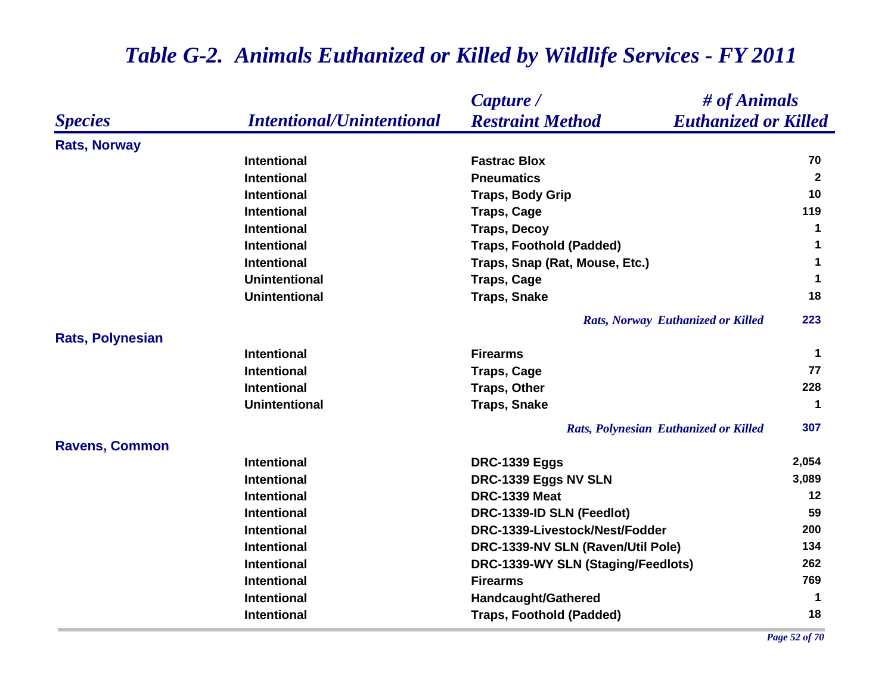# *Table G-2. Animals Euthanized or Killed by Wildlife Services - FY 2011*

| *Species* | *Intentional/Unintentional* | *Capture / Restraint Method* | *# of Animals Euthanized or Killed* |
|---|---|---|---|
| **Rats, Norway** | | | |
| | Intentional | Fastrac Blox | 70 |
| | Intentional | Pneumatics | 2 |
| | Intentional | Traps, Body Grip | 10 |
| | Intentional | Traps, Cage | 119 |
| | Intentional | Traps, Decoy | 1 |
| | Intentional | Traps, Foothold (Padded) | 1 |
| | Intentional | Traps, Snap (Rat, Mouse, Etc.) | 1 |
| | Unintentional | Traps, Cage | 1 |
| | Unintentional | Traps, Snake | 18 |
| | | *Rats, Norway Euthanized or Killed* | **223** |
| **Rats, Polynesian** | | | |
| | Intentional | Firearms | 1 |
| | Intentional | Traps, Cage | 77 |
| | Intentional | Traps, Other | 228 |
| | Unintentional | Traps, Snake | 1 |
| | | *Rats, Polynesian Euthanized or Killed* | **307** |
| **Ravens, Common** | | | |
| | Intentional | DRC-1339 Eggs | 2,054 |
| | Intentional | DRC-1339 Eggs NV SLN | 3,089 |
| | Intentional | DRC-1339 Meat | 12 |
| | Intentional | DRC-1339-ID SLN (Feedlot) | 59 |
| | Intentional | DRC-1339-Livestock/Nest/Fodder | 200 |
| | Intentional | DRC-1339-NV SLN (Raven/Util Pole) | 134 |
| | Intentional | DRC-1339-WY SLN (Staging/Feedlots) | 262 |
| | Intentional | Firearms | 769 |
| | Intentional | Handcaught/Gathered | 1 |
| | Intentional | Traps, Foothold (Padded) | 18 |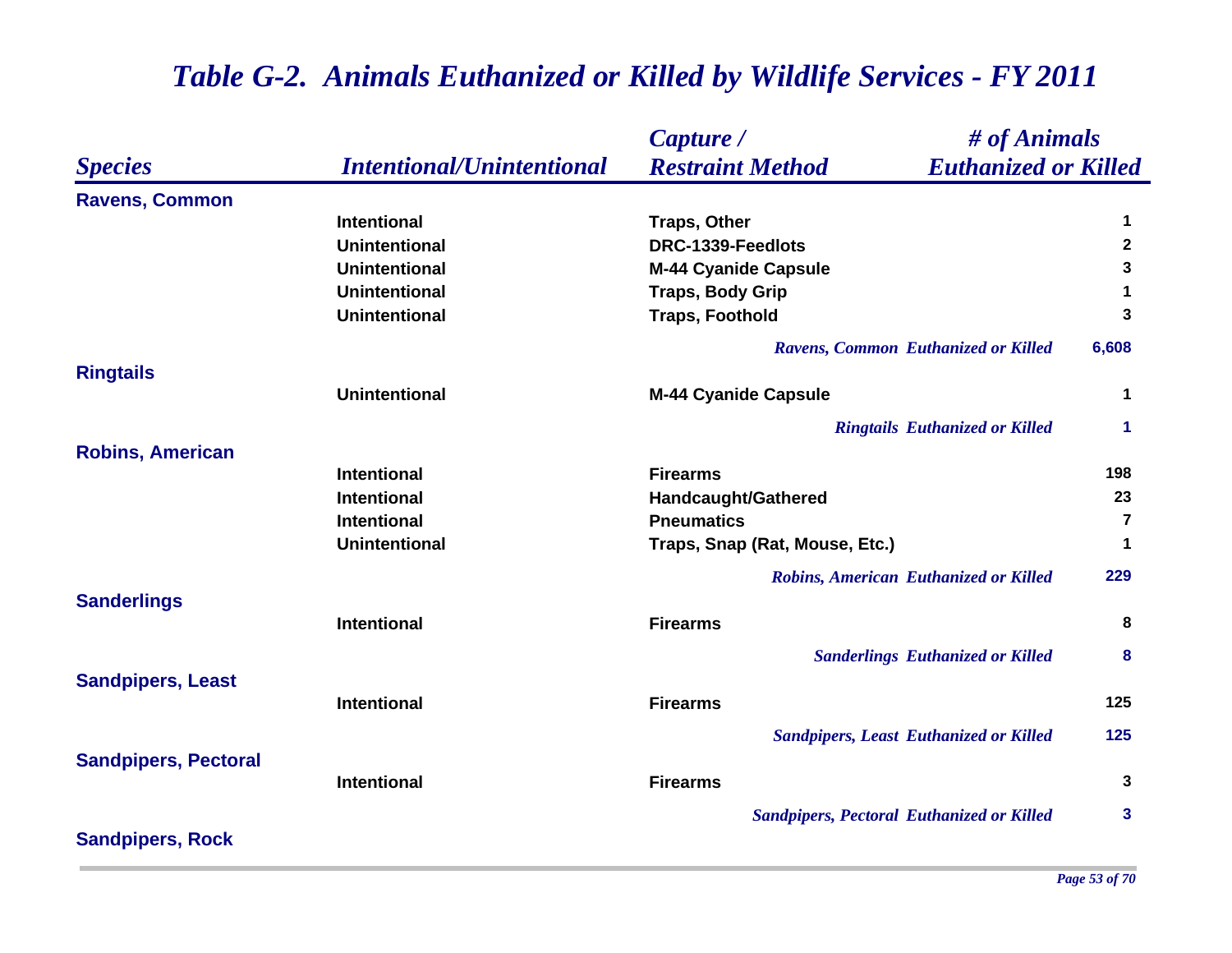# Table G-2. Animals Euthanized or Killed by Wildlife Services - FY 2011

| Species | Intentional/Unintentional | Capture / Restraint Method | # of Animals Euthanized or Killed |
|---|---|---|---|
| **Ravens, Common** | | | |
| | Intentional | Traps, Other | 1 |
| | Unintentional | DRC-1339-Feedlots | 2 |
| | Unintentional | M-44 Cyanide Capsule | 3 |
| | Unintentional | Traps, Body Grip | 1 |
| | Unintentional | Traps, Foothold | 3 |
| | | *Ravens, Common Euthanized or Killed* | **6,608** |
| **Ringtails** | | | |
| | Unintentional | M-44 Cyanide Capsule | 1 |
| | | *Ringtails Euthanized or Killed* | **1** |
| **Robins, American** | | | |
| | Intentional | Firearms | 198 |
| | Intentional | Handcaught/Gathered | 23 |
| | Intentional | Pneumatics | 7 |
| | Unintentional | Traps, Snap (Rat, Mouse, Etc.) | 1 |
| | | *Robins, American Euthanized or Killed* | **229** |
| **Sanderlings** | | | |
| | Intentional | Firearms | 8 |
| | | *Sanderlings Euthanized or Killed* | **8** |
| **Sandpipers, Least** | | | |
| | Intentional | Firearms | 125 |
| | | *Sandpipers, Least Euthanized or Killed* | **125** |
| **Sandpipers, Pectoral** | | | |
| | Intentional | Firearms | 3 |
| | | *Sandpipers, Pectoral Euthanized or Killed* | **3** |
| **Sandpipers, Rock** | | | |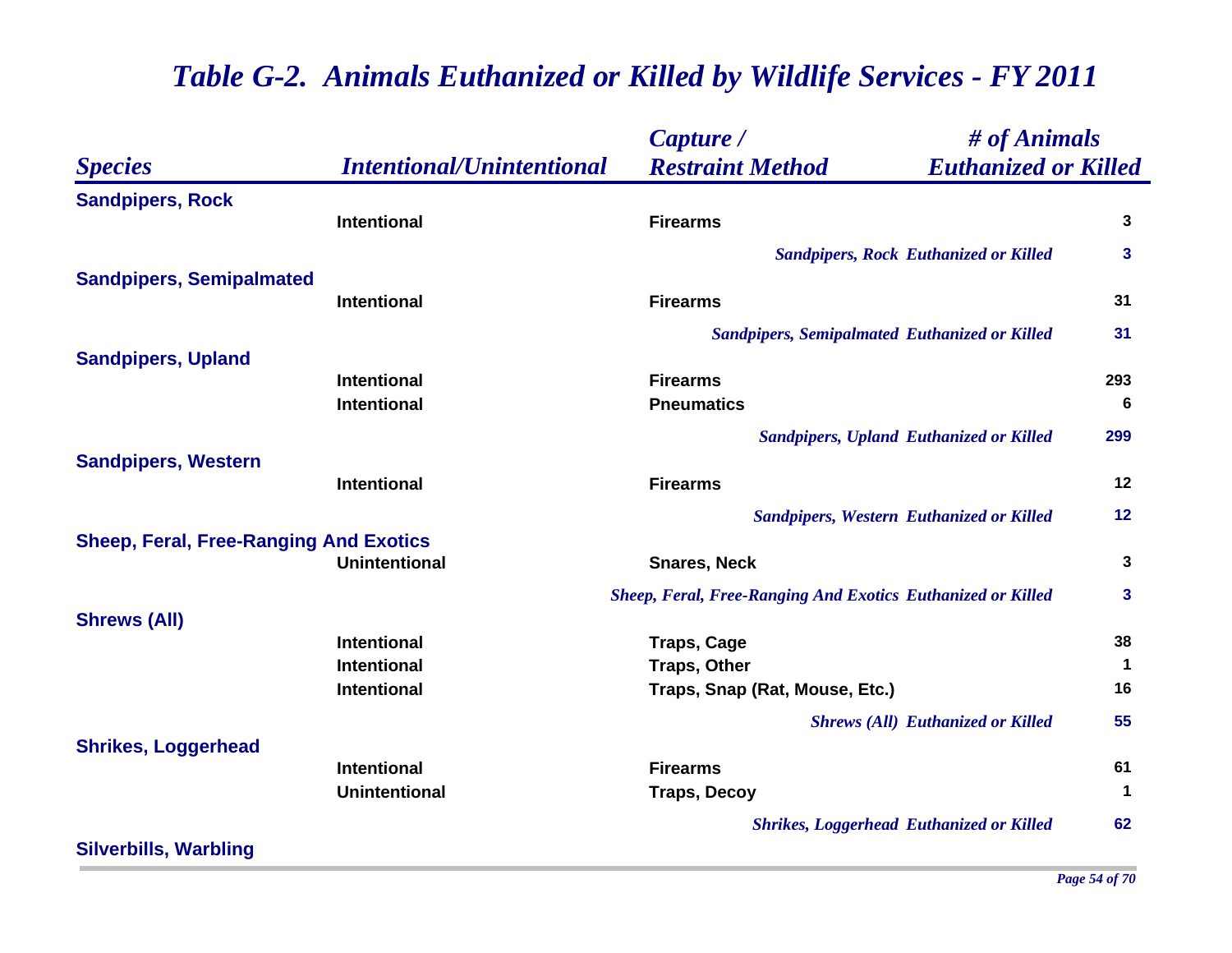# *Table G-2. Animals Euthanized or Killed by Wildlife Services - FY 2011*

| *Species* | *Intentional/Unintentional* | *Capture / Restraint Method* | *# of Animals Euthanized or Killed* |
|---|---|---|---|
| **Sandpipers, Rock** | | | |
| | Intentional | Firearms | 3 |
| | | *Sandpipers, Rock Euthanized or Killed* | **3** |
| **Sandpipers, Semipalmated** | | | |
| | Intentional | Firearms | 31 |
| | | *Sandpipers, Semipalmated Euthanized or Killed* | **31** |
| **Sandpipers, Upland** | | | |
| | Intentional | Firearms | 293 |
| | Intentional | Pneumatics | 6 |
| | | *Sandpipers, Upland Euthanized or Killed* | **299** |
| **Sandpipers, Western** | | | |
| | Intentional | Firearms | 12 |
| | | *Sandpipers, Western Euthanized or Killed* | **12** |
| **Sheep, Feral, Free-Ranging And Exotics** | | | |
| | Unintentional | Snares, Neck | 3 |
| | | *Sheep, Feral, Free-Ranging And Exotics Euthanized or Killed* | **3** |
| **Shrews (All)** | | | |
| | Intentional | Traps, Cage | 38 |
| | Intentional | Traps, Other | 1 |
| | Intentional | Traps, Snap (Rat, Mouse, Etc.) | 16 |
| | | *Shrews (All) Euthanized or Killed* | **55** |
| **Shrikes, Loggerhead** | | | |
| | Intentional | Firearms | 61 |
| | Unintentional | Traps, Decoy | 1 |
| | | *Shrikes, Loggerhead Euthanized or Killed* | **62** |
| **Silverbills, Warbling** | | | |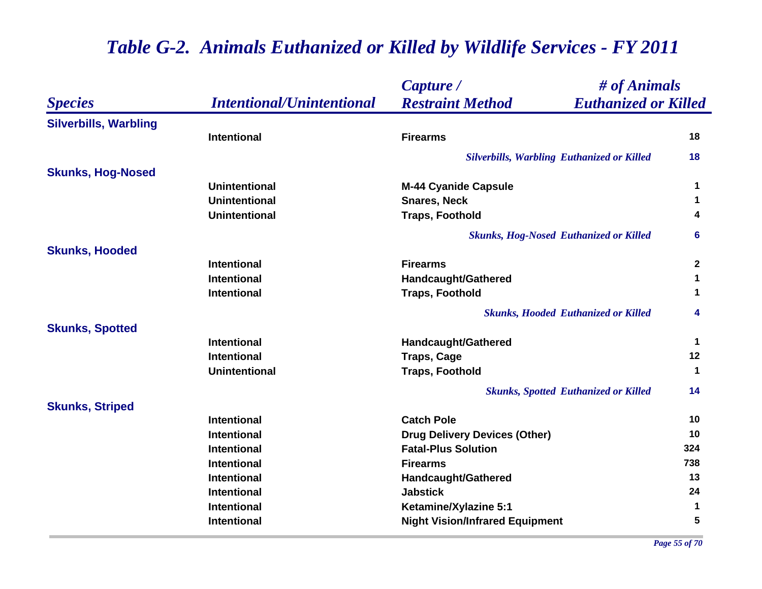# Table G-2. Animals Euthanized or Killed by Wildlife Services - FY 2011

| Species | Intentional/Unintentional | Capture / Restraint Method | # of Animals Euthanized or Killed |
|---|---|---|---|
| **Silverbills, Warbling** | | | |
| | Intentional | Firearms | 18 |
| | | *Silverbills, Warbling Euthanized or Killed* | 18 |
| **Skunks, Hog-Nosed** | | | |
| | Unintentional | M-44 Cyanide Capsule | 1 |
| | Unintentional | Snares, Neck | 1 |
| | Unintentional | Traps, Foothold | 4 |
| | | *Skunks, Hog-Nosed Euthanized or Killed* | 6 |
| **Skunks, Hooded** | | | |
| | Intentional | Firearms | 2 |
| | Intentional | Handcaught/Gathered | 1 |
| | Intentional | Traps, Foothold | 1 |
| | | *Skunks, Hooded Euthanized or Killed* | 4 |
| **Skunks, Spotted** | | | |
| | Intentional | Handcaught/Gathered | 1 |
| | Intentional | Traps, Cage | 12 |
| | Unintentional | Traps, Foothold | 1 |
| | | *Skunks, Spotted Euthanized or Killed* | 14 |
| **Skunks, Striped** | | | |
| | Intentional | Catch Pole | 10 |
| | Intentional | Drug Delivery Devices (Other) | 10 |
| | Intentional | Fatal-Plus Solution | 324 |
| | Intentional | Firearms | 738 |
| | Intentional | Handcaught/Gathered | 13 |
| | Intentional | Jabstick | 24 |
| | Intentional | Ketamine/Xylazine 5:1 | 1 |
| | Intentional | Night Vision/Infrared Equipment | 5 |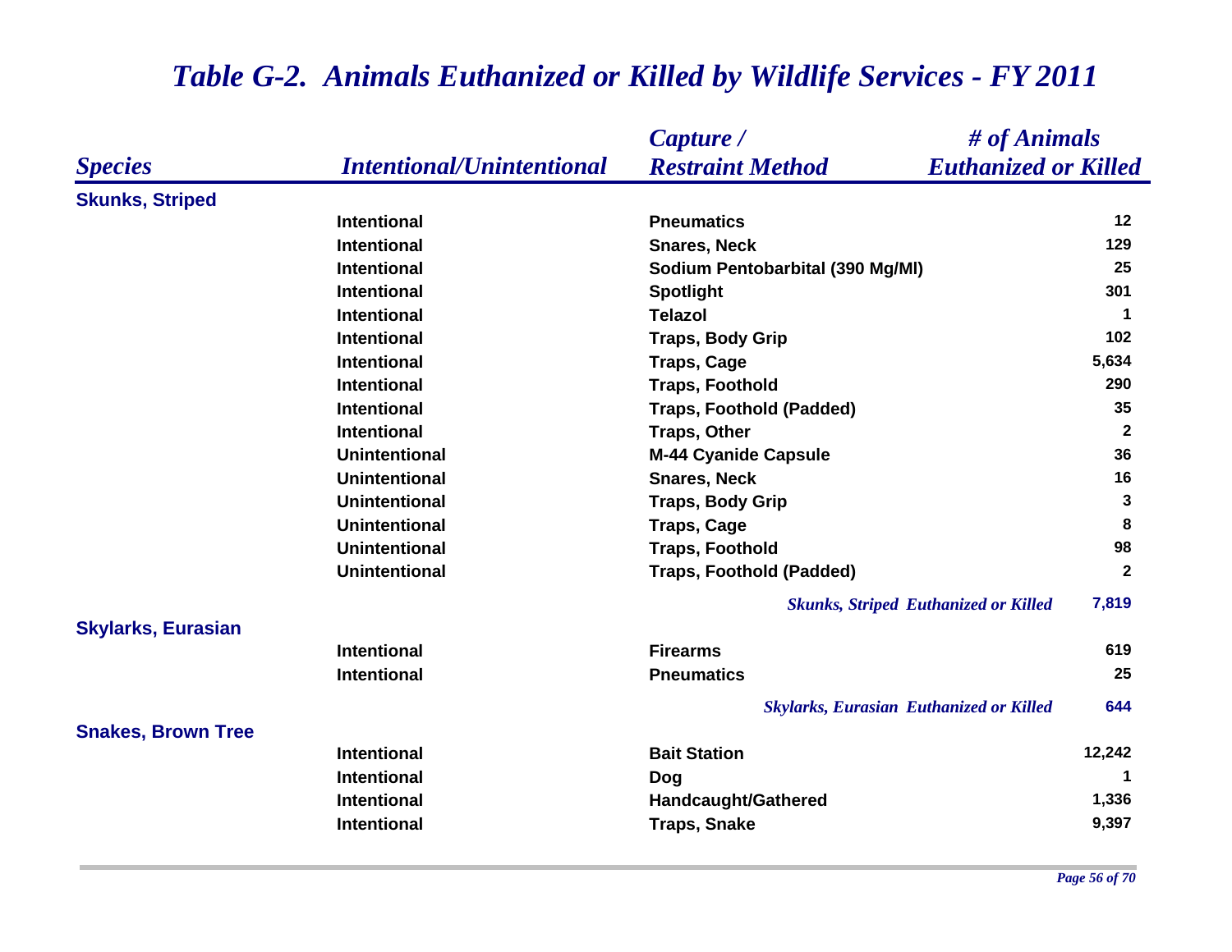# *Table G-2. Animals Euthanized or Killed by Wildlife Services - FY 2011*

| *Species* | *Intentional/Unintentional* | *Capture / Restraint Method* | *# of Animals Euthanized or Killed* |
|---|---|---|---|
| **Skunks, Striped** | | | |
| | Intentional | Pneumatics | 12 |
| | Intentional | Snares, Neck | 129 |
| | Intentional | Sodium Pentobarbital (390 Mg/Ml) | 25 |
| | Intentional | Spotlight | 301 |
| | Intentional | Telazol | 1 |
| | Intentional | Traps, Body Grip | 102 |
| | Intentional | Traps, Cage | 5,634 |
| | Intentional | Traps, Foothold | 290 |
| | Intentional | Traps, Foothold (Padded) | 35 |
| | Intentional | Traps, Other | 2 |
| | Unintentional | M-44 Cyanide Capsule | 36 |
| | Unintentional | Snares, Neck | 16 |
| | Unintentional | Traps, Body Grip | 3 |
| | Unintentional | Traps, Cage | 8 |
| | Unintentional | Traps, Foothold | 98 |
| | Unintentional | Traps, Foothold (Padded) | 2 |
| | | *Skunks, Striped Euthanized or Killed* | 7,819 |
| **Skylarks, Eurasian** | | | |
| | Intentional | Firearms | 619 |
| | Intentional | Pneumatics | 25 |
| | | *Skylarks, Eurasian Euthanized or Killed* | 644 |
| **Snakes, Brown Tree** | | | |
| | Intentional | Bait Station | 12,242 |
| | Intentional | Dog | 1 |
| | Intentional | Handcaught/Gathered | 1,336 |
| | Intentional | Traps, Snake | 9,397 |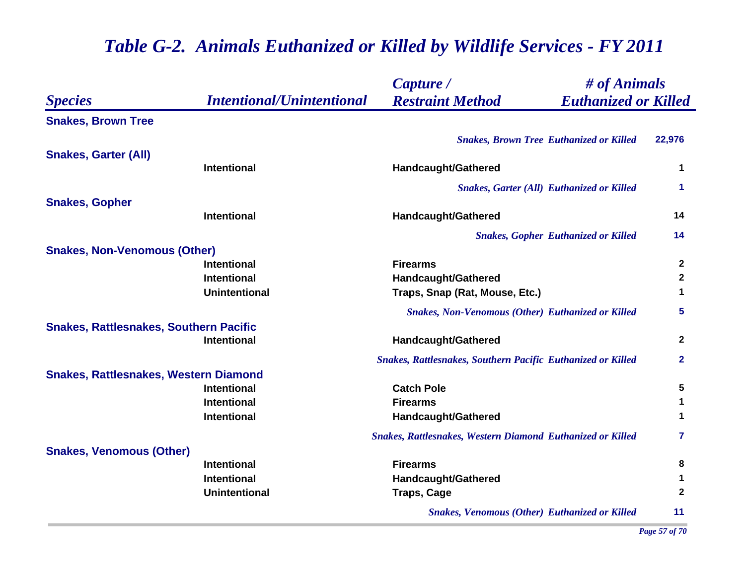# Table G-2. Animals Euthanized or Killed by Wildlife Services - FY 2011

| Species | Intentional/Unintentional | Capture / Restraint Method | # of Animals Euthanized or Killed |
|---|---|---|---|
| **Snakes, Brown Tree** | | | |
| | | *Snakes, Brown Tree Euthanized or Killed* | 22,976 |
| **Snakes, Garter (All)** | | | |
| | Intentional | Handcaught/Gathered | 1 |
| | | *Snakes, Garter (All) Euthanized or Killed* | 1 |
| **Snakes, Gopher** | | | |
| | Intentional | Handcaught/Gathered | 14 |
| | | *Snakes, Gopher Euthanized or Killed* | 14 |
| **Snakes, Non-Venomous (Other)** | | | |
| | Intentional | Firearms | 2 |
| | Intentional | Handcaught/Gathered | 2 |
| | Unintentional | Traps, Snap (Rat, Mouse, Etc.) | 1 |
| | | *Snakes, Non-Venomous (Other) Euthanized or Killed* | 5 |
| **Snakes, Rattlesnakes, Southern Pacific** | | | |
| | Intentional | Handcaught/Gathered | 2 |
| | | *Snakes, Rattlesnakes, Southern Pacific Euthanized or Killed* | 2 |
| **Snakes, Rattlesnakes, Western Diamond** | | | |
| | Intentional | Catch Pole | 5 |
| | Intentional | Firearms | 1 |
| | Intentional | Handcaught/Gathered | 1 |
| | | *Snakes, Rattlesnakes, Western Diamond Euthanized or Killed* | 7 |
| **Snakes, Venomous (Other)** | | | |
| | Intentional | Firearms | 8 |
| | Intentional | Handcaught/Gathered | 1 |
| | Unintentional | Traps, Cage | 2 |
| | | *Snakes, Venomous (Other) Euthanized or Killed* | 11 |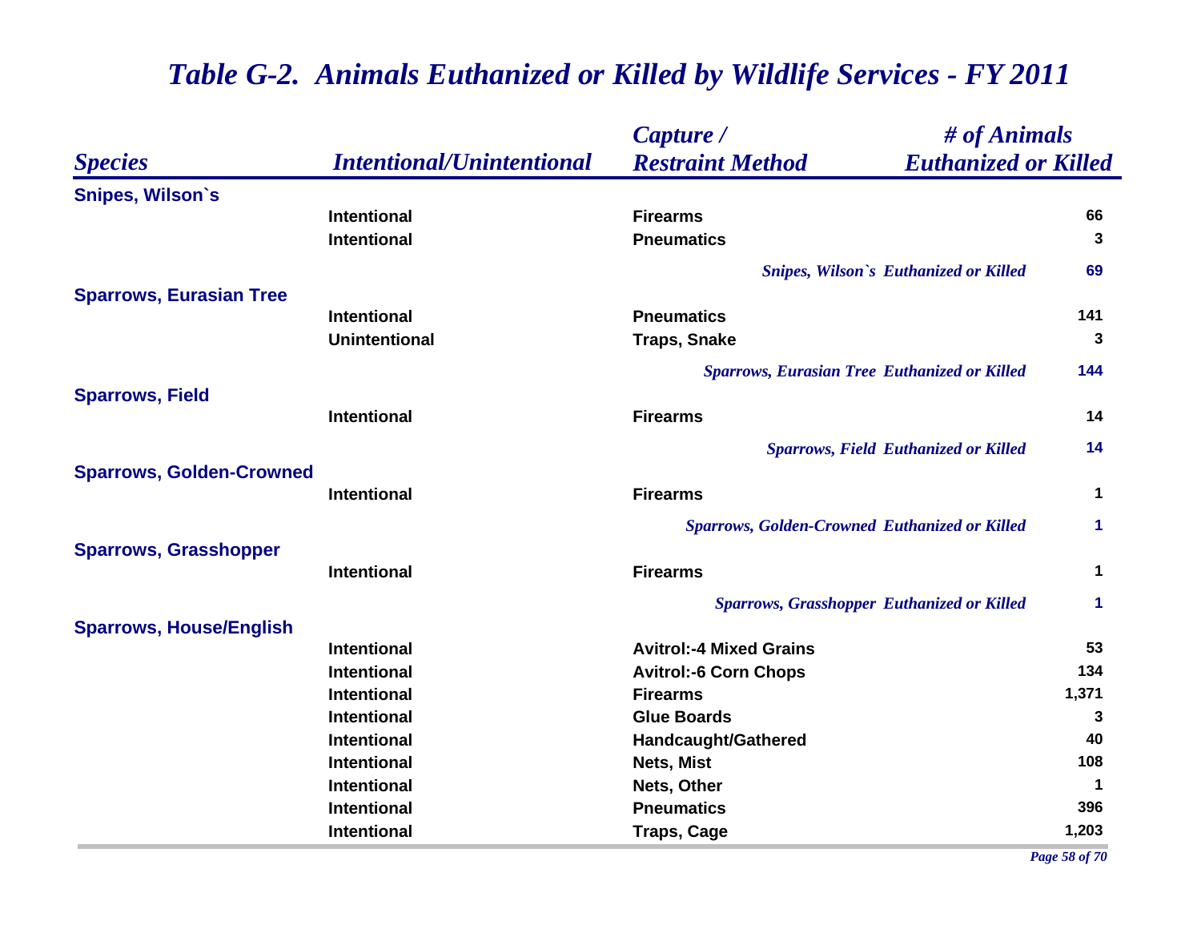# *Table G-2. Animals Euthanized or Killed by Wildlife Services - FY 2011*

| *Species* | *Intentional/Unintentional* | *Capture / Restraint Method* | *# of Animals Euthanized or Killed* |
|---|---|---|---|
| **Snipes, Wilson`s** | | | |
| | Intentional | Firearms | 66 |
| | Intentional | Pneumatics | 3 |
| | | *Snipes, Wilson`s Euthanized or Killed* | 69 |
| **Sparrows, Eurasian Tree** | | | |
| | Intentional | Pneumatics | 141 |
| | Unintentional | Traps, Snake | 3 |
| | | *Sparrows, Eurasian Tree Euthanized or Killed* | 144 |
| **Sparrows, Field** | | | |
| | Intentional | Firearms | 14 |
| | | *Sparrows, Field Euthanized or Killed* | 14 |
| **Sparrows, Golden-Crowned** | | | |
| | Intentional | Firearms | 1 |
| | | *Sparrows, Golden-Crowned Euthanized or Killed* | 1 |
| **Sparrows, Grasshopper** | | | |
| | Intentional | Firearms | 1 |
| | | *Sparrows, Grasshopper Euthanized or Killed* | 1 |
| **Sparrows, House/English** | | | |
| | Intentional | Avitrol:-4 Mixed Grains | 53 |
| | Intentional | Avitrol:-6 Corn Chops | 134 |
| | Intentional | Firearms | 1,371 |
| | Intentional | Glue Boards | 3 |
| | Intentional | Handcaught/Gathered | 40 |
| | Intentional | Nets, Mist | 108 |
| | Intentional | Nets, Other | 1 |
| | Intentional | Pneumatics | 396 |
| | Intentional | Traps, Cage | 1,203 |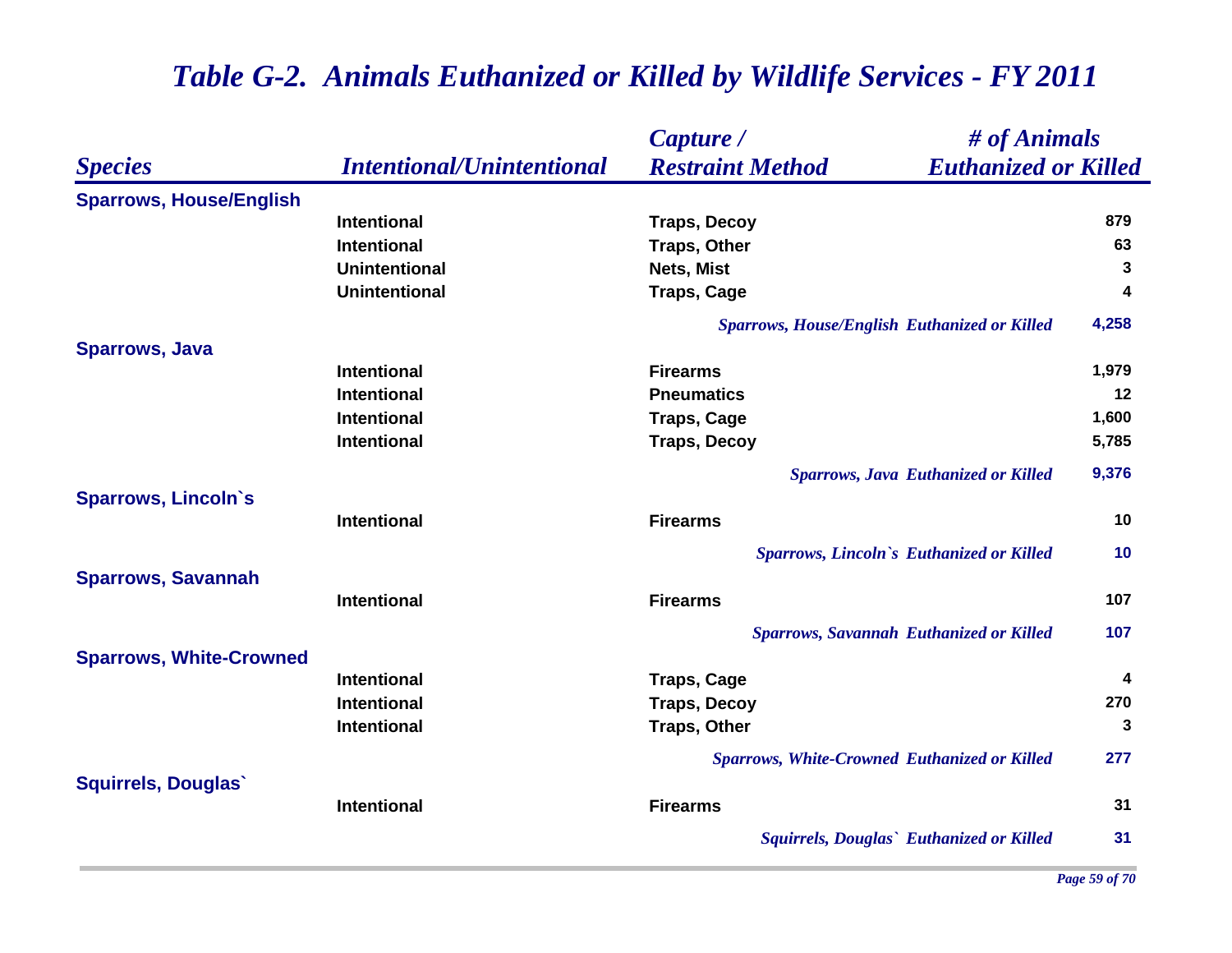# *Table G-2. Animals Euthanized or Killed by Wildlife Services - FY 2011*

| *Species* | *Intentional/Unintentional* | *Capture / Restraint Method* | *# of Animals Euthanized or Killed* |
|---|---|---|---|
| **Sparrows, House/English** | | | |
| | Intentional | Traps, Decoy | 879 |
| | Intentional | Traps, Other | 63 |
| | Unintentional | Nets, Mist | 3 |
| | Unintentional | Traps, Cage | 4 |
| | | *Sparrows, House/English Euthanized or Killed* | 4,258 |
| **Sparrows, Java** | | | |
| | Intentional | Firearms | 1,979 |
| | Intentional | Pneumatics | 12 |
| | Intentional | Traps, Cage | 1,600 |
| | Intentional | Traps, Decoy | 5,785 |
| | | *Sparrows, Java Euthanized or Killed* | 9,376 |
| **Sparrows, Lincoln`s** | | | |
| | Intentional | Firearms | 10 |
| | | *Sparrows, Lincoln`s Euthanized or Killed* | 10 |
| **Sparrows, Savannah** | | | |
| | Intentional | Firearms | 107 |
| | | *Sparrows, Savannah Euthanized or Killed* | 107 |
| **Sparrows, White-Crowned** | | | |
| | Intentional | Traps, Cage | 4 |
| | Intentional | Traps, Decoy | 270 |
| | Intentional | Traps, Other | 3 |
| | | *Sparrows, White-Crowned Euthanized or Killed* | 277 |
| **Squirrels, Douglas`** | | | |
| | Intentional | Firearms | 31 |
| | | *Squirrels, Douglas` Euthanized or Killed* | 31 |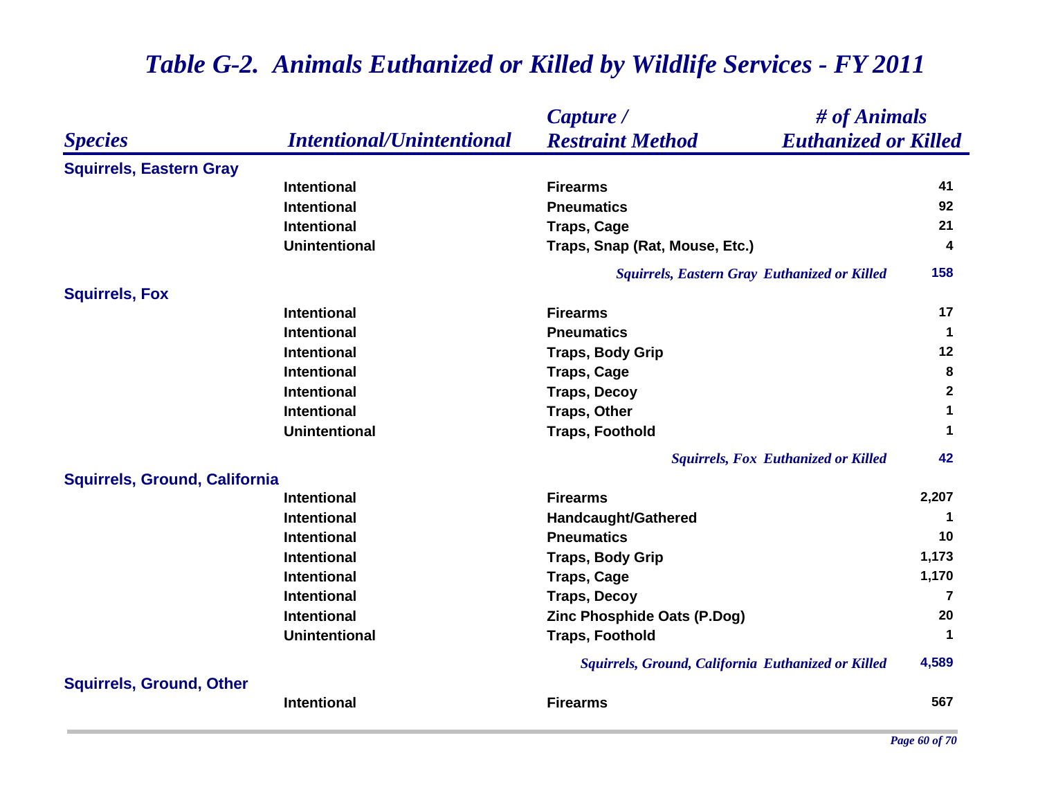# *Table G-2. Animals Euthanized or Killed by Wildlife Services - FY 2011*

| *Species* | *Intentional/Unintentional* | *Capture / Restraint Method* | *# of Animals Euthanized or Killed* |
|---|---|---|---|
| **Squirrels, Eastern Gray** | | | |
| | Intentional | Firearms | 41 |
| | Intentional | Pneumatics | 92 |
| | Intentional | Traps, Cage | 21 |
| | Unintentional | Traps, Snap (Rat, Mouse, Etc.) | 4 |
| | | *Squirrels, Eastern Gray Euthanized or Killed* | **158** |
| **Squirrels, Fox** | | | |
| | Intentional | Firearms | 17 |
| | Intentional | Pneumatics | 1 |
| | Intentional | Traps, Body Grip | 12 |
| | Intentional | Traps, Cage | 8 |
| | Intentional | Traps, Decoy | 2 |
| | Intentional | Traps, Other | 1 |
| | Unintentional | Traps, Foothold | 1 |
| | | *Squirrels, Fox Euthanized or Killed* | **42** |
| **Squirrels, Ground, California** | | | |
| | Intentional | Firearms | 2,207 |
| | Intentional | Handcaught/Gathered | 1 |
| | Intentional | Pneumatics | 10 |
| | Intentional | Traps, Body Grip | 1,173 |
| | Intentional | Traps, Cage | 1,170 |
| | Intentional | Traps, Decoy | 7 |
| | Intentional | Zinc Phosphide Oats (P.Dog) | 20 |
| | Unintentional | Traps, Foothold | 1 |
| | | *Squirrels, Ground, California Euthanized or Killed* | **4,589** |
| **Squirrels, Ground, Other** | | | |
| | Intentional | Firearms | 567 |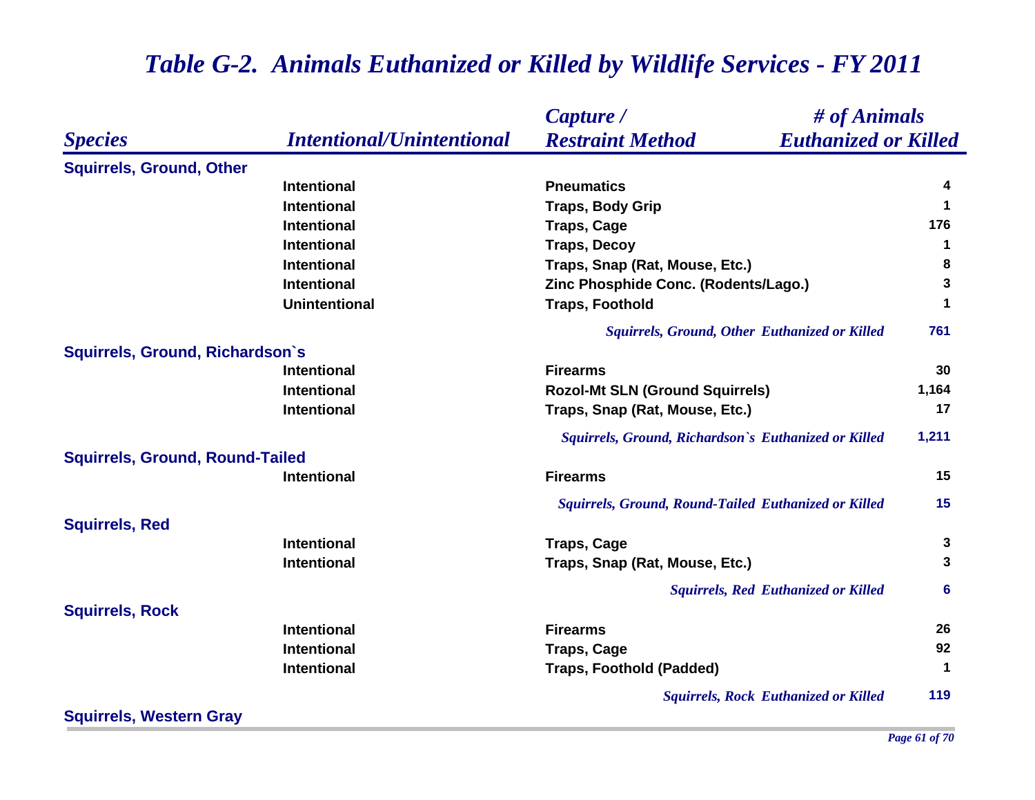# *Table G-2. Animals Euthanized or Killed by Wildlife Services - FY 2011*

| *Species* | *Intentional/Unintentional* | *Capture / Restraint Method* | *# of Animals Euthanized or Killed* |
|---|---|---|---|
| **Squirrels, Ground, Other** | | | |
| | Intentional | Pneumatics | 4 |
| | Intentional | Traps, Body Grip | 1 |
| | Intentional | Traps, Cage | 176 |
| | Intentional | Traps, Decoy | 1 |
| | Intentional | Traps, Snap (Rat, Mouse, Etc.) | 8 |
| | Intentional | Zinc Phosphide Conc. (Rodents/Lago.) | 3 |
| | Unintentional | Traps, Foothold | 1 |
| | | *Squirrels, Ground, Other Euthanized or Killed* | 761 |
| **Squirrels, Ground, Richardson`s** | | | |
| | Intentional | Firearms | 30 |
| | Intentional | Rozol-Mt SLN (Ground Squirrels) | 1,164 |
| | Intentional | Traps, Snap (Rat, Mouse, Etc.) | 17 |
| | | *Squirrels, Ground, Richardson`s Euthanized or Killed* | 1,211 |
| **Squirrels, Ground, Round-Tailed** | | | |
| | Intentional | Firearms | 15 |
| | | *Squirrels, Ground, Round-Tailed Euthanized or Killed* | 15 |
| **Squirrels, Red** | | | |
| | Intentional | Traps, Cage | 3 |
| | Intentional | Traps, Snap (Rat, Mouse, Etc.) | 3 |
| | | *Squirrels, Red Euthanized or Killed* | 6 |
| **Squirrels, Rock** | | | |
| | Intentional | Firearms | 26 |
| | Intentional | Traps, Cage | 92 |
| | Intentional | Traps, Foothold (Padded) | 1 |
| | | *Squirrels, Rock Euthanized or Killed* | 119 |
| **Squirrels, Western Gray** | | | |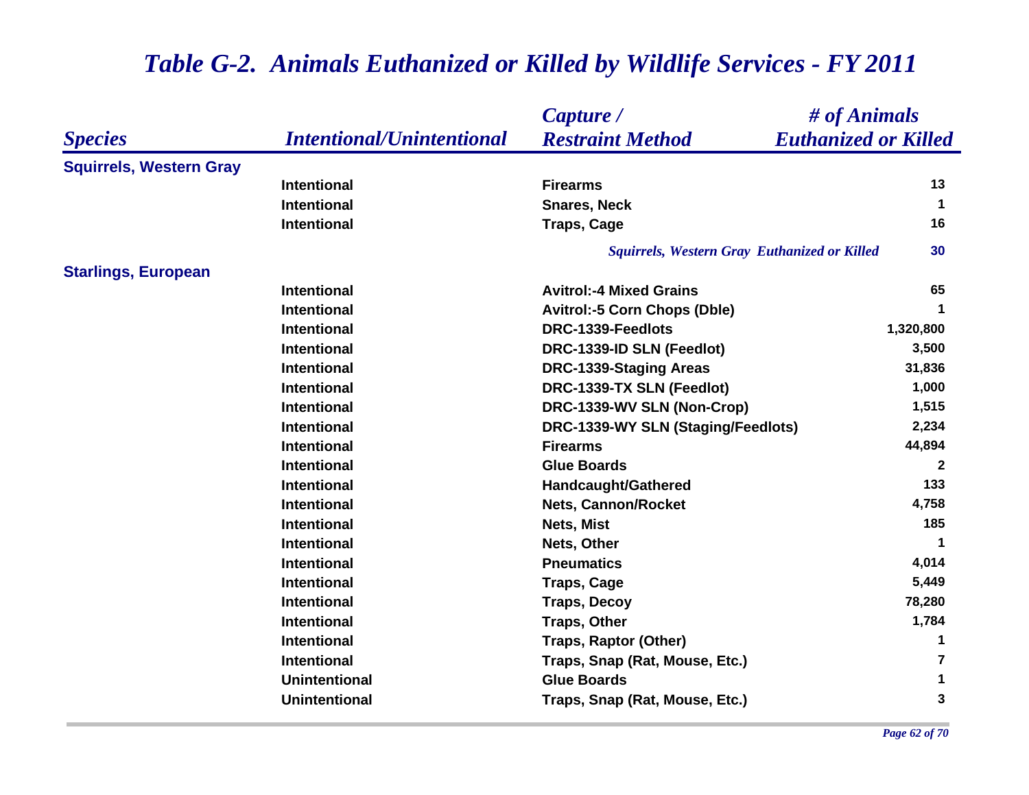# *Table G-2. Animals Euthanized or Killed by Wildlife Services - FY 2011*

| *Species* | *Intentional/Unintentional* | *Capture / Restraint Method* | *# of Animals Euthanized or Killed* |
|---|---|---|---|
| **Squirrels, Western Gray** | | | |
| | Intentional | Firearms | 13 |
| | Intentional | Snares, Neck | 1 |
| | Intentional | Traps, Cage | 16 |
| | | *Squirrels, Western Gray Euthanized or Killed* | 30 |
| **Starlings, European** | | | |
| | Intentional | Avitrol:-4 Mixed Grains | 65 |
| | Intentional | Avitrol:-5 Corn Chops (Dble) | 1 |
| | Intentional | DRC-1339-Feedlots | 1,320,800 |
| | Intentional | DRC-1339-ID SLN (Feedlot) | 3,500 |
| | Intentional | DRC-1339-Staging Areas | 31,836 |
| | Intentional | DRC-1339-TX SLN (Feedlot) | 1,000 |
| | Intentional | DRC-1339-WV SLN (Non-Crop) | 1,515 |
| | Intentional | DRC-1339-WY SLN (Staging/Feedlots) | 2,234 |
| | Intentional | Firearms | 44,894 |
| | Intentional | Glue Boards | 2 |
| | Intentional | Handcaught/Gathered | 133 |
| | Intentional | Nets, Cannon/Rocket | 4,758 |
| | Intentional | Nets, Mist | 185 |
| | Intentional | Nets, Other | 1 |
| | Intentional | Pneumatics | 4,014 |
| | Intentional | Traps, Cage | 5,449 |
| | Intentional | Traps, Decoy | 78,280 |
| | Intentional | Traps, Other | 1,784 |
| | Intentional | Traps, Raptor (Other) | 1 |
| | Intentional | Traps, Snap (Rat, Mouse, Etc.) | 7 |
| | Unintentional | Glue Boards | 1 |
| | Unintentional | Traps, Snap (Rat, Mouse, Etc.) | 3 |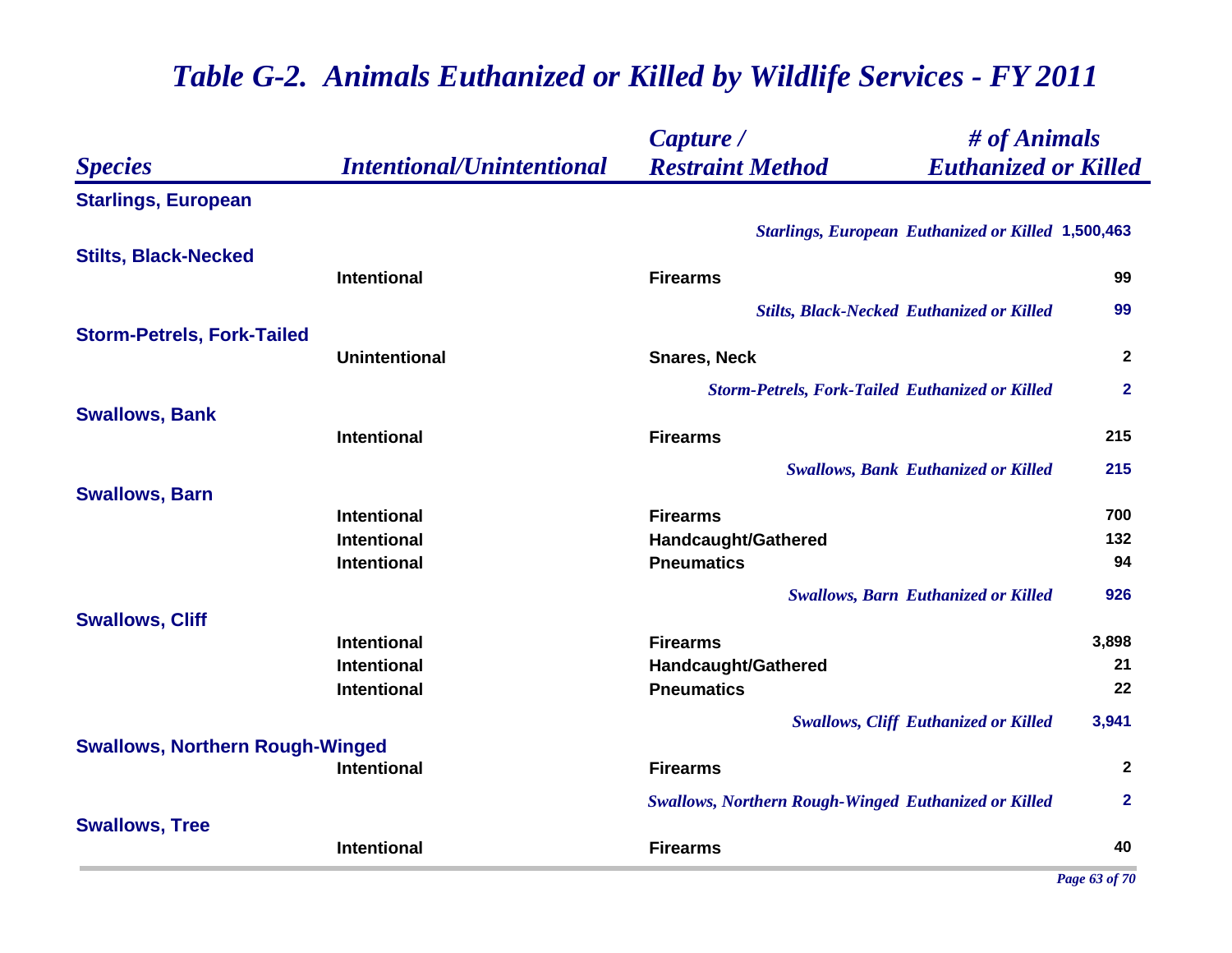# *Table G-2. Animals Euthanized or Killed by Wildlife Services - FY 2011*

| *Species* | *Intentional/Unintentional* | *Capture / Restraint Method* | *# of Animals Euthanized or Killed* |
|---|---|---|---|
| **Starlings, European** | | | |
| | | *Starlings, European Euthanized or Killed* | **1,500,463** |
| **Stilts, Black-Necked** | | | |
| | **Intentional** | **Firearms** | **99** |
| | | *Stilts, Black-Necked Euthanized or Killed* | **99** |
| **Storm-Petrels, Fork-Tailed** | | | |
| | **Unintentional** | **Snares, Neck** | **2** |
| | | *Storm-Petrels, Fork-Tailed Euthanized or Killed* | **2** |
| **Swallows, Bank** | | | |
| | **Intentional** | **Firearms** | **215** |
| | | *Swallows, Bank Euthanized or Killed* | **215** |
| **Swallows, Barn** | | | |
| | **Intentional** | **Firearms** | **700** |
| | **Intentional** | **Handcaught/Gathered** | **132** |
| | **Intentional** | **Pneumatics** | **94** |
| | | *Swallows, Barn Euthanized or Killed* | **926** |
| **Swallows, Cliff** | | | |
| | **Intentional** | **Firearms** | **3,898** |
| | **Intentional** | **Handcaught/Gathered** | **21** |
| | **Intentional** | **Pneumatics** | **22** |
| | | *Swallows, Cliff Euthanized or Killed* | **3,941** |
| **Swallows, Northern Rough-Winged** | | | |
| | **Intentional** | **Firearms** | **2** |
| | | *Swallows, Northern Rough-Winged Euthanized or Killed* | **2** |
| **Swallows, Tree** | | | |
| | **Intentional** | **Firearms** | **40** |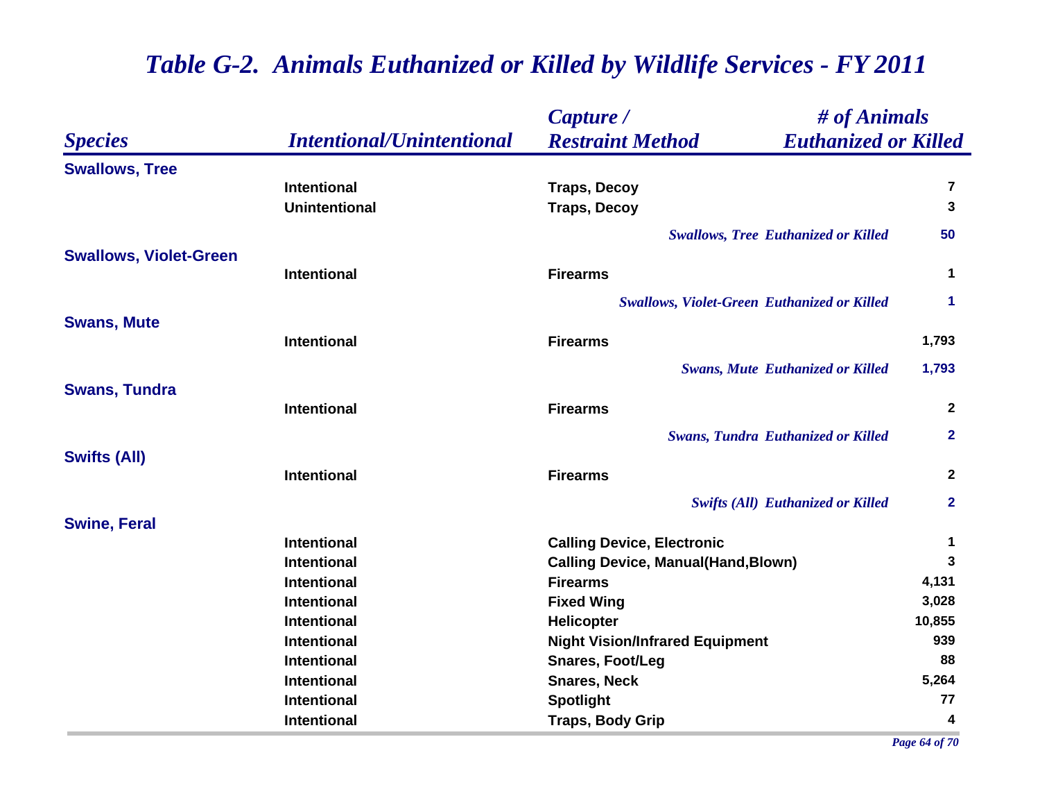# Table G-2. Animals Euthanized or Killed by Wildlife Services - FY 2011

| Species | Intentional/Unintentional | Capture / Restraint Method | # of Animals Euthanized or Killed |
|---|---|---|---|
| **Swallows, Tree** | | | |
| | Intentional | Traps, Decoy | 7 |
| | Unintentional | Traps, Decoy | 3 |
| | | *Swallows, Tree Euthanized or Killed* | 50 |
| **Swallows, Violet-Green** | | | |
| | Intentional | Firearms | 1 |
| | | *Swallows, Violet-Green Euthanized or Killed* | 1 |
| **Swans, Mute** | | | |
| | Intentional | Firearms | 1,793 |
| | | *Swans, Mute Euthanized or Killed* | 1,793 |
| **Swans, Tundra** | | | |
| | Intentional | Firearms | 2 |
| | | *Swans, Tundra Euthanized or Killed* | 2 |
| **Swifts (All)** | | | |
| | Intentional | Firearms | 2 |
| | | *Swifts (All) Euthanized or Killed* | 2 |
| **Swine, Feral** | | | |
| | Intentional | Calling Device, Electronic | 1 |
| | Intentional | Calling Device, Manual(Hand,Blown) | 3 |
| | Intentional | Firearms | 4,131 |
| | Intentional | Fixed Wing | 3,028 |
| | Intentional | Helicopter | 10,855 |
| | Intentional | Night Vision/Infrared Equipment | 939 |
| | Intentional | Snares, Foot/Leg | 88 |
| | Intentional | Snares, Neck | 5,264 |
| | Intentional | Spotlight | 77 |
| | Intentional | Traps, Body Grip | 4 |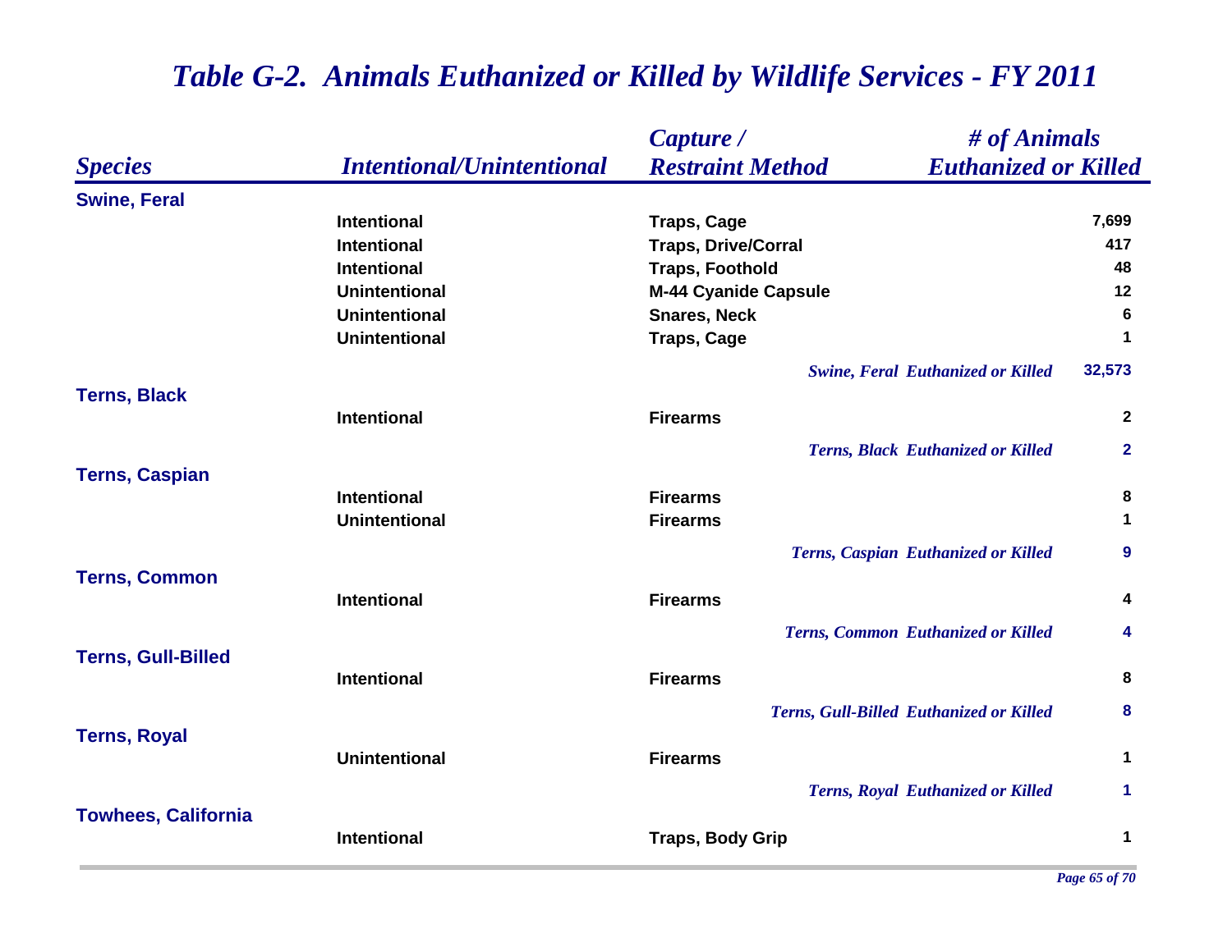# *Table G-2. Animals Euthanized or Killed by Wildlife Services - FY 2011*

| *Species* | *Intentional/Unintentional* | *Capture / Restraint Method* | *# of Animals Euthanized or Killed* |
|---|---|---|---|
| **Swine, Feral** | | | |
| | Intentional | Traps, Cage | 7,699 |
| | Intentional | Traps, Drive/Corral | 417 |
| | Intentional | Traps, Foothold | 48 |
| | Unintentional | M-44 Cyanide Capsule | 12 |
| | Unintentional | Snares, Neck | 6 |
| | Unintentional | Traps, Cage | 1 |
| | | *Swine, Feral Euthanized or Killed* | 32,573 |
| **Terns, Black** | | | |
| | Intentional | Firearms | 2 |
| | | *Terns, Black Euthanized or Killed* | 2 |
| **Terns, Caspian** | | | |
| | Intentional | Firearms | 8 |
| | Unintentional | Firearms | 1 |
| | | *Terns, Caspian Euthanized or Killed* | 9 |
| **Terns, Common** | | | |
| | Intentional | Firearms | 4 |
| | | *Terns, Common Euthanized or Killed* | 4 |
| **Terns, Gull-Billed** | | | |
| | Intentional | Firearms | 8 |
| | | *Terns, Gull-Billed Euthanized or Killed* | 8 |
| **Terns, Royal** | | | |
| | Unintentional | Firearms | 1 |
| | | *Terns, Royal Euthanized or Killed* | 1 |
| **Towhees, California** | | | |
| | Intentional | Traps, Body Grip | 1 |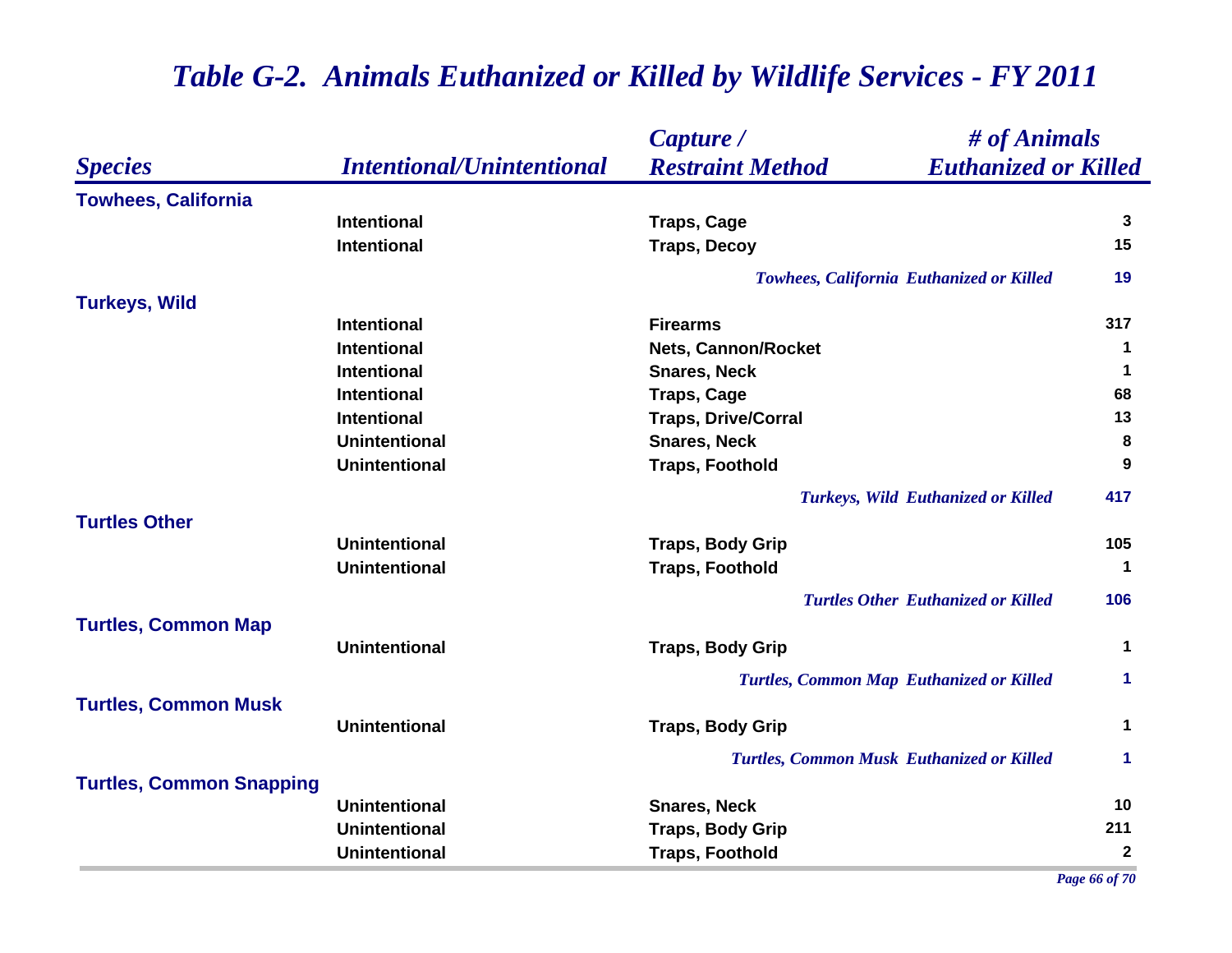# Table G-2. Animals Euthanized or Killed by Wildlife Services - FY 2011

| Species | Intentional/Unintentional | Capture / Restraint Method | # of Animals Euthanized or Killed |
|---|---|---|---|
| **Towhees, California** | | | |
| | Intentional | Traps, Cage | 3 |
| | Intentional | Traps, Decoy | 15 |
| | | *Towhees, California Euthanized or Killed* | 19 |
| **Turkeys, Wild** | | | |
| | Intentional | Firearms | 317 |
| | Intentional | Nets, Cannon/Rocket | 1 |
| | Intentional | Snares, Neck | 1 |
| | Intentional | Traps, Cage | 68 |
| | Intentional | Traps, Drive/Corral | 13 |
| | Unintentional | Snares, Neck | 8 |
| | Unintentional | Traps, Foothold | 9 |
| | | *Turkeys, Wild Euthanized or Killed* | 417 |
| **Turtles Other** | | | |
| | Unintentional | Traps, Body Grip | 105 |
| | Unintentional | Traps, Foothold | 1 |
| | | *Turtles Other Euthanized or Killed* | 106 |
| **Turtles, Common Map** | | | |
| | Unintentional | Traps, Body Grip | 1 |
| | | *Turtles, Common Map Euthanized or Killed* | 1 |
| **Turtles, Common Musk** | | | |
| | Unintentional | Traps, Body Grip | 1 |
| | | *Turtles, Common Musk Euthanized or Killed* | 1 |
| **Turtles, Common Snapping** | | | |
| | Unintentional | Snares, Neck | 10 |
| | Unintentional | Traps, Body Grip | 211 |
| | Unintentional | Traps, Foothold | 2 |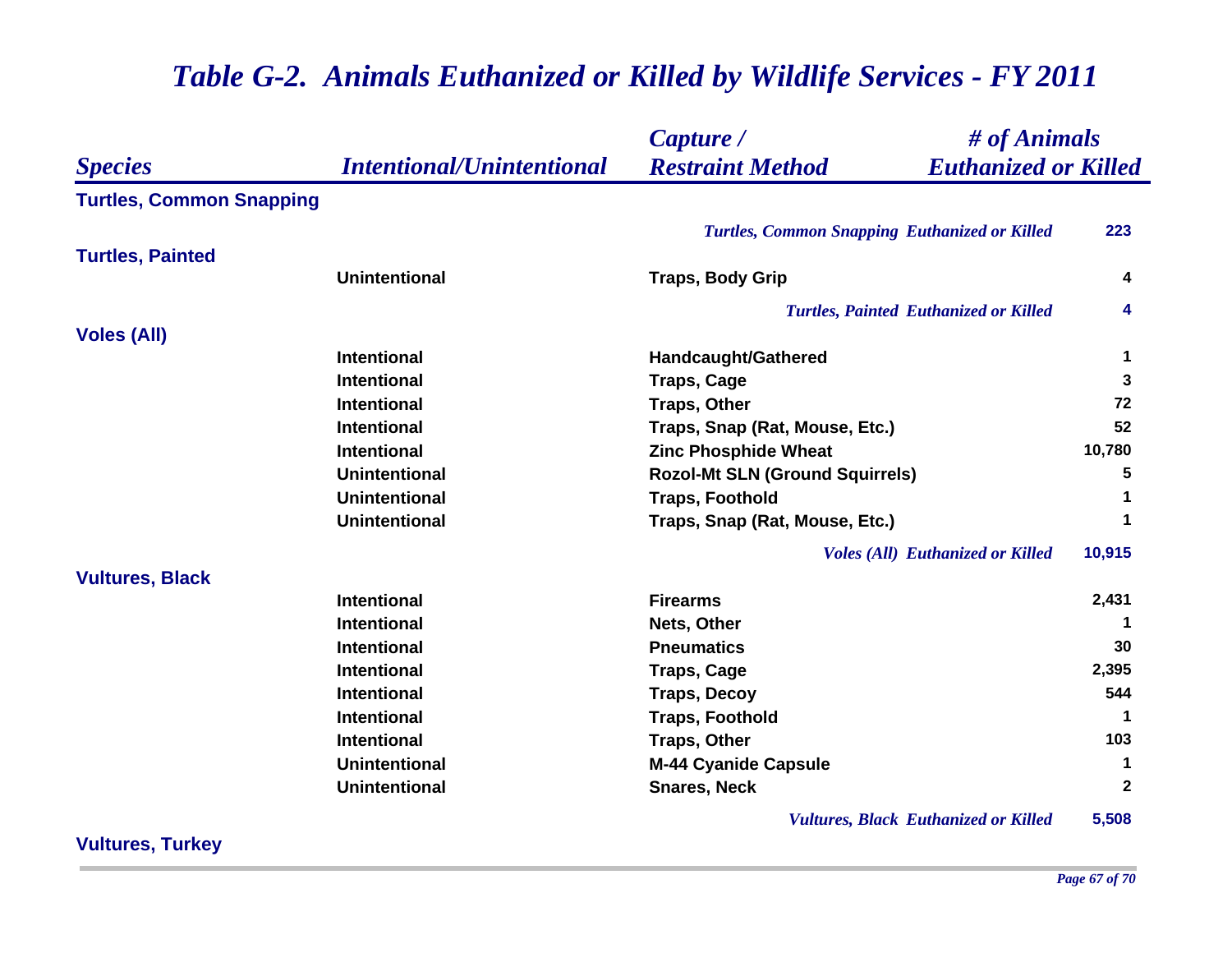# Table G-2. Animals Euthanized or Killed by Wildlife Services - FY 2011

| Species | Intentional/Unintentional | Capture / Restraint Method | # of Animals Euthanized or Killed |
|---|---|---|---|
| **Turtles, Common Snapping** | | | |
| | | *Turtles, Common Snapping Euthanized or Killed* | **223** |
| **Turtles, Painted** | | | |
| | Unintentional | Traps, Body Grip | 4 |
| | | *Turtles, Painted Euthanized or Killed* | **4** |
| **Voles (All)** | | | |
| | Intentional | Handcaught/Gathered | 1 |
| | Intentional | Traps, Cage | 3 |
| | Intentional | Traps, Other | 72 |
| | Intentional | Traps, Snap (Rat, Mouse, Etc.) | 52 |
| | Intentional | Zinc Phosphide Wheat | 10,780 |
| | Unintentional | Rozol-Mt SLN (Ground Squirrels) | 5 |
| | Unintentional | Traps, Foothold | 1 |
| | Unintentional | Traps, Snap (Rat, Mouse, Etc.) | 1 |
| | | *Voles (All) Euthanized or Killed* | **10,915** |
| **Vultures, Black** | | | |
| | Intentional | Firearms | 2,431 |
| | Intentional | Nets, Other | 1 |
| | Intentional | Pneumatics | 30 |
| | Intentional | Traps, Cage | 2,395 |
| | Intentional | Traps, Decoy | 544 |
| | Intentional | Traps, Foothold | 1 |
| | Intentional | Traps, Other | 103 |
| | Unintentional | M-44 Cyanide Capsule | 1 |
| | Unintentional | Snares, Neck | 2 |
| | | *Vultures, Black Euthanized or Killed* | **5,508** |
| **Vultures, Turkey** | | | |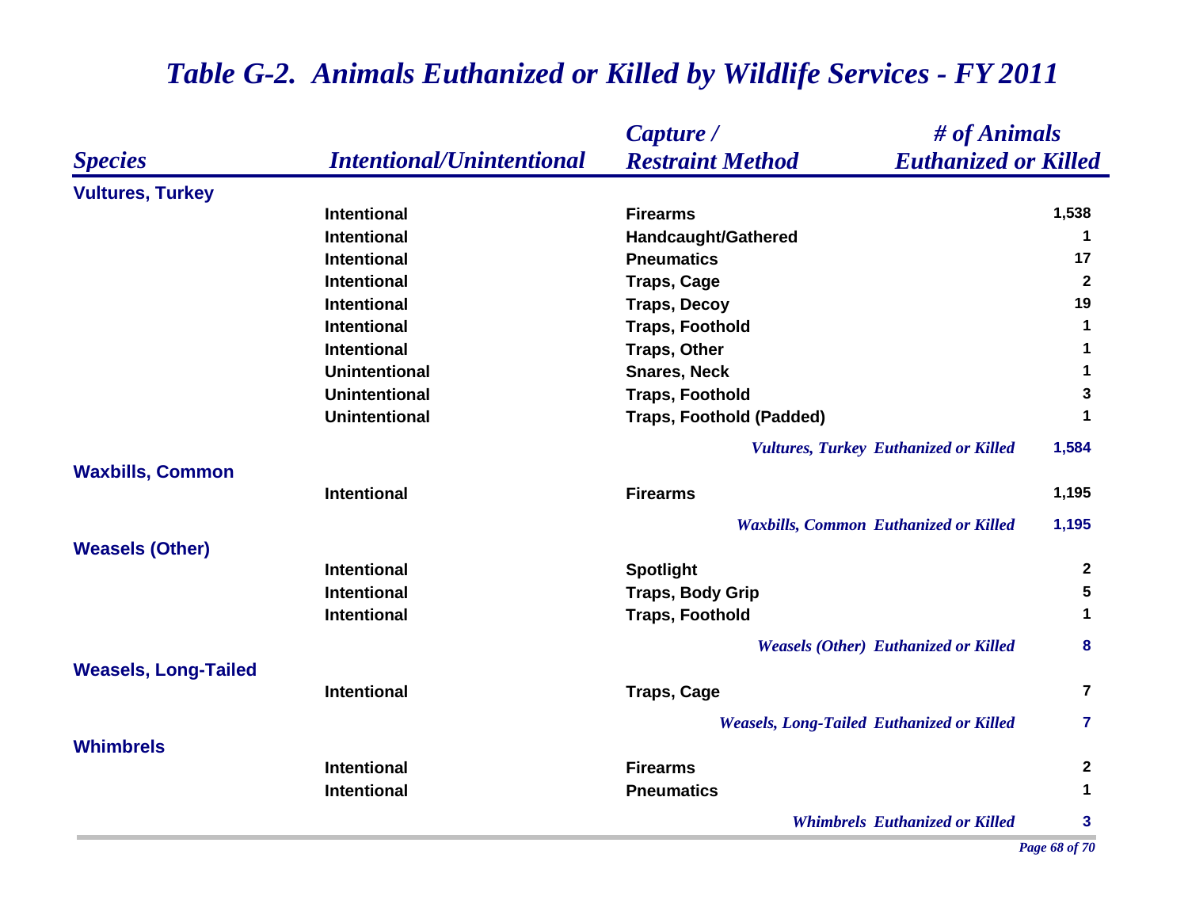# *Table G-2. Animals Euthanized or Killed by Wildlife Services - FY 2011*

| *Species* | *Intentional/Unintentional* | *Capture / Restraint Method* | *# of Animals Euthanized or Killed* |
|---|---|---|---|
| **Vultures, Turkey** | | | |
| | Intentional | Firearms | 1,538 |
| | Intentional | Handcaught/Gathered | 1 |
| | Intentional | Pneumatics | 17 |
| | Intentional | Traps, Cage | 2 |
| | Intentional | Traps, Decoy | 19 |
| | Intentional | Traps, Foothold | 1 |
| | Intentional | Traps, Other | 1 |
| | Unintentional | Snares, Neck | 1 |
| | Unintentional | Traps, Foothold | 3 |
| | Unintentional | Traps, Foothold (Padded) | 1 |
| | | *Vultures, Turkey Euthanized or Killed* | **1,584** |
| **Waxbills, Common** | | | |
| | Intentional | Firearms | 1,195 |
| | | *Waxbills, Common Euthanized or Killed* | **1,195** |
| **Weasels (Other)** | | | |
| | Intentional | Spotlight | 2 |
| | Intentional | Traps, Body Grip | 5 |
| | Intentional | Traps, Foothold | 1 |
| | | *Weasels (Other) Euthanized or Killed* | **8** |
| **Weasels, Long-Tailed** | | | |
| | Intentional | Traps, Cage | 7 |
| | | *Weasels, Long-Tailed Euthanized or Killed* | **7** |
| **Whimbrels** | | | |
| | Intentional | Firearms | 2 |
| | Intentional | Pneumatics | 1 |
| | | *Whimbrels Euthanized or Killed* | **3** |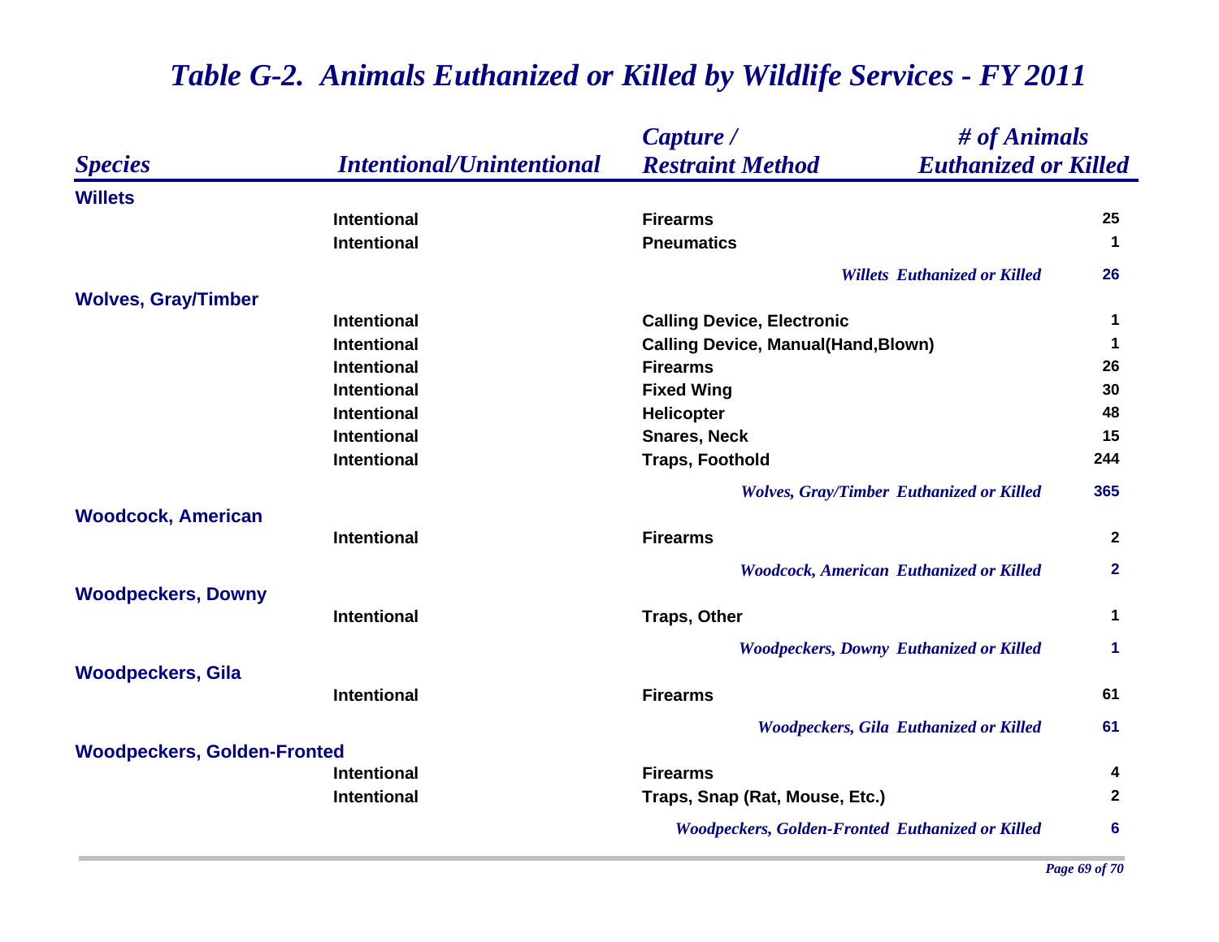# Table G-2. Animals Euthanized or Killed by Wildlife Services - FY 2011

| Species | Intentional/Unintentional | Capture / Restraint Method | # of Animals Euthanized or Killed |
|---|---|---|---|
| **Willets** | | | |
| | Intentional | Firearms | 25 |
| | Intentional | Pneumatics | 1 |
| | | *Willets Euthanized or Killed* | 26 |
| **Wolves, Gray/Timber** | | | |
| | Intentional | Calling Device, Electronic | 1 |
| | Intentional | Calling Device, Manual(Hand,Blown) | 1 |
| | Intentional | Firearms | 26 |
| | Intentional | Fixed Wing | 30 |
| | Intentional | Helicopter | 48 |
| | Intentional | Snares, Neck | 15 |
| | Intentional | Traps, Foothold | 244 |
| | | *Wolves, Gray/Timber Euthanized or Killed* | 365 |
| **Woodcock, American** | | | |
| | Intentional | Firearms | 2 |
| | | *Woodcock, American Euthanized or Killed* | 2 |
| **Woodpeckers, Downy** | | | |
| | Intentional | Traps, Other | 1 |
| | | *Woodpeckers, Downy Euthanized or Killed* | 1 |
| **Woodpeckers, Gila** | | | |
| | Intentional | Firearms | 61 |
| | | *Woodpeckers, Gila Euthanized or Killed* | 61 |
| **Woodpeckers, Golden-Fronted** | | | |
| | Intentional | Firearms | 4 |
| | Intentional | Traps, Snap (Rat, Mouse, Etc.) | 2 |
| | | *Woodpeckers, Golden-Fronted Euthanized or Killed* | 6 |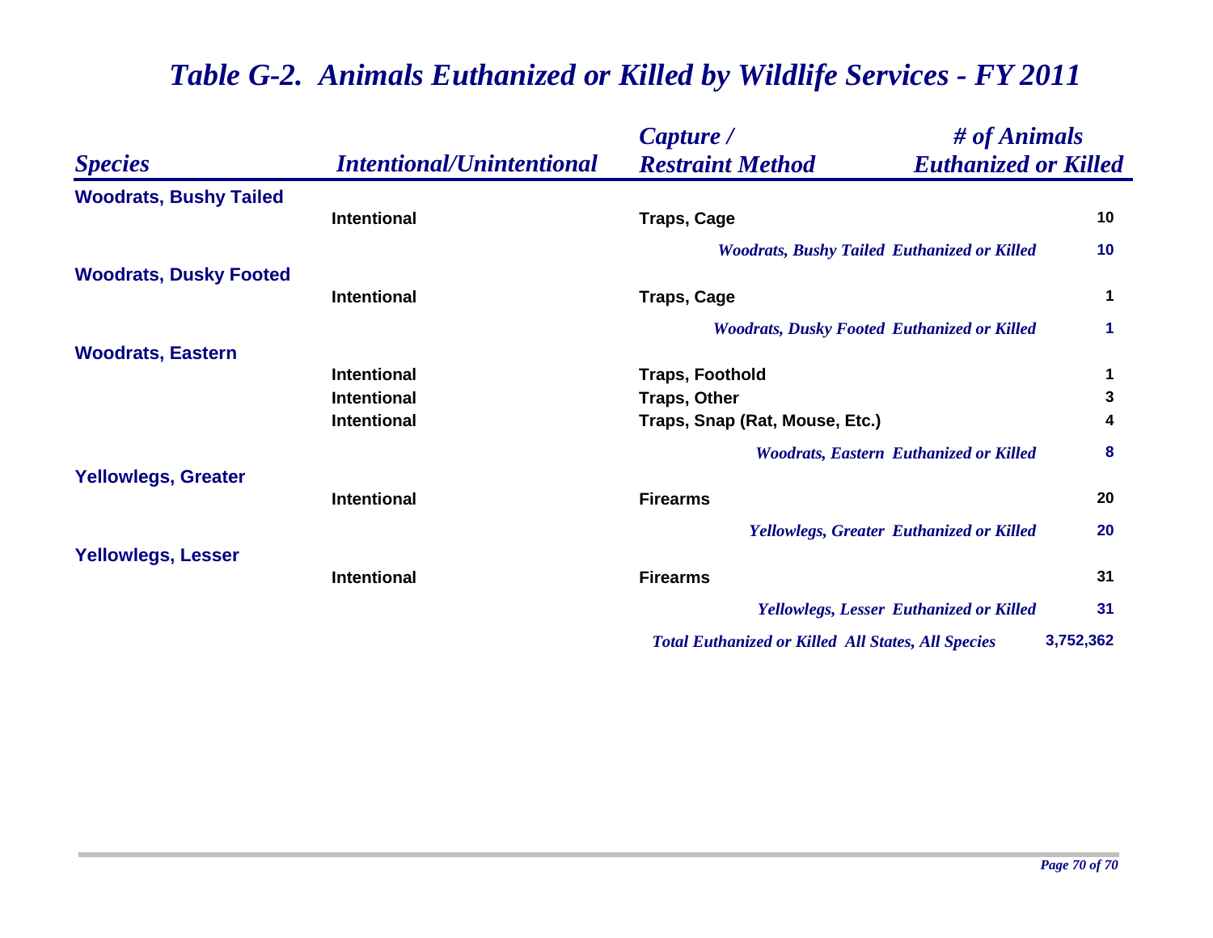# *Table G-2. Animals Euthanized or Killed by Wildlife Services - FY 2011*

| *Species* | *Intentional/Unintentional* | *Capture / Restraint Method* | *# of Animals Euthanized or Killed* |
|---|---|---|---|
| **Woodrats, Bushy Tailed** | | | |
| | Intentional | Traps, Cage | 10 |
| | | *Woodrats, Bushy Tailed Euthanized or Killed* | **10** |
| **Woodrats, Dusky Footed** | | | |
| | Intentional | Traps, Cage | 1 |
| | | *Woodrats, Dusky Footed Euthanized or Killed* | **1** |
| **Woodrats, Eastern** | | | |
| | Intentional | Traps, Foothold | 1 |
| | Intentional | Traps, Other | 3 |
| | Intentional | Traps, Snap (Rat, Mouse, Etc.) | 4 |
| | | *Woodrats, Eastern Euthanized or Killed* | **8** |
| **Yellowlegs, Greater** | | | |
| | Intentional | Firearms | 20 |
| | | *Yellowlegs, Greater Euthanized or Killed* | **20** |
| **Yellowlegs, Lesser** | | | |
| | Intentional | Firearms | 31 |
| | | *Yellowlegs, Lesser Euthanized or Killed* | **31** |
| | | *Total Euthanized or Killed All States, All Species* | **3,752,362** |